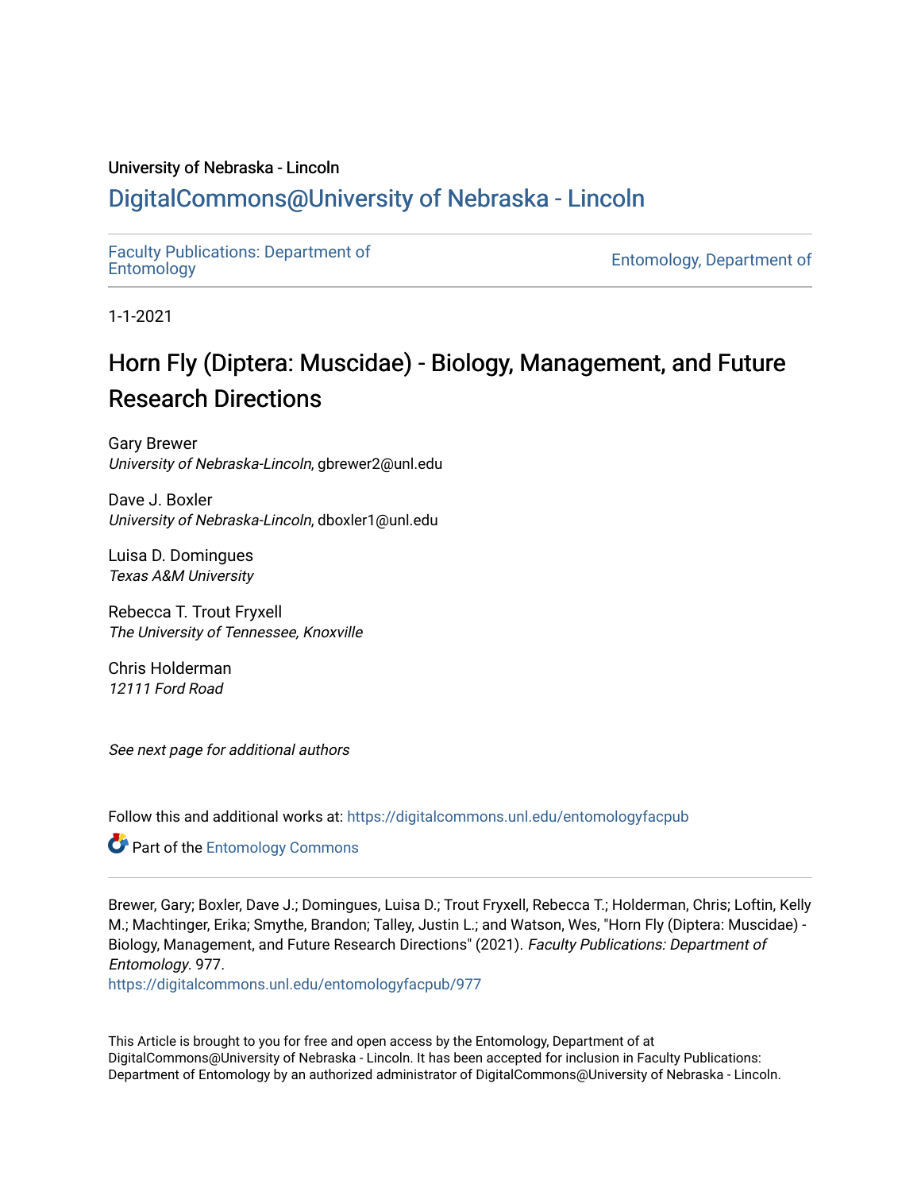University of Nebraska - Lincoln

## DigitalCommons@University of Nebraska - Lincoln

Faculty Publications: Department of Entomology

Entomology, Department of

1-1-2021

# Horn Fly (Diptera: Muscidae) - Biology, Management, and Future Research Directions

Gary Brewer
*University of Nebraska-Lincoln*, gbrewer2@unl.edu

Dave J. Boxler
*University of Nebraska-Lincoln*, dboxler1@unl.edu

Luisa D. Domingues
*Texas A&M University*

Rebecca T. Trout Fryxell
*The University of Tennessee, Knoxville*

Chris Holderman
*12111 Ford Road*

*See next page for additional authors*

Follow this and additional works at: https://digitalcommons.unl.edu/entomologyfacpub

Part of the Entomology Commons

Brewer, Gary; Boxler, Dave J.; Domingues, Luisa D.; Trout Fryxell, Rebecca T.; Holderman, Chris; Loftin, Kelly M.; Machtinger, Erika; Smythe, Brandon; Talley, Justin L.; and Watson, Wes, "Horn Fly (Diptera: Muscidae) - Biology, Management, and Future Research Directions" (2021). *Faculty Publications: Department of Entomology*. 977.
https://digitalcommons.unl.edu/entomologyfacpub/977

This Article is brought to you for free and open access by the Entomology, Department of at DigitalCommons@University of Nebraska - Lincoln. It has been accepted for inclusion in Faculty Publications: Department of Entomology by an authorized administrator of DigitalCommons@University of Nebraska - Lincoln.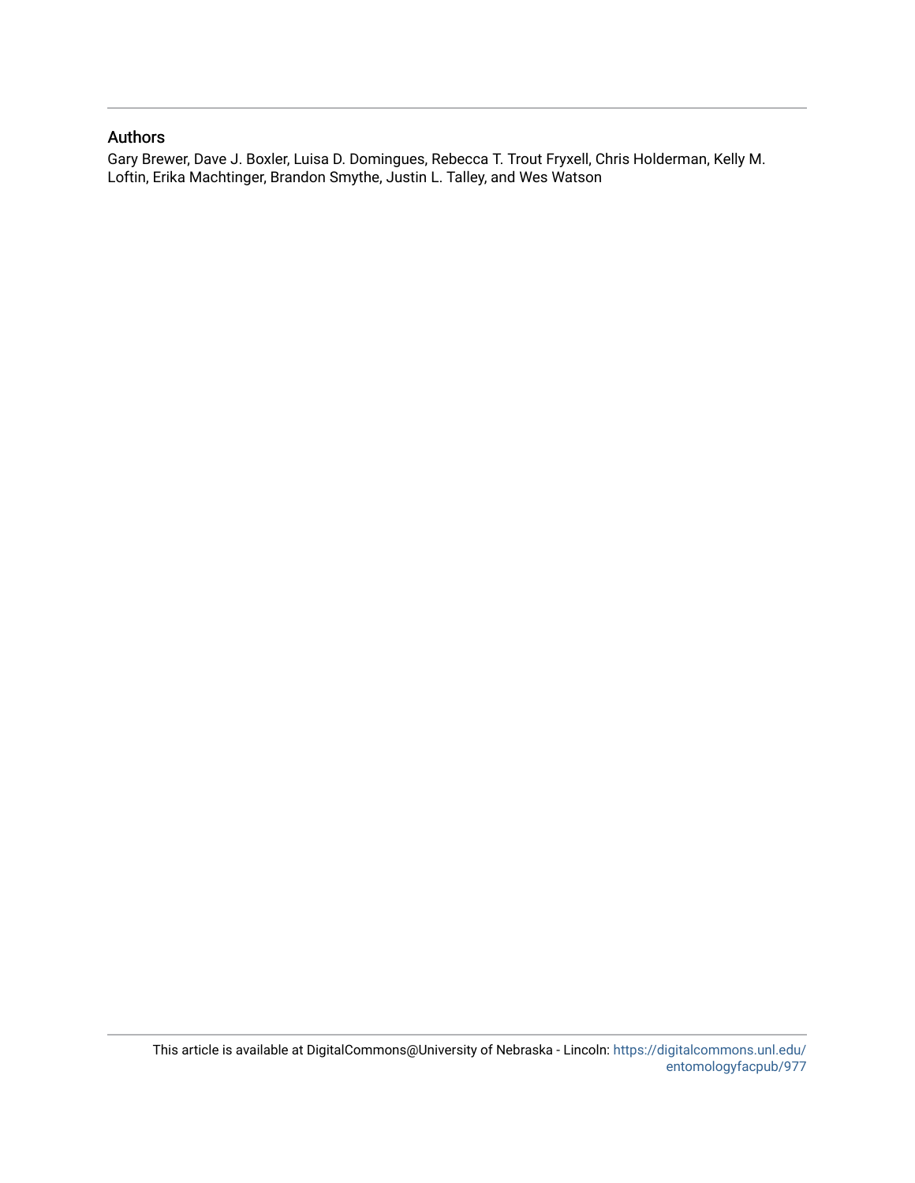## Authors

Gary Brewer, Dave J. Boxler, Luisa D. Domingues, Rebecca T. Trout Fryxell, Chris Holderman, Kelly M. Loftin, Erika Machtinger, Brandon Smythe, Justin L. Talley, and Wes Watson

This article is available at DigitalCommons@University of Nebraska - Lincoln: https://digitalcommons.unl.edu/entomologyfacpub/977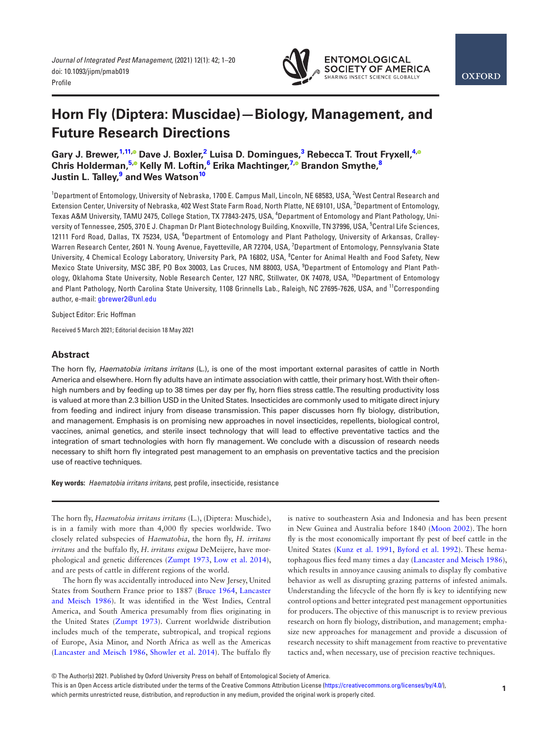# Horn Fly (Diptera: Muscidae)—Biology, Management, and Future Research Directions

**Gary J. Brewer,[1,11] Dave J. Boxler,[2] Luisa D. Domingues,[3] Rebecca T. Trout Fryxell,[4] Chris Holderman,[5] Kelly M. Loftin,[6] Erika Machtinger,[7] Brandon Smythe,[8] Justin L. Talley,[9] and Wes Watson[10]**

[1]Department of Entomology, University of Nebraska, 1700 E. Campus Mall, Lincoln, NE 68583, USA, [2]West Central Research and Extension Center, University of Nebraska, 402 West State Farm Road, North Platte, NE 69101, USA, [3]Department of Entomology, Texas A&M University, TAMU 2475, College Station, TX 77843-2475, USA, [4]Department of Entomology and Plant Pathology, University of Tennessee, 2505, 370 E J. Chapman Dr Plant Biotechnology Building, Knoxville, TN 37996, USA, [5]Central Life Sciences, 12111 Ford Road, Dallas, TX 75234, USA, [6]Department of Entomology and Plant Pathology, University of Arkansas, Cralley-Warren Research Center, 2601 N. Young Avenue, Fayetteville, AR 72704, USA, [7]Department of Entomology, Pennsylvania State University, 4 Chemical Ecology Laboratory, University Park, PA 16802, USA, [8]Center for Animal Health and Food Safety, New Mexico State University, MSC 3BF, PO Box 30003, Las Cruces, NM 88003, USA, [9]Department of Entomology and Plant Pathology, Oklahoma State University, Noble Research Center, 127 NRC, Stillwater, OK 74078, USA, [10]Department of Entomology and Plant Pathology, North Carolina State University, 1108 Grinnells Lab., Raleigh, NC 27695-7626, USA, and [11]Corresponding author, e-mail: gbrewer2@unl.edu

Subject Editor: Eric Hoffman

Received 5 March 2021; Editorial decision 18 May 2021

## Abstract

The horn fly, *Haematobia irritans irritans* (L.), is one of the most important external parasites of cattle in North America and elsewhere. Horn fly adults have an intimate association with cattle, their primary host. With their often-high numbers and by feeding up to 38 times per day per fly, horn flies stress cattle. The resulting productivity loss is valued at more than 2.3 billion USD in the United States. Insecticides are commonly used to mitigate direct injury from feeding and indirect injury from disease transmission. This paper discusses horn fly biology, distribution, and management. Emphasis is on promising new approaches in novel insecticides, repellents, biological control, vaccines, animal genetics, and sterile insect technology that will lead to effective preventative tactics and the integration of smart technologies with horn fly management. We conclude with a discussion of research needs necessary to shift horn fly integrated pest management to an emphasis on preventative tactics and the precision use of reactive techniques.

**Key words:** *Haematobia irritans irritans*, pest profile, insecticide, resistance

The horn fly, *Haematobia irritans irritans* (L.), (Diptera: Muschide), is in a family with more than 4,000 fly species worldwide. Two closely related subspecies of *Haematobia*, the horn fly, *H. irritans irritans* and the buffalo fly, *H. irritans exigua* DeMeijere, have morphological and genetic differences (Zumpt 1973, Low et al. 2014), and are pests of cattle in different regions of the world.

The horn fly was accidentally introduced into New Jersey, United States from Southern France prior to 1887 (Bruce 1964, Lancaster and Meisch 1986). It was identified in the West Indies, Central America, and South America presumably from flies originating in the United States (Zumpt 1973). Current worldwide distribution includes much of the temperate, subtropical, and tropical regions of Europe, Asia Minor, and North Africa as well as the Americas (Lancaster and Meisch 1986, Showler et al. 2014). The buffalo fly is native to southeastern Asia and Indonesia and has been present in New Guinea and Australia before 1840 (Moon 2002). The horn fly is the most economically important fly pest of beef cattle in the United States (Kunz et al. 1991, Byford et al. 1992). These hematophagous flies feed many times a day (Lancaster and Meisch 1986), which results in annoyance causing animals to display fly combative behavior as well as disrupting grazing patterns of infested animals. Understanding the lifecycle of the horn fly is key to identifying new control options and better integrated pest management opportunities for producers. The objective of this manuscript is to review previous research on horn fly biology, distribution, and management; emphasize new approaches for management and provide a discussion of research necessity to shift management from reactive to preventative tactics and, when necessary, use of precision reactive techniques.

© The Author(s) 2021. Published by Oxford University Press on behalf of Entomological Society of America.
This is an Open Access article distributed under the terms of the Creative Commons Attribution License (https://creativecommons.org/licenses/by/4.0/), which permits unrestricted reuse, distribution, and reproduction in any medium, provided the original work is properly cited.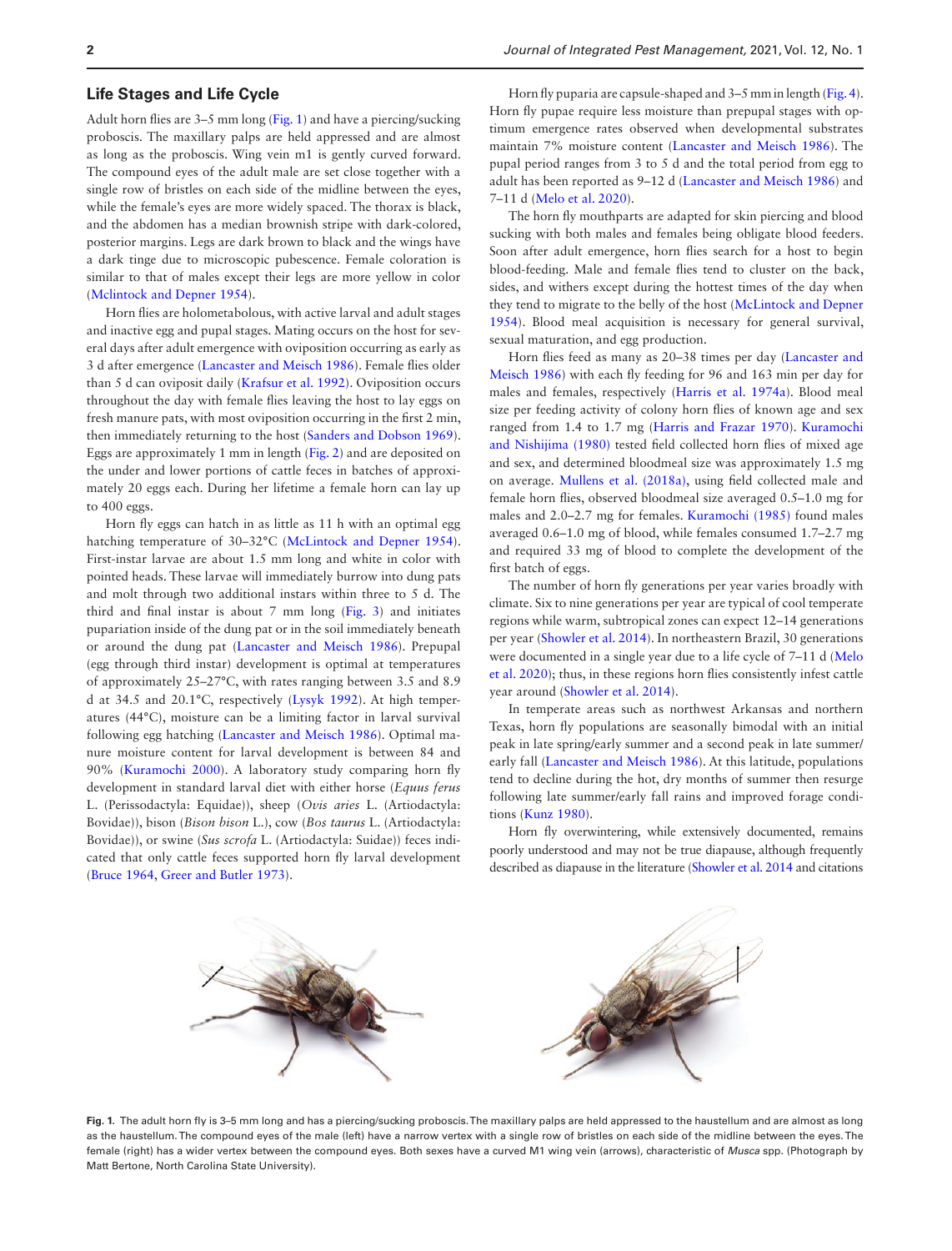## Life Stages and Life Cycle

Adult horn flies are 3–5 mm long (Fig. 1) and have a piercing/sucking proboscis. The maxillary palps are held appressed and are almost as long as the proboscis. Wing vein m1 is gently curved forward. The compound eyes of the adult male are set close together with a single row of bristles on each side of the midline between the eyes, while the female's eyes are more widely spaced. The thorax is black, and the abdomen has a median brownish stripe with dark-colored, posterior margins. Legs are dark brown to black and the wings have a dark tinge due to microscopic pubescence. Female coloration is similar to that of males except their legs are more yellow in color (Mclintock and Depner 1954).

Horn flies are holometabolous, with active larval and adult stages and inactive egg and pupal stages. Mating occurs on the host for several days after adult emergence with oviposition occurring as early as 3 d after emergence (Lancaster and Meisch 1986). Female flies older than 5 d can oviposit daily (Krafsur et al. 1992). Oviposition occurs throughout the day with female flies leaving the host to lay eggs on fresh manure pats, with most oviposition occurring in the first 2 min, then immediately returning to the host (Sanders and Dobson 1969). Eggs are approximately 1 mm in length (Fig. 2) and are deposited on the under and lower portions of cattle feces in batches of approximately 20 eggs each. During her lifetime a female horn can lay up to 400 eggs.

Horn fly eggs can hatch in as little as 11 h with an optimal egg hatching temperature of 30–32°C (McLintock and Depner 1954). First-instar larvae are about 1.5 mm long and white in color with pointed heads. These larvae will immediately burrow into dung pats and molt through two additional instars within three to 5 d. The third and final instar is about 7 mm long (Fig. 3) and initiates pupariation inside of the dung pat or in the soil immediately beneath or around the dung pat (Lancaster and Meisch 1986). Prepupal (egg through third instar) development is optimal at temperatures of approximately 25–27°C, with rates ranging between 3.5 and 8.9 d at 34.5 and 20.1°C, respectively (Lysyk 1992). At high temperatures (44°C), moisture can be a limiting factor in larval survival following egg hatching (Lancaster and Meisch 1986). Optimal manure moisture content for larval development is between 84 and 90% (Kuramochi 2000). A laboratory study comparing horn fly development in standard larval diet with either horse (*Equus ferus* L. (Perissodactyla: Equidae)), sheep (*Ovis aries* L. (Artiodactyla: Bovidae)), bison (*Bison bison* L.), cow (*Bos taurus* L. (Artiodactyla: Bovidae)), or swine (*Sus scrofa* L. (Artiodactyla: Suidae)) feces indicated that only cattle feces supported horn fly larval development (Bruce 1964, Greer and Butler 1973).

Horn fly puparia are capsule-shaped and 3–5 mm in length (Fig. 4). Horn fly pupae require less moisture than prepupal stages with optimum emergence rates observed when developmental substrates maintain 7% moisture content (Lancaster and Meisch 1986). The pupal period ranges from 3 to 5 d and the total period from egg to adult has been reported as 9–12 d (Lancaster and Meisch 1986) and 7–11 d (Melo et al. 2020).

The horn fly mouthparts are adapted for skin piercing and blood sucking with both males and females being obligate blood feeders. Soon after adult emergence, horn flies search for a host to begin blood-feeding. Male and female flies tend to cluster on the back, sides, and withers except during the hottest times of the day when they tend to migrate to the belly of the host (McLintock and Depner 1954). Blood meal acquisition is necessary for general survival, sexual maturation, and egg production.

Horn flies feed as many as 20–38 times per day (Lancaster and Meisch 1986) with each fly feeding for 96 and 163 min per day for males and females, respectively (Harris et al. 1974a). Blood meal size per feeding activity of colony horn flies of known age and sex ranged from 1.4 to 1.7 mg (Harris and Frazar 1970). Kuramochi and Nishijima (1980) tested field collected horn flies of mixed age and sex, and determined bloodmeal size was approximately 1.5 mg on average. Mullens et al. (2018a), using field collected male and female horn flies, observed bloodmeal size averaged 0.5–1.0 mg for males and 2.0–2.7 mg for females. Kuramochi (1985) found males averaged 0.6–1.0 mg of blood, while females consumed 1.7–2.7 mg and required 33 mg of blood to complete the development of the first batch of eggs.

The number of horn fly generations per year varies broadly with climate. Six to nine generations per year are typical of cool temperate regions while warm, subtropical zones can expect 12–14 generations per year (Showler et al. 2014). In northeastern Brazil, 30 generations were documented in a single year due to a life cycle of 7–11 d (Melo et al. 2020); thus, in these regions horn flies consistently infest cattle year around (Showler et al. 2014).

In temperate areas such as northwest Arkansas and northern Texas, horn fly populations are seasonally bimodal with an initial peak in late spring/early summer and a second peak in late summer/early fall (Lancaster and Meisch 1986). At this latitude, populations tend to decline during the hot, dry months of summer then resurge following late summer/early fall rains and improved forage conditions (Kunz 1980).

Horn fly overwintering, while extensively documented, remains poorly understood and may not be true diapause, although frequently described as diapause in the literature (Showler et al. 2014 and citations

**Fig. 1.** The adult horn fly is 3–5 mm long and has a piercing/sucking proboscis. The maxillary palps are held appressed to the haustellum and are almost as long as the haustellum. The compound eyes of the male (left) have a narrow vertex with a single row of bristles on each side of the midline between the eyes. The female (right) has a wider vertex between the compound eyes. Both sexes have a curved M1 wing vein (arrows), characteristic of *Musca* spp. (Photograph by Matt Bertone, North Carolina State University).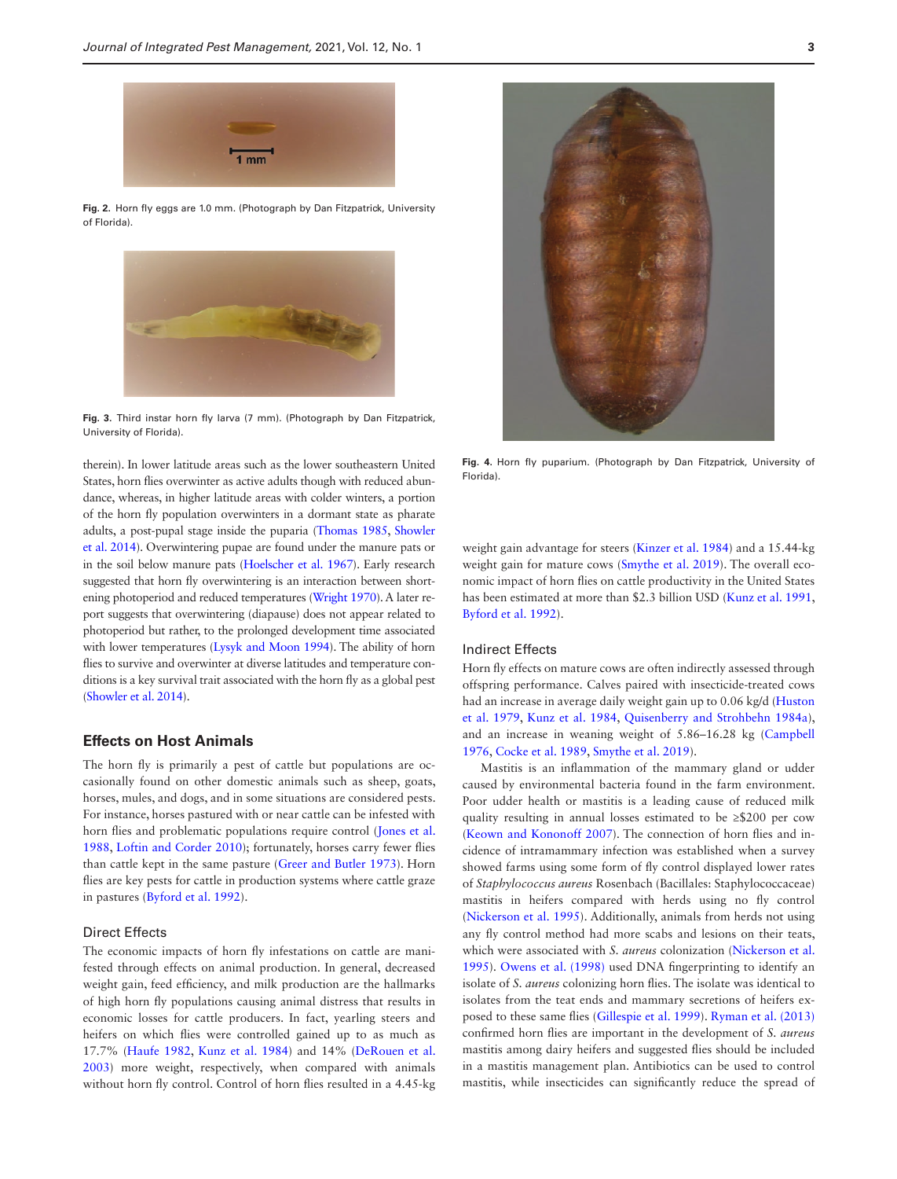Fig. 2. Horn fly eggs are 1.0 mm. (Photograph by Dan Fitzpatrick, University of Florida).

Fig. 3. Third instar horn fly larva (7 mm). (Photograph by Dan Fitzpatrick, University of Florida).

Fig. 4. Horn fly puparium. (Photograph by Dan Fitzpatrick, University of Florida).

therein). In lower latitude areas such as the lower southeastern United States, horn flies overwinter as active adults though with reduced abundance, whereas, in higher latitude areas with colder winters, a portion of the horn fly population overwinters in a dormant state as pharate adults, a post-pupal stage inside the puparia (Thomas 1985, Showler et al. 2014). Overwintering pupae are found under the manure pats or in the soil below manure pats (Hoelscher et al. 1967). Early research suggested that horn fly overwintering is an interaction between shortening photoperiod and reduced temperatures (Wright 1970). A later report suggests that overwintering (diapause) does not appear related to photoperiod but rather, to the prolonged development time associated with lower temperatures (Lysyk and Moon 1994). The ability of horn flies to survive and overwinter at diverse latitudes and temperature conditions is a key survival trait associated with the horn fly as a global pest (Showler et al. 2014).

## Effects on Host Animals

The horn fly is primarily a pest of cattle but populations are occasionally found on other domestic animals such as sheep, goats, horses, mules, and dogs, and in some situations are considered pests. For instance, horses pastured with or near cattle can be infested with horn flies and problematic populations require control (Jones et al. 1988, Loftin and Corder 2010); fortunately, horses carry fewer flies than cattle kept in the same pasture (Greer and Butler 1973). Horn flies are key pests for cattle in production systems where cattle graze in pastures (Byford et al. 1992).

### Direct Effects

The economic impacts of horn fly infestations on cattle are manifested through effects on animal production. In general, decreased weight gain, feed efficiency, and milk production are the hallmarks of high horn fly populations causing animal distress that results in economic losses for cattle producers. In fact, yearling steers and heifers on which flies were controlled gained up to as much as 17.7% (Haufe 1982, Kunz et al. 1984) and 14% (DeRouen et al. 2003) more weight, respectively, when compared with animals without horn fly control. Control of horn flies resulted in a 4.45-kg weight gain advantage for steers (Kinzer et al. 1984) and a 15.44-kg weight gain for mature cows (Smythe et al. 2019). The overall economic impact of horn flies on cattle productivity in the United States has been estimated at more than \$2.3 billion USD (Kunz et al. 1991, Byford et al. 1992).

### Indirect Effects

Horn fly effects on mature cows are often indirectly assessed through offspring performance. Calves paired with insecticide-treated cows had an increase in average daily weight gain up to 0.06 kg/d (Huston et al. 1979, Kunz et al. 1984, Quisenberry and Strohbehn 1984a), and an increase in weaning weight of 5.86–16.28 kg (Campbell 1976, Cocke et al. 1989, Smythe et al. 2019).

Mastitis is an inflammation of the mammary gland or udder caused by environmental bacteria found in the farm environment. Poor udder health or mastitis is a leading cause of reduced milk quality resulting in annual losses estimated to be ≥\$200 per cow (Keown and Kononoff 2007). The connection of horn flies and incidence of intramammary infection was established when a survey showed farms using some form of fly control displayed lower rates of *Staphylococcus aureus* Rosenbach (Bacillales: Staphylococcaceae) mastitis in heifers compared with herds using no fly control (Nickerson et al. 1995). Additionally, animals from herds not using any fly control method had more scabs and lesions on their teats, which were associated with *S. aureus* colonization (Nickerson et al. 1995). Owens et al. (1998) used DNA fingerprinting to identify an isolate of *S. aureus* colonizing horn flies. The isolate was identical to isolates from the teat ends and mammary secretions of heifers exposed to these same flies (Gillespie et al. 1999). Ryman et al. (2013) confirmed horn flies are important in the development of *S. aureus* mastitis among dairy heifers and suggested flies should be included in a mastitis management plan. Antibiotics can be used to control mastitis, while insecticides can significantly reduce the spread of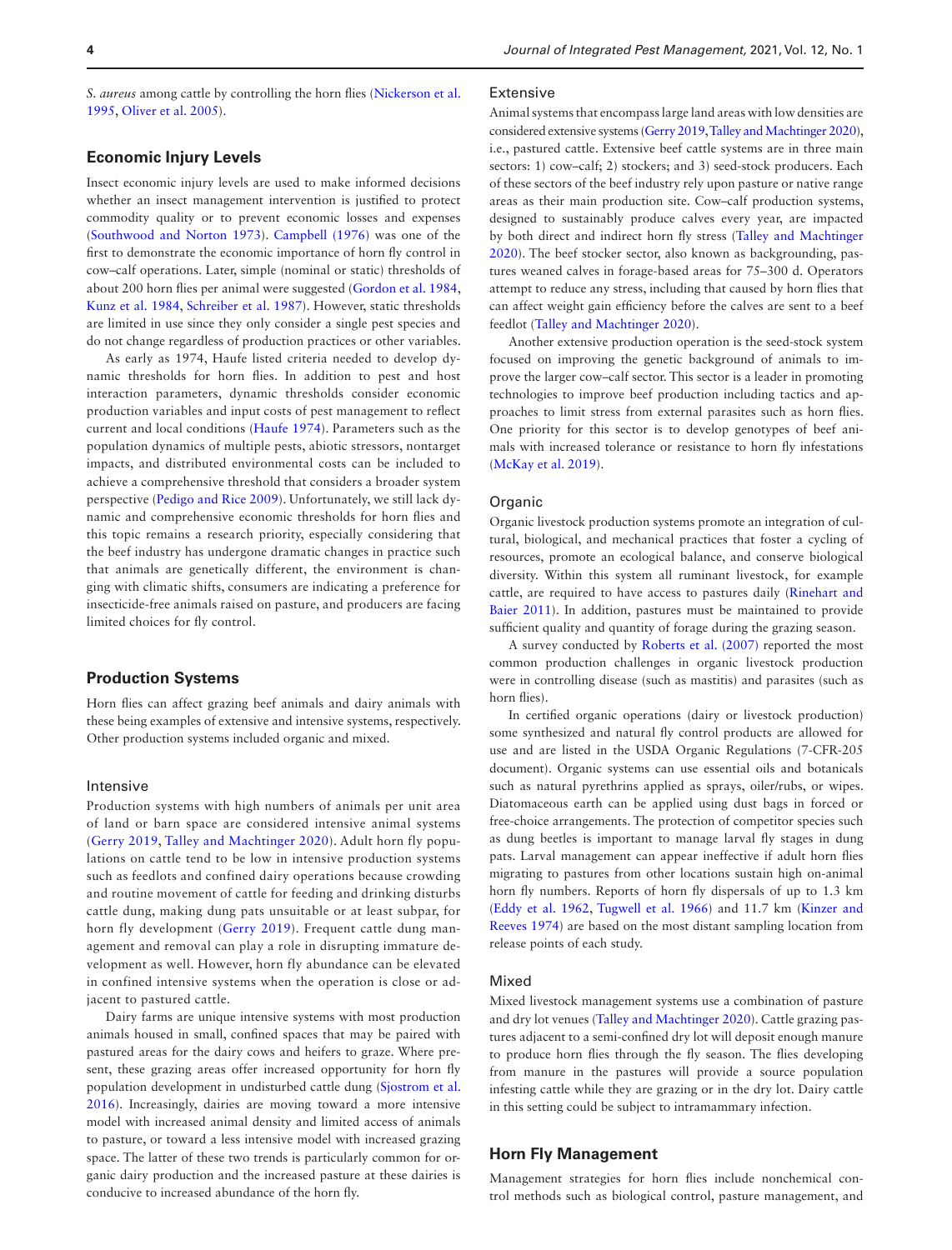*S. aureus* among cattle by controlling the horn flies (Nickerson et al. 1995, Oliver et al. 2005).

## Economic Injury Levels

Insect economic injury levels are used to make informed decisions whether an insect management intervention is justified to protect commodity quality or to prevent economic losses and expenses (Southwood and Norton 1973). Campbell (1976) was one of the first to demonstrate the economic importance of horn fly control in cow–calf operations. Later, simple (nominal or static) thresholds of about 200 horn flies per animal were suggested (Gordon et al. 1984, Kunz et al. 1984, Schreiber et al. 1987). However, static thresholds are limited in use since they only consider a single pest species and do not change regardless of production practices or other variables.

As early as 1974, Haufe listed criteria needed to develop dynamic thresholds for horn flies. In addition to pest and host interaction parameters, dynamic thresholds consider economic production variables and input costs of pest management to reflect current and local conditions (Haufe 1974). Parameters such as the population dynamics of multiple pests, abiotic stressors, nontarget impacts, and distributed environmental costs can be included to achieve a comprehensive threshold that considers a broader system perspective (Pedigo and Rice 2009). Unfortunately, we still lack dynamic and comprehensive economic thresholds for horn flies and this topic remains a research priority, especially considering that the beef industry has undergone dramatic changes in practice such that animals are genetically different, the environment is changing with climatic shifts, consumers are indicating a preference for insecticide-free animals raised on pasture, and producers are facing limited choices for fly control.

## Production Systems

Horn flies can affect grazing beef animals and dairy animals with these being examples of extensive and intensive systems, respectively. Other production systems included organic and mixed.

### Intensive

Production systems with high numbers of animals per unit area of land or barn space are considered intensive animal systems (Gerry 2019, Talley and Machtinger 2020). Adult horn fly populations on cattle tend to be low in intensive production systems such as feedlots and confined dairy operations because crowding and routine movement of cattle for feeding and drinking disturbs cattle dung, making dung pats unsuitable or at least subpar, for horn fly development (Gerry 2019). Frequent cattle dung management and removal can play a role in disrupting immature development as well. However, horn fly abundance can be elevated in confined intensive systems when the operation is close or adjacent to pastured cattle.

Dairy farms are unique intensive systems with most production animals housed in small, confined spaces that may be paired with pastured areas for the dairy cows and heifers to graze. Where present, these grazing areas offer increased opportunity for horn fly population development in undisturbed cattle dung (Sjostrom et al. 2016). Increasingly, dairies are moving toward a more intensive model with increased animal density and limited access of animals to pasture, or toward a less intensive model with increased grazing space. The latter of these two trends is particularly common for organic dairy production and the increased pasture at these dairies is conducive to increased abundance of the horn fly.

### Extensive

Animal systems that encompass large land areas with low densities are considered extensive systems (Gerry 2019, Talley and Machtinger 2020), i.e., pastured cattle. Extensive beef cattle systems are in three main sectors: 1) cow–calf; 2) stockers; and 3) seed-stock producers. Each of these sectors of the beef industry rely upon pasture or native range areas as their main production site. Cow–calf production systems, designed to sustainably produce calves every year, are impacted by both direct and indirect horn fly stress (Talley and Machtinger 2020). The beef stocker sector, also known as backgrounding, pastures weaned calves in forage-based areas for 75–300 d. Operators attempt to reduce any stress, including that caused by horn flies that can affect weight gain efficiency before the calves are sent to a beef feedlot (Talley and Machtinger 2020).

Another extensive production operation is the seed-stock system focused on improving the genetic background of animals to improve the larger cow–calf sector. This sector is a leader in promoting technologies to improve beef production including tactics and approaches to limit stress from external parasites such as horn flies. One priority for this sector is to develop genotypes of beef animals with increased tolerance or resistance to horn fly infestations (McKay et al. 2019).

### Organic

Organic livestock production systems promote an integration of cultural, biological, and mechanical practices that foster a cycling of resources, promote an ecological balance, and conserve biological diversity. Within this system all ruminant livestock, for example cattle, are required to have access to pastures daily (Rinehart and Baier 2011). In addition, pastures must be maintained to provide sufficient quality and quantity of forage during the grazing season.

A survey conducted by Roberts et al. (2007) reported the most common production challenges in organic livestock production were in controlling disease (such as mastitis) and parasites (such as horn flies).

In certified organic operations (dairy or livestock production) some synthesized and natural fly control products are allowed for use and are listed in the USDA Organic Regulations (7-CFR-205 document). Organic systems can use essential oils and botanicals such as natural pyrethrins applied as sprays, oiler/rubs, or wipes. Diatomaceous earth can be applied using dust bags in forced or free-choice arrangements. The protection of competitor species such as dung beetles is important to manage larval fly stages in dung pats. Larval management can appear ineffective if adult horn flies migrating to pastures from other locations sustain high on-animal horn fly numbers. Reports of horn fly dispersals of up to 1.3 km (Eddy et al. 1962, Tugwell et al. 1966) and 11.7 km (Kinzer and Reeves 1974) are based on the most distant sampling location from release points of each study.

### Mixed

Mixed livestock management systems use a combination of pasture and dry lot venues (Talley and Machtinger 2020). Cattle grazing pastures adjacent to a semi-confined dry lot will deposit enough manure to produce horn flies through the fly season. The flies developing from manure in the pastures will provide a source population infesting cattle while they are grazing or in the dry lot. Dairy cattle in this setting could be subject to intramammary infection.

## Horn Fly Management

Management strategies for horn flies include nonchemical control methods such as biological control, pasture management, and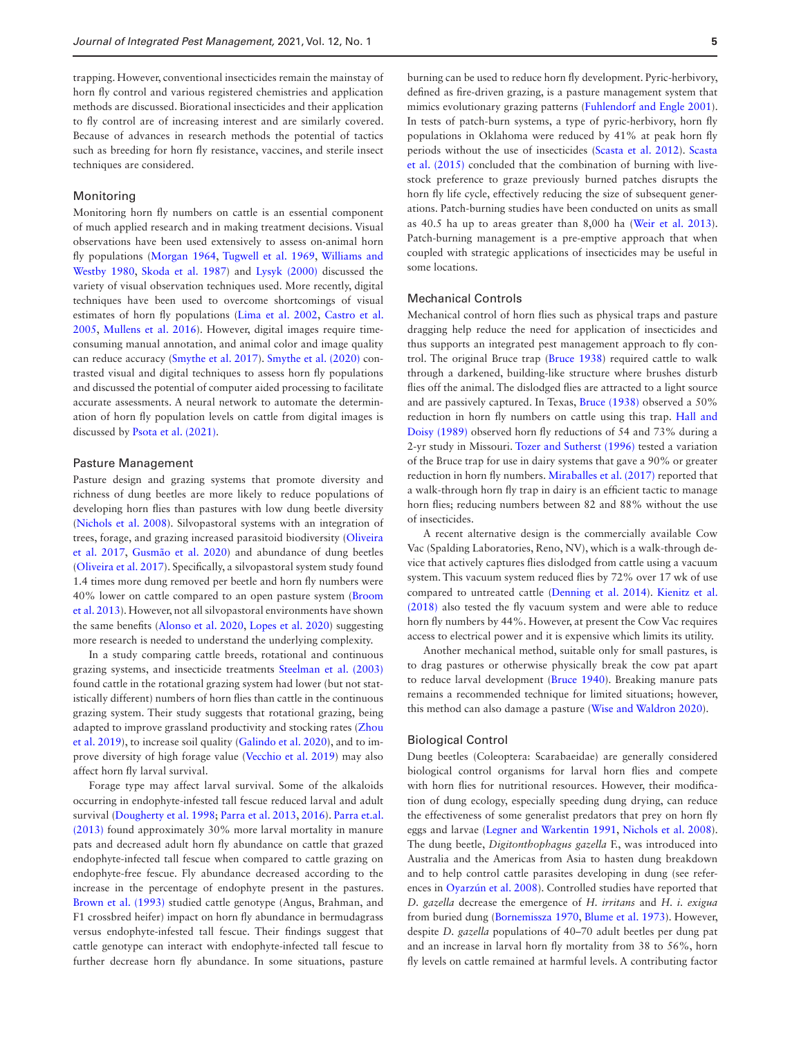trapping. However, conventional insecticides remain the mainstay of horn fly control and various registered chemistries and application methods are discussed. Biorational insecticides and their application to fly control are of increasing interest and are similarly covered. Because of advances in research methods the potential of tactics such as breeding for horn fly resistance, vaccines, and sterile insect techniques are considered.

## Monitoring

Monitoring horn fly numbers on cattle is an essential component of much applied research and in making treatment decisions. Visual observations have been used extensively to assess on-animal horn fly populations (Morgan 1964, Tugwell et al. 1969, Williams and Westby 1980, Skoda et al. 1987) and Lysyk (2000) discussed the variety of visual observation techniques used. More recently, digital techniques have been used to overcome shortcomings of visual estimates of horn fly populations (Lima et al. 2002, Castro et al. 2005, Mullens et al. 2016). However, digital images require time-consuming manual annotation, and animal color and image quality can reduce accuracy (Smythe et al. 2017). Smythe et al. (2020) contrasted visual and digital techniques to assess horn fly populations and discussed the potential of computer aided processing to facilitate accurate assessments. A neural network to automate the determination of horn fly population levels on cattle from digital images is discussed by Psota et al. (2021).

## Pasture Management

Pasture design and grazing systems that promote diversity and richness of dung beetles are more likely to reduce populations of developing horn flies than pastures with low dung beetle diversity (Nichols et al. 2008). Silvopastoral systems with an integration of trees, forage, and grazing increased parasitoid biodiversity (Oliveira et al. 2017, Gusmão et al. 2020) and abundance of dung beetles (Oliveira et al. 2017). Specifically, a silvopastoral system study found 1.4 times more dung removed per beetle and horn fly numbers were 40% lower on cattle compared to an open pasture system (Broom et al. 2013). However, not all silvopastoral environments have shown the same benefits (Alonso et al. 2020, Lopes et al. 2020) suggesting more research is needed to understand the underlying complexity.

In a study comparing cattle breeds, rotational and continuous grazing systems, and insecticide treatments Steelman et al. (2003) found cattle in the rotational grazing system had lower (but not statistically different) numbers of horn flies than cattle in the continuous grazing system. Their study suggests that rotational grazing, being adapted to improve grassland productivity and stocking rates (Zhou et al. 2019), to increase soil quality (Galindo et al. 2020), and to improve diversity of high forage value (Vecchio et al. 2019) may also affect horn fly larval survival.

Forage type may affect larval survival. Some of the alkaloids occurring in endophyte-infested tall fescue reduced larval and adult survival (Dougherty et al. 1998; Parra et al. 2013, 2016). Parra et.al. (2013) found approximately 30% more larval mortality in manure pats and decreased adult horn fly abundance on cattle that grazed endophyte-infected tall fescue when compared to cattle grazing on endophyte-free fescue. Fly abundance decreased according to the increase in the percentage of endophyte present in the pastures. Brown et al. (1993) studied cattle genotype (Angus, Brahman, and F1 crossbred heifer) impact on horn fly abundance in bermudagrass versus endophyte-infested tall fescue. Their findings suggest that cattle genotype can interact with endophyte-infected tall fescue to further decrease horn fly abundance. In some situations, pasture burning can be used to reduce horn fly development. Pyric-herbivory, defined as fire-driven grazing, is a pasture management system that mimics evolutionary grazing patterns (Fuhlendorf and Engle 2001). In tests of patch-burn systems, a type of pyric-herbivory, horn fly populations in Oklahoma were reduced by 41% at peak horn fly periods without the use of insecticides (Scasta et al. 2012). Scasta et al. (2015) concluded that the combination of burning with livestock preference to graze previously burned patches disrupts the horn fly life cycle, effectively reducing the size of subsequent generations. Patch-burning studies have been conducted on units as small as 40.5 ha up to areas greater than 8,000 ha (Weir et al. 2013). Patch-burning management is a pre-emptive approach that when coupled with strategic applications of insecticides may be useful in some locations.

## Mechanical Controls

Mechanical control of horn flies such as physical traps and pasture dragging help reduce the need for application of insecticides and thus supports an integrated pest management approach to fly control. The original Bruce trap (Bruce 1938) required cattle to walk through a darkened, building-like structure where brushes disturb flies off the animal. The dislodged flies are attracted to a light source and are passively captured. In Texas, Bruce (1938) observed a 50% reduction in horn fly numbers on cattle using this trap. Hall and Doisy (1989) observed horn fly reductions of 54 and 73% during a 2-yr study in Missouri. Tozer and Sutherst (1996) tested a variation of the Bruce trap for use in dairy systems that gave a 90% or greater reduction in horn fly numbers. Miraballes et al. (2017) reported that a walk-through horn fly trap in dairy is an efficient tactic to manage horn flies; reducing numbers between 82 and 88% without the use of insecticides.

A recent alternative design is the commercially available Cow Vac (Spalding Laboratories, Reno, NV), which is a walk-through device that actively captures flies dislodged from cattle using a vacuum system. This vacuum system reduced flies by 72% over 17 wk of use compared to untreated cattle (Denning et al. 2014). Kienitz et al. (2018) also tested the fly vacuum system and were able to reduce horn fly numbers by 44%. However, at present the Cow Vac requires access to electrical power and it is expensive which limits its utility.

Another mechanical method, suitable only for small pastures, is to drag pastures or otherwise physically break the cow pat apart to reduce larval development (Bruce 1940). Breaking manure pats remains a recommended technique for limited situations; however, this method can also damage a pasture (Wise and Waldron 2020).

## Biological Control

Dung beetles (Coleoptera: Scarabaeidae) are generally considered biological control organisms for larval horn flies and compete with horn flies for nutritional resources. However, their modification of dung ecology, especially speeding dung drying, can reduce the effectiveness of some generalist predators that prey on horn fly eggs and larvae (Legner and Warkentin 1991, Nichols et al. 2008). The dung beetle, *Digitonthophagus gazella* F., was introduced into Australia and the Americas from Asia to hasten dung breakdown and to help control cattle parasites developing in dung (see references in Oyarzún et al. 2008). Controlled studies have reported that *D. gazella* decrease the emergence of *H. irritans* and *H. i. exigua* from buried dung (Bornemissza 1970, Blume et al. 1973). However, despite *D. gazella* populations of 40–70 adult beetles per dung pat and an increase in larval horn fly mortality from 38 to 56%, horn fly levels on cattle remained at harmful levels. A contributing factor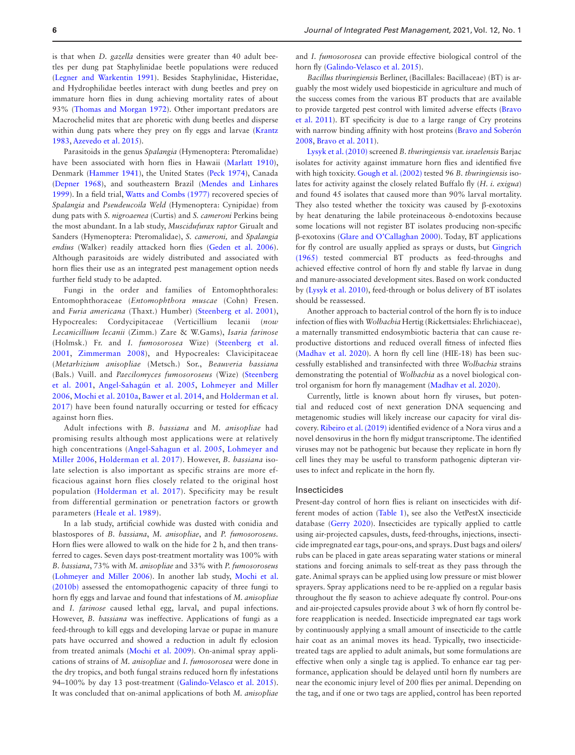is that when *D. gazella* densities were greater than 40 adult beetles per dung pat Staphylinidae beetle populations were reduced (Legner and Warkentin 1991). Besides Staphylinidae, Histeridae, and Hydrophilidae beetles interact with dung beetles and prey on immature horn flies in dung achieving mortality rates of about 93% (Thomas and Morgan 1972). Other important predators are Macrochelid mites that are phoretic with dung beetles and disperse within dung pats where they prey on fly eggs and larvae (Krantz 1983, Azevedo et al. 2015).

Parasitoids in the genus *Spalangia* (Hymenoptera: Pteromalidae) have been associated with horn flies in Hawaii (Marlatt 1910), Denmark (Hammer 1941), the United States (Peck 1974), Canada (Depner 1968), and southeastern Brazil (Mendes and Linhares 1999). In a field trial, Watts and Combs (1977) recovered species of *Spalangia* and *Pseudeucoila Weld* (Hymenoptera: Cynipidae) from dung pats with *S. nigroaenea* (Curtis) and *S. cameroni* Perkins being the most abundant. In a lab study, *Muscidufurax raptor* Girualt and Sanders (Hymenoptera: Pteromalidae), *S. cameroni,* and *Spalangia endius* (Walker) readily attacked horn flies (Geden et al. 2006). Although parasitoids are widely distributed and associated with horn flies their use as an integrated pest management option needs further field study to be adapted.

Fungi in the order and families of Entomophthorales: Entomophthoraceae (*Entomophthora muscae* (Cohn) Fresen. and *Furia americana* (Thaxt.) Humber) (Steenberg et al. 2001), Hypocreales: Cordycipitaceae (Verticillium lecanii (*now Lecanicillium lecanii* (Zimm.) Zare & W.Gams), *Isaria farinose* (Holmsk.) Fr. and *I. fumosorosea* Wize) (Steenberg et al. 2001, Zimmerman 2008), and Hypocreales: Clavicipitaceae (*Metarhizium anisopliae* (Metsch.) Sor., *Beauveria bassiana* (Bals.) Vuill. and *Paecilomyces fumosoroseus* (Wize) (Steenberg et al. 2001, Angel-Sahagún et al. 2005, Lohmeyer and Miller 2006, Mochi et al. 2010a, Bawer et al. 2014, and Holderman et al. 2017) have been found naturally occurring or tested for efficacy against horn flies.

Adult infections with *B. bassiana* and *M. anisopliae* had promising results although most applications were at relatively high concentrations (Angel-Sahagun et al. 2005, Lohmeyer and Miller 2006, Holderman et al. 2017). However, *B. bassiana* isolate selection is also important as specific strains are more efficacious against horn flies closely related to the original host population (Holderman et al. 2017). Specificity may be result from differential germination or penetration factors or growth parameters (Heale et al. 1989).

In a lab study, artificial cowhide was dusted with conidia and blastospores of *B. bassiana*, *M. anisopliae*, and *P. fumosoroseus*. Horn flies were allowed to walk on the hide for 2 h, and then transferred to cages. Seven days post-treatment mortality was 100% with *B. bassiana*, 73% with *M. anisopliae* and 33% with *P. fumosoroseus* (Lohmeyer and Miller 2006). In another lab study, Mochi et al. (2010b) assessed the entomopathogenic capacity of three fungi to horn fly eggs and larvae and found that infestations of *M. anisopliae* and *I. farinose* caused lethal egg, larval, and pupal infections. However, *B. bassiana* was ineffective. Applications of fungi as a feed-through to kill eggs and developing larvae or pupae in manure pats have occurred and showed a reduction in adult fly eclosion from treated animals (Mochi et al. 2009). On-animal spray applications of strains of *M. anisopliae* and *I. fumosorosea* were done in the dry tropics, and both fungal strains reduced horn fly infestations 94–100% by day 13 post-treatment (Galindo-Velasco et al. 2015). It was concluded that on-animal applications of both *M. anisopliae* and *I. fumosorosea* can provide effective biological control of the horn fly (Galindo-Velasco et al. 2015).

*Bacillus thuringiensis* Berliner, (Bacillales: Bacillaceae) (BT) is arguably the most widely used biopesticide in agriculture and much of the success comes from the various BT products that are available to provide targeted pest control with limited adverse effects (Bravo et al. 2011). BT specificity is due to a large range of Cry proteins with narrow binding affinity with host proteins (Bravo and Soberón 2008, Bravo et al. 2011).

Lysyk et al. (2010) screened *B. thuringiensis* var. *israelensis* Barjac isolates for activity against immature horn flies and identified five with high toxicity. Gough et al. (2002) tested 96 *B. thuringiensis* isolates for activity against the closely related Buffalo fly (*H. i. exigua*) and found 45 isolates that caused more than 90% larval mortality. They also tested whether the toxicity was caused by β-exotoxins by heat denaturing the labile proteinaceous δ-endotoxins because some locations will not register BT isolates producing non-specific β-exotoxins (Glare and O'Callaghan 2000). Today, BT applications for fly control are usually applied as sprays or dusts, but Gingrich (1965) tested commercial BT products as feed-throughs and achieved effective control of horn fly and stable fly larvae in dung and manure-associated development sites. Based on work conducted by (Lysyk et al. 2010), feed-through or bolus delivery of BT isolates should be reassessed.

Another approach to bacterial control of the horn fly is to induce infection of flies with *Wolbachia* Hertig (Rickettsiales: Ehrlichiaceae), a maternally transmitted endosymbiotic bacteria that can cause reproductive distortions and reduced overall fitness of infected flies (Madhav et al. 2020). A horn fly cell line (HIE-18) has been successfully established and transinfected with three *Wolbachia* strains demonstrating the potential of *Wolbachia* as a novel biological control organism for horn fly management (Madhav et al. 2020).

Currently, little is known about horn fly viruses, but potential and reduced cost of next generation DNA sequencing and metagenomic studies will likely increase our capacity for viral discovery. Ribeiro et al. (2019) identified evidence of a Nora virus and a novel densovirus in the horn fly midgut transcriptome. The identified viruses may not be pathogenic but because they replicate in horn fly cell lines they may be useful to transform pathogenic dipteran viruses to infect and replicate in the horn fly.

## Insecticides

Present-day control of horn flies is reliant on insecticides with different modes of action (Table 1), see also the VetPestX insecticide database (Gerry 2020). Insecticides are typically applied to cattle using air-projected capsules, dusts, feed-throughs, injections, insecticide impregnated ear tags, pour-ons, and sprays. Dust bags and oilers/rubs can be placed in gate areas separating water stations or mineral stations and forcing animals to self-treat as they pass through the gate. Animal sprays can be applied using low pressure or mist blower sprayers. Spray applications need to be re-applied on a regular basis throughout the fly season to achieve adequate fly control. Pour-ons and air-projected capsules provide about 3 wk of horn fly control before reapplication is needed. Insecticide impregnated ear tags work by continuously applying a small amount of insecticide to the cattle hair coat as an animal moves its head. Typically, two insecticide-treated tags are applied to adult animals, but some formulations are effective when only a single tag is applied. To enhance ear tag performance, application should be delayed until horn fly numbers are near the economic injury level of 200 flies per animal. Depending on the tag, and if one or two tags are applied, control has been reported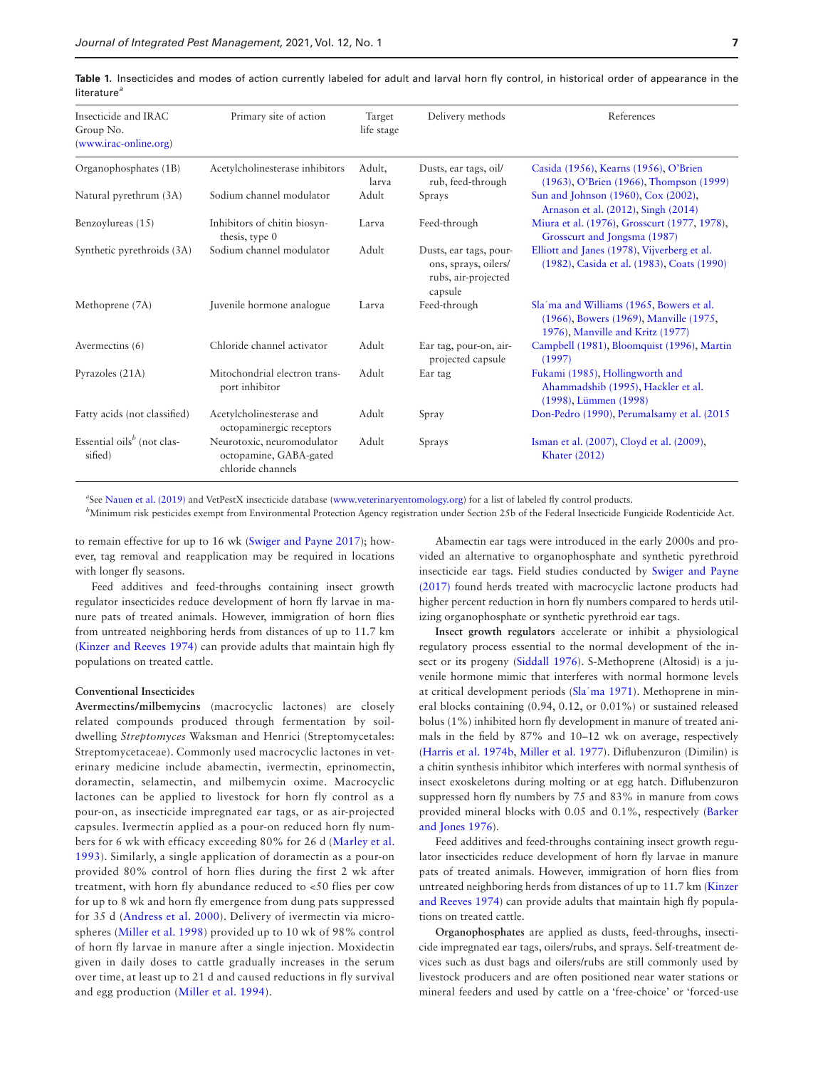**Table 1.** Insecticides and modes of action currently labeled for adult and larval horn fly control, in historical order of appearance in the literature[a]

| Insecticide and IRAC Group No. (www.irac-online.org) | Primary site of action | Target life stage | Delivery methods | References |
|---|---|---|---|---|
| Organophosphates (1B) | Acetylcholinesterase inhibitors | Adult, larva | Dusts, ear tags, oil/rub, feed-through | Casida (1956), Kearns (1956), O'Brien (1963), O'Brien (1966), Thompson (1999) |
| Natural pyrethrum (3A) | Sodium channel modulator | Adult | Sprays | Sun and Johnson (1960), Cox (2002), Arnason et al. (2012), Singh (2014) |
| Benzoylureas (15) | Inhibitors of chitin biosynthesis, type 0 | Larva | Feed-through | Miura et al. (1976), Grosscurt (1977, 1978), Grosscurt and Jongsma (1987) |
| Synthetic pyrethroids (3A) | Sodium channel modulator | Adult | Dusts, ear tags, pour-ons, sprays, oilers/rubs, air-projected capsule | Elliott and Janes (1978), Vijverberg et al. (1982), Casida et al. (1983), Coats (1990) |
| Methoprene (7A) | Juvenile hormone analogue | Larva | Feed-through | Sla´ma and Williams (1965, Bowers et al. (1966), Bowers (1969), Manville (1975, 1976), Manville and Kritz (1977) |
| Avermectins (6) | Chloride channel activator | Adult | Ear tag, pour-on, air-projected capsule | Campbell (1981), Bloomquist (1996), Martin (1997) |
| Pyrazoles (21A) | Mitochondrial electron transport inhibitor | Adult | Ear tag | Fukami (1985), Hollingworth and Ahammadshib (1995), Hackler et al. (1998), Lümmen (1998) |
| Fatty acids (not classified) | Acetylcholinesterase and octopaminergic receptors | Adult | Spray | Don-Pedro (1990), Perumalsamy et al. (2015 |
| Essential oils[b] (not classified) | Neurotoxic, neuromodulator octopamine, GABA-gated chloride channels | Adult | Sprays | Isman et al. (2007), Cloyd et al. (2009), Khater (2012) |

[a]See Nauen et al. (2019) and VetPestX insecticide database (www.veterinaryentomology.org) for a list of labeled fly control products.
[b]Minimum risk pesticides exempt from Environmental Protection Agency registration under Section 25b of the Federal Insecticide Fungicide Rodenticide Act.

to remain effective for up to 16 wk (Swiger and Payne 2017); however, tag removal and reapplication may be required in locations with longer fly seasons.

Feed additives and feed-throughs containing insect growth regulator insecticides reduce development of horn fly larvae in manure pats of treated animals. However, immigration of horn flies from untreated neighboring herds from distances of up to 11.7 km (Kinzer and Reeves 1974) can provide adults that maintain high fly populations on treated cattle.

### Conventional Insecticides

**Avermectins/milbemycins** (macrocyclic lactones) are closely related compounds produced through fermentation by soil-dwelling *Streptomyces* Waksman and Henrici (Streptomycetales: Streptomycetaceae). Commonly used macrocyclic lactones in veterinary medicine include abamectin, ivermectin, eprinomectin, doramectin, selamectin, and milbemycin oxime. Macrocyclic lactones can be applied to livestock for horn fly control as a pour-on, as insecticide impregnated ear tags, or as air-projected capsules. Ivermectin applied as a pour-on reduced horn fly numbers for 6 wk with efficacy exceeding 80% for 26 d (Marley et al. 1993). Similarly, a single application of doramectin as a pour-on provided 80% control of horn flies during the first 2 wk after treatment, with horn fly abundance reduced to <50 flies per cow for up to 8 wk and horn fly emergence from dung pats suppressed for 35 d (Andress et al. 2000). Delivery of ivermectin via microspheres (Miller et al. 1998) provided up to 10 wk of 98% control of horn fly larvae in manure after a single injection. Moxidectin given in daily doses to cattle gradually increases in the serum over time, at least up to 21 d and caused reductions in fly survival and egg production (Miller et al. 1994).

Abamectin ear tags were introduced in the early 2000s and provided an alternative to organophosphate and synthetic pyrethroid insecticide ear tags. Field studies conducted by Swiger and Payne (2017) found herds treated with macrocyclic lactone products had higher percent reduction in horn fly numbers compared to herds utilizing organophosphate or synthetic pyrethroid ear tags.

**Insect growth regulators** accelerate or inhibit a physiological regulatory process essential to the normal development of the insect or its progeny (Siddall 1976). S-Methoprene (Altosid) is a juvenile hormone mimic that interferes with normal hormone levels at critical development periods (Sla´ma 1971). Methoprene in mineral blocks containing (0.94, 0.12, or 0.01%) or sustained released bolus (1%) inhibited horn fly development in manure of treated animals in the field by 87% and 10–12 wk on average, respectively (Harris et al. 1974b, Miller et al. 1977). Diflubenzuron (Dimilin) is a chitin synthesis inhibitor which interferes with normal synthesis of insect exoskeletons during molting or at egg hatch. Diflubenzuron suppressed horn fly numbers by 75 and 83% in manure from cows provided mineral blocks with 0.05 and 0.1%, respectively (Barker and Jones 1976).

Feed additives and feed-throughs containing insect growth regulator insecticides reduce development of horn fly larvae in manure pats of treated animals. However, immigration of horn flies from untreated neighboring herds from distances of up to 11.7 km (Kinzer and Reeves 1974) can provide adults that maintain high fly populations on treated cattle.

**Organophosphates** are applied as dusts, feed-throughs, insecticide impregnated ear tags, oilers/rubs, and sprays. Self-treatment devices such as dust bags and oilers/rubs are still commonly used by livestock producers and are often positioned near water stations or mineral feeders and used by cattle on a 'free-choice' or 'forced-use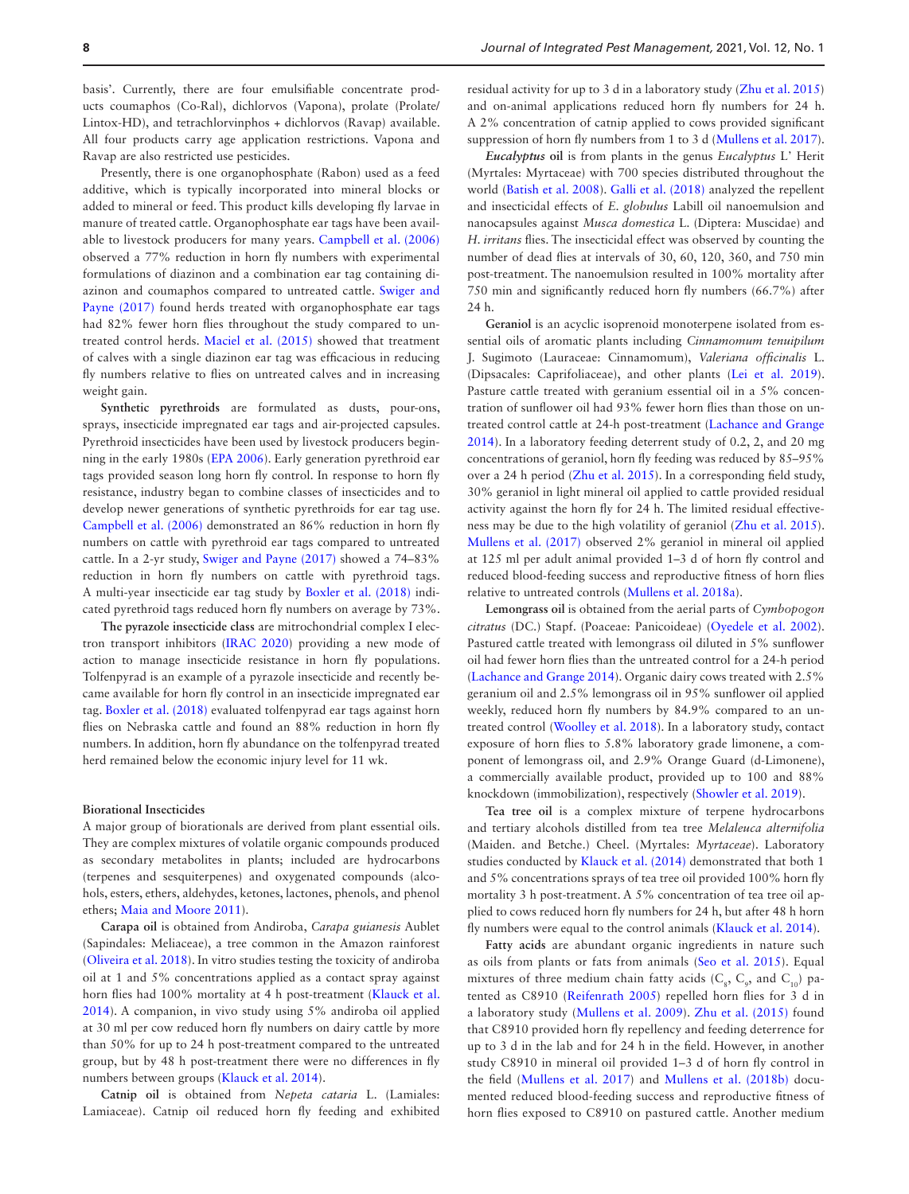basis'. Currently, there are four emulsifiable concentrate products coumaphos (Co-Ral), dichlorvos (Vapona), prolate (Prolate/Lintox-HD), and tetrachlorvinphos + dichlorvos (Ravap) available. All four products carry age application restrictions. Vapona and Ravap are also restricted use pesticides.

Presently, there is one organophosphate (Rabon) used as a feed additive, which is typically incorporated into mineral blocks or added to mineral or feed. This product kills developing fly larvae in manure of treated cattle. Organophosphate ear tags have been available to livestock producers for many years. Campbell et al. (2006) observed a 77% reduction in horn fly numbers with experimental formulations of diazinon and a combination ear tag containing diazinon and coumaphos compared to untreated cattle. Swiger and Payne (2017) found herds treated with organophosphate ear tags had 82% fewer horn flies throughout the study compared to untreated control herds. Maciel et al. (2015) showed that treatment of calves with a single diazinon ear tag was efficacious in reducing fly numbers relative to flies on untreated calves and in increasing weight gain.

**Synthetic pyrethroids** are formulated as dusts, pour-ons, sprays, insecticide impregnated ear tags and air-projected capsules. Pyrethroid insecticides have been used by livestock producers beginning in the early 1980s (EPA 2006). Early generation pyrethroid ear tags provided season long horn fly control. In response to horn fly resistance, industry began to combine classes of insecticides and to develop newer generations of synthetic pyrethroids for ear tag use. Campbell et al. (2006) demonstrated an 86% reduction in horn fly numbers on cattle with pyrethroid ear tags compared to untreated cattle. In a 2-yr study, Swiger and Payne (2017) showed a 74–83% reduction in horn fly numbers on cattle with pyrethroid tags. A multi-year insecticide ear tag study by Boxler et al. (2018) indicated pyrethroid tags reduced horn fly numbers on average by 73%.

**The pyrazole insecticide class** are mitochondrial complex I electron transport inhibitors (IRAC 2020) providing a new mode of action to manage insecticide resistance in horn fly populations. Tolfenpyrad is an example of a pyrazole insecticide and recently became available for horn fly control in an insecticide impregnated ear tag. Boxler et al. (2018) evaluated tolfenpyrad ear tags against horn flies on Nebraska cattle and found an 88% reduction in horn fly numbers. In addition, horn fly abundance on the tolfenpyrad treated herd remained below the economic injury level for 11 wk.

### Biorational Insecticides

A major group of biorationals are derived from plant essential oils. They are complex mixtures of volatile organic compounds produced as secondary metabolites in plants; included are hydrocarbons (terpenes and sesquiterpenes) and oxygenated compounds (alcohols, esters, ethers, aldehydes, ketones, lactones, phenols, and phenol ethers; Maia and Moore 2011).

**Carapa oil** is obtained from Andiroba, *Carapa guianesis* Aublet (Sapindales: Meliaceae), a tree common in the Amazon rainforest (Oliveira et al. 2018). In vitro studies testing the toxicity of andiroba oil at 1 and 5% concentrations applied as a contact spray against horn flies had 100% mortality at 4 h post-treatment (Klauck et al. 2014). A companion, in vivo study using 5% andiroba oil applied at 30 ml per cow reduced horn fly numbers on dairy cattle by more than 50% for up to 24 h post-treatment compared to the untreated group, but by 48 h post-treatment there were no differences in fly numbers between groups (Klauck et al. 2014).

**Catnip oil** is obtained from *Nepeta cataria* L. (Lamiales: Lamiaceae). Catnip oil reduced horn fly feeding and exhibited residual activity for up to 3 d in a laboratory study (Zhu et al. 2015) and on-animal applications reduced horn fly numbers for 24 h. A 2% concentration of catnip applied to cows provided significant suppression of horn fly numbers from 1 to 3 d (Mullens et al. 2017).

***Eucalyptus* oil** is from plants in the genus *Eucalyptus* L' Herit (Myrtales: Myrtaceae) with 700 species distributed throughout the world (Batish et al. 2008). Galli et al. (2018) analyzed the repellent and insecticidal effects of *E. globulus* Labill oil nanoemulsion and nanocapsules against *Musca domestica* L. (Diptera: Muscidae) and *H. irritans* flies. The insecticidal effect was observed by counting the number of dead flies at intervals of 30, 60, 120, 360, and 750 min post-treatment. The nanoemulsion resulted in 100% mortality after 750 min and significantly reduced horn fly numbers (66.7%) after 24 h.

**Geraniol** is an acyclic isoprenoid monoterpene isolated from essential oils of aromatic plants including *Cinnamomum tenuipilum* J. Sugimoto (Lauraceae: Cinnamomum), *Valeriana officinalis* L. (Dipsacales: Caprifoliaceae), and other plants (Lei et al. 2019). Pasture cattle treated with geranium essential oil in a 5% concentration of sunflower oil had 93% fewer horn flies than those on untreated control cattle at 24-h post-treatment (Lachance and Grange 2014). In a laboratory feeding deterrent study of 0.2, 2, and 20 mg concentrations of geraniol, horn fly feeding was reduced by 85–95% over a 24 h period (Zhu et al. 2015). In a corresponding field study, 30% geraniol in light mineral oil applied to cattle provided residual activity against the horn fly for 24 h. The limited residual effectiveness may be due to the high volatility of geraniol (Zhu et al. 2015). Mullens et al. (2017) observed 2% geraniol in mineral oil applied at 125 ml per adult animal provided 1–3 d of horn fly control and reduced blood-feeding success and reproductive fitness of horn flies relative to untreated controls (Mullens et al. 2018a).

**Lemongrass oil** is obtained from the aerial parts of *Cymbopogon citratus* (DC.) Stapf. (Poaceae: Panicoideae) (Oyedele et al. 2002). Pastured cattle treated with lemongrass oil diluted in 5% sunflower oil had fewer horn flies than the untreated control for a 24-h period (Lachance and Grange 2014). Organic dairy cows treated with 2.5% geranium oil and 2.5% lemongrass oil in 95% sunflower oil applied weekly, reduced horn fly numbers by 84.9% compared to an untreated control (Woolley et al. 2018). In a laboratory study, contact exposure of horn flies to 5.8% laboratory grade limonene, a component of lemongrass oil, and 2.9% Orange Guard (d-Limonene), a commercially available product, provided up to 100 and 88% knockdown (immobilization), respectively (Showler et al. 2019).

**Tea tree oil** is a complex mixture of terpene hydrocarbons and tertiary alcohols distilled from tea tree *Melaleuca alternifolia* (Maiden. and Betche.) Cheel. (Myrtales: *Myrtaceae*). Laboratory studies conducted by Klauck et al. (2014) demonstrated that both 1 and 5% concentrations sprays of tea tree oil provided 100% horn fly mortality 3 h post-treatment. A 5% concentration of tea tree oil applied to cows reduced horn fly numbers for 24 h, but after 48 h horn fly numbers were equal to the control animals (Klauck et al. 2014).

**Fatty acids** are abundant organic ingredients in nature such as oils from plants or fats from animals (Seo et al. 2015). Equal mixtures of three medium chain fatty acids ($C_8$, $C_9$, and $C_{10}$) patented as C8910 (Reifenrath 2005) repelled horn flies for 3 d in a laboratory study (Mullens et al. 2009). Zhu et al. (2015) found that C8910 provided horn fly repellency and feeding deterrence for up to 3 d in the lab and for 24 h in the field. However, in another study C8910 in mineral oil provided 1–3 d of horn fly control in the field (Mullens et al. 2017) and Mullens et al. (2018b) documented reduced blood-feeding success and reproductive fitness of horn flies exposed to C8910 on pastured cattle. Another medium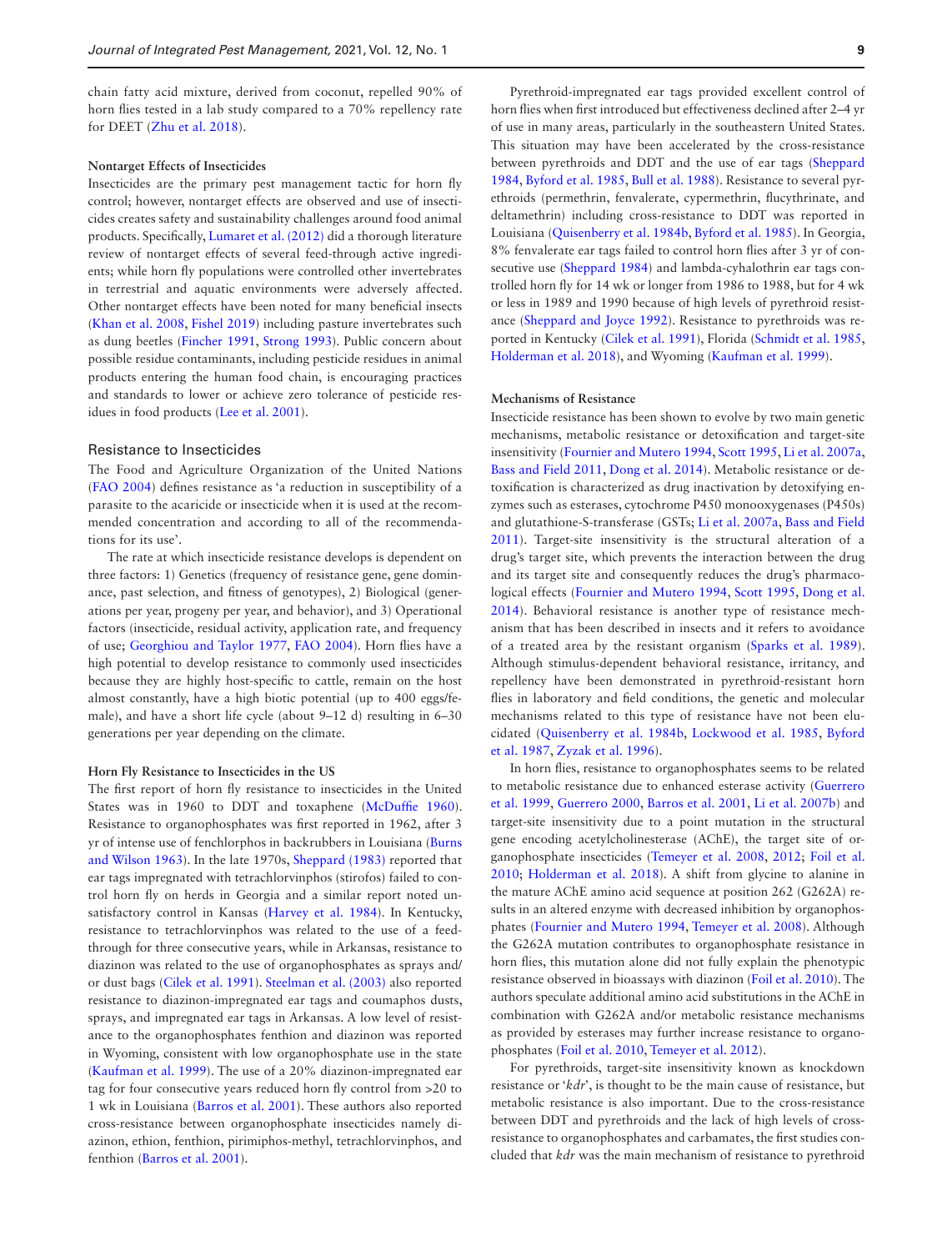chain fatty acid mixture, derived from coconut, repelled 90% of horn flies tested in a lab study compared to a 70% repellency rate for DEET (Zhu et al. 2018).

#### Nontarget Effects of Insecticides

Insecticides are the primary pest management tactic for horn fly control; however, nontarget effects are observed and use of insecticides creates safety and sustainability challenges around food animal products. Specifically, Lumaret et al. (2012) did a thorough literature review of nontarget effects of several feed-through active ingredients; while horn fly populations were controlled other invertebrates in terrestrial and aquatic environments were adversely affected. Other nontarget effects have been noted for many beneficial insects (Khan et al. 2008, Fishel 2019) including pasture invertebrates such as dung beetles (Fincher 1991, Strong 1993). Public concern about possible residue contaminants, including pesticide residues in animal products entering the human food chain, is encouraging practices and standards to lower or achieve zero tolerance of pesticide residues in food products (Lee et al. 2001).

### Resistance to Insecticides

The Food and Agriculture Organization of the United Nations (FAO 2004) defines resistance as 'a reduction in susceptibility of a parasite to the acaricide or insecticide when it is used at the recommended concentration and according to all of the recommendations for its use'.

The rate at which insecticide resistance develops is dependent on three factors: 1) Genetics (frequency of resistance gene, gene dominance, past selection, and fitness of genotypes), 2) Biological (generations per year, progeny per year, and behavior), and 3) Operational factors (insecticide, residual activity, application rate, and frequency of use; Georghiou and Taylor 1977, FAO 2004). Horn flies have a high potential to develop resistance to commonly used insecticides because they are highly host-specific to cattle, remain on the host almost constantly, have a high biotic potential (up to 400 eggs/female), and have a short life cycle (about 9–12 d) resulting in 6–30 generations per year depending on the climate.

#### Horn Fly Resistance to Insecticides in the US

The first report of horn fly resistance to insecticides in the United States was in 1960 to DDT and toxaphene (McDuffie 1960). Resistance to organophosphates was first reported in 1962, after 3 yr of intense use of fenchlorphos in backrubbers in Louisiana (Burns and Wilson 1963). In the late 1970s, Sheppard (1983) reported that ear tags impregnated with tetrachlorvinphos (stirofos) failed to control horn fly on herds in Georgia and a similar report noted unsatisfactory control in Kansas (Harvey et al. 1984). In Kentucky, resistance to tetrachlorvinphos was related to the use of a feed-through for three consecutive years, while in Arkansas, resistance to diazinon was related to the use of organophosphates as sprays and/or dust bags (Cilek et al. 1991). Steelman et al. (2003) also reported resistance to diazinon-impregnated ear tags and coumaphos dusts, sprays, and impregnated ear tags in Arkansas. A low level of resistance to the organophosphates fenthion and diazinon was reported in Wyoming, consistent with low organophosphate use in the state (Kaufman et al. 1999). The use of a 20% diazinon-impregnated ear tag for four consecutive years reduced horn fly control from >20 to 1 wk in Louisiana (Barros et al. 2001). These authors also reported cross-resistance between organophosphate insecticides namely diazinon, ethion, fenthion, pirimiphos-methyl, tetrachlorvinphos, and fenthion (Barros et al. 2001).

Pyrethroid-impregnated ear tags provided excellent control of horn flies when first introduced but effectiveness declined after 2–4 yr of use in many areas, particularly in the southeastern United States. This situation may have been accelerated by the cross-resistance between pyrethroids and DDT and the use of ear tags (Sheppard 1984, Byford et al. 1985, Bull et al. 1988). Resistance to several pyrethroids (permethrin, fenvalerate, cypermethrin, flucythrinate, and deltamethrin) including cross-resistance to DDT was reported in Louisiana (Quisenberry et al. 1984b, Byford et al. 1985). In Georgia, 8% fenvalerate ear tags failed to control horn flies after 3 yr of consecutive use (Sheppard 1984) and lambda-cyhalothrin ear tags controlled horn fly for 14 wk or longer from 1986 to 1988, but for 4 wk or less in 1989 and 1990 because of high levels of pyrethroid resistance (Sheppard and Joyce 1992). Resistance to pyrethroids was reported in Kentucky (Cilek et al. 1991), Florida (Schmidt et al. 1985, Holderman et al. 2018), and Wyoming (Kaufman et al. 1999).

#### Mechanisms of Resistance

Insecticide resistance has been shown to evolve by two main genetic mechanisms, metabolic resistance or detoxification and target-site insensitivity (Fournier and Mutero 1994, Scott 1995, Li et al. 2007a, Bass and Field 2011, Dong et al. 2014). Metabolic resistance or detoxification is characterized as drug inactivation by detoxifying enzymes such as esterases, cytochrome P450 monooxygenases (P450s) and glutathione-S-transferase (GSTs; Li et al. 2007a, Bass and Field 2011). Target-site insensitivity is the structural alteration of a drug's target site, which prevents the interaction between the drug and its target site and consequently reduces the drug's pharmacological effects (Fournier and Mutero 1994, Scott 1995, Dong et al. 2014). Behavioral resistance is another type of resistance mechanism that has been described in insects and it refers to avoidance of a treated area by the resistant organism (Sparks et al. 1989). Although stimulus-dependent behavioral resistance, irritancy, and repellency have been demonstrated in pyrethroid-resistant horn flies in laboratory and field conditions, the genetic and molecular mechanisms related to this type of resistance have not been elucidated (Quisenberry et al. 1984b, Lockwood et al. 1985, Byford et al. 1987, Zyzak et al. 1996).

In horn flies, resistance to organophosphates seems to be related to metabolic resistance due to enhanced esterase activity (Guerrero et al. 1999, Guerrero 2000, Barros et al. 2001, Li et al. 2007b) and target-site insensitivity due to a point mutation in the structural gene encoding acetylcholinesterase (AChE), the target site of organophosphate insecticides (Temeyer et al. 2008, 2012; Foil et al. 2010; Holderman et al. 2018). A shift from glycine to alanine in the mature AChE amino acid sequence at position 262 (G262A) results in an altered enzyme with decreased inhibition by organophosphates (Fournier and Mutero 1994, Temeyer et al. 2008). Although the G262A mutation contributes to organophosphate resistance in horn flies, this mutation alone did not fully explain the phenotypic resistance observed in bioassays with diazinon (Foil et al. 2010). The authors speculate additional amino acid substitutions in the AChE in combination with G262A and/or metabolic resistance mechanisms as provided by esterases may further increase resistance to organophosphates (Foil et al. 2010, Temeyer et al. 2012).

For pyrethroids, target-site insensitivity known as knockdown resistance or '*kdr*', is thought to be the main cause of resistance, but metabolic resistance is also important. Due to the cross-resistance between DDT and pyrethroids and the lack of high levels of cross-resistance to organophosphates and carbamates, the first studies concluded that *kdr* was the main mechanism of resistance to pyrethroid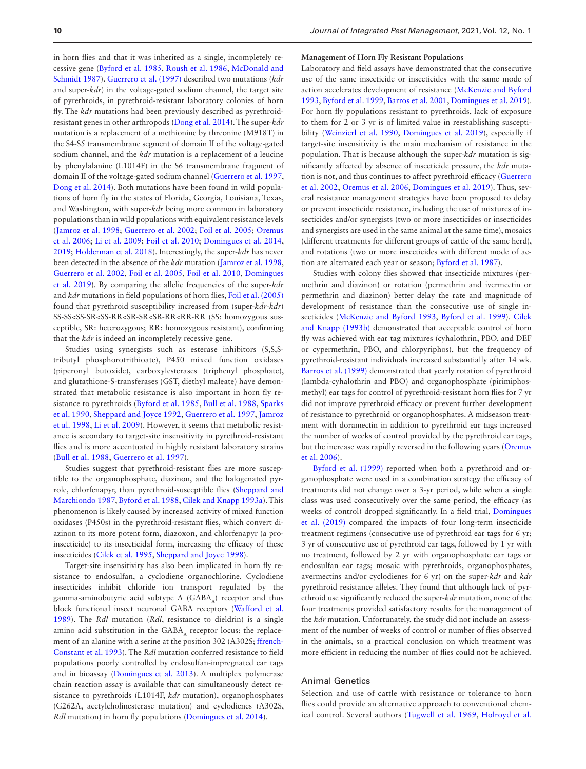in horn flies and that it was inherited as a single, incompletely recessive gene (Byford et al. 1985, Roush et al. 1986, McDonald and Schmidt 1987). Guerrero et al. (1997) described two mutations (*kdr* and super-*kdr*) in the voltage-gated sodium channel, the target site of pyrethroids, in pyrethroid-resistant laboratory colonies of horn fly. The *kdr* mutations had been previously described as pyrethroid-resistant genes in other arthropods (Dong et al. 2014). The super-*kdr* mutation is a replacement of a methionine by threonine (M918T) in the S4-S5 transmembrane segment of domain II of the voltage-gated sodium channel, and the *kdr* mutation is a replacement of a leucine by phenylalanine (L1014F) in the S6 transmembrane fragment of domain II of the voltage-gated sodium channel (Guerrero et al. 1997, Dong et al. 2014). Both mutations have been found in wild populations of horn fly in the states of Florida, Georgia, Louisiana, Texas, and Washington, with super-*kdr* being more common in laboratory populations than in wild populations with equivalent resistance levels (Jamroz et al. 1998; Guerrero et al. 2002; Foil et al. 2005; Oremus et al. 2006; Li et al. 2009; Foil et al. 2010; Domingues et al. 2014, 2019; Holderman et al. 2018). Interestingly, the super-*kdr* has never been detected in the absence of the *kdr* mutation (Jamroz et al. 1998, Guerrero et al. 2002, Foil et al. 2005, Foil et al. 2010, Domingues et al. 2019). By comparing the allelic frequencies of the super-*kdr* and *kdr* mutations in field populations of horn flies, Foil et al. (2005) found that pyrethroid susceptibility increased from (super-*kdr*-*kdr*) SS-SS<SS-SR<SS-RR<SR-SR<SR-RR<RR-RR (SS: homozygous susceptible, SR: heterozygous; RR: homozygous resistant), confirming that the *kdr* is indeed an incompletely recessive gene.

Studies using synergists such as esterase inhibitors (S,S,S-tributyl phosphorotrithioate), P450 mixed function oxidases (piperonyl butoxide), carboxylesterases (triphenyl phosphate), and glutathione-S-transferases (GST, diethyl maleate) have demonstrated that metabolic resistance is also important in horn fly resistance to pyrethroids (Byford et al. 1985, Bull et al. 1988, Sparks et al. 1990, Sheppard and Joyce 1992, Guerrero et al. 1997, Jamroz et al. 1998, Li et al. 2009). However, it seems that metabolic resistance is secondary to target-site insensitivity in pyrethroid-resistant flies and is more accentuated in highly resistant laboratory strains (Bull et al. 1988, Guerrero et al. 1997).

Studies suggest that pyrethroid-resistant flies are more susceptible to the organophosphate, diazinon, and the halogenated pyrrole, chlorfenapyr, than pyrethroid-susceptible flies (Sheppard and Marchiondo 1987, Byford et al. 1988, Cilek and Knapp 1993a). This phenomenon is likely caused by increased activity of mixed function oxidases (P450s) in the pyrethroid-resistant flies, which convert diazinon to its more potent form, diazoxon, and chlorfenapyr (a pro-insecticide) to its insecticidal form, increasing the efficacy of these insecticides (Cilek et al. 1995, Sheppard and Joyce 1998).

Target-site insensitivity has also been implicated in horn fly resistance to endosulfan, a cyclodiene organochlorine. Cyclodiene insecticides inhibit chloride ion transport regulated by the gamma-aminobutyric acid subtype A ($GABA_A$) receptor and thus block functional insect neuronal GABA receptors (Wafford et al. 1989). The *Rdl* mutation (*Rdl*, resistance to dieldrin) is a single amino acid substitution in the $GABA_A$ receptor locus: the replacement of an alanine with a serine at the position 302 (A302S; ffrench-Constant et al. 1993). The *Rdl* mutation conferred resistance to field populations poorly controlled by endosulfan-impregnated ear tags and in bioassay (Domingues et al. 2013). A multiplex polymerase chain reaction assay is available that can simultaneously detect resistance to pyrethroids (L1014F, *kdr* mutation), organophosphates (G262A, acetylcholinesterase mutation) and cyclodienes (A302S, *Rdl* mutation) in horn fly populations (Domingues et al. 2014).

**Management of Horn Fly Resistant Populations**

Laboratory and field assays have demonstrated that the consecutive use of the same insecticide or insecticides with the same mode of action accelerates development of resistance (McKenzie and Byford 1993, Byford et al. 1999, Barros et al. 2001, Domingues et al. 2019). For horn fly populations resistant to pyrethroids, lack of exposure to them for 2 or 3 yr is of limited value in reestablishing susceptibility (Weinzierl et al. 1990, Domingues et al. 2019), especially if target-site insensitivity is the main mechanism of resistance in the population. That is because although the super-*kdr* mutation is significantly affected by absence of insecticide pressure, the *kdr* mutation is not, and thus continues to affect pyrethroid efficacy (Guerrero et al. 2002, Oremus et al. 2006, Domingues et al. 2019). Thus, several resistance management strategies have been proposed to delay or prevent insecticide resistance, including the use of mixtures of insecticides and/or synergists (two or more insecticides or insecticides and synergists are used in the same animal at the same time), mosaics (different treatments for different groups of cattle of the same herd), and rotations (two or more insecticides with different mode of action are alternated each year or season; Byford et al. 1987).

Studies with colony flies showed that insecticide mixtures (permethrin and diazinon) or rotation (permethrin and ivermectin or permethrin and diazinon) better delay the rate and magnitude of development of resistance than the consecutive use of single insecticides (McKenzie and Byford 1993, Byford et al. 1999). Cilek and Knapp (1993b) demonstrated that acceptable control of horn fly was achieved with ear tag mixtures (cyhalothrin, PBO, and DEF or cypermethrin, PBO, and chlorpyriphos), but the frequency of pyrethroid-resistant individuals increased substantially after 14 wk. Barros et al. (1999) demonstrated that yearly rotation of pyrethroid (lambda-cyhalothrin and PBO) and organophosphate (pirimiphos-methyl) ear tags for control of pyrethroid-resistant horn flies for 7 yr did not improve pyrethroid efficacy or prevent further development of resistance to pyrethroid or organophosphates. A midseason treatment with doramectin in addition to pyrethroid ear tags increased the number of weeks of control provided by the pyrethroid ear tags, but the increase was rapidly reversed in the following years (Oremus et al. 2006).

Byford et al. (1999) reported when both a pyrethroid and organophosphate were used in a combination strategy the efficacy of treatments did not change over a 3-yr period, while when a single class was used consecutively over the same period, the efficacy (as weeks of control) dropped significantly. In a field trial, Domingues et al. (2019) compared the impacts of four long-term insecticide treatment regimens (consecutive use of pyrethroid ear tags for 6 yr; 3 yr of consecutive use of pyrethroid ear tags, followed by 1 yr with no treatment, followed by 2 yr with organophosphate ear tags or endosulfan ear tags; mosaic with pyrethroids, organophosphates, avermectins and/or cyclodienes for 6 yr) on the super-*kdr* and *kdr* pyrethroid resistance alleles. They found that although lack of pyrethroid use significantly reduced the super-*kdr* mutation, none of the four treatments provided satisfactory results for the management of the *kdr* mutation. Unfortunately, the study did not include an assessment of the number of weeks of control or number of flies observed in the animals, so a practical conclusion on which treatment was more efficient in reducing the number of flies could not be achieved.

## Animal Genetics

Selection and use of cattle with resistance or tolerance to horn flies could provide an alternative approach to conventional chemical control. Several authors (Tugwell et al. 1969, Holroyd et al.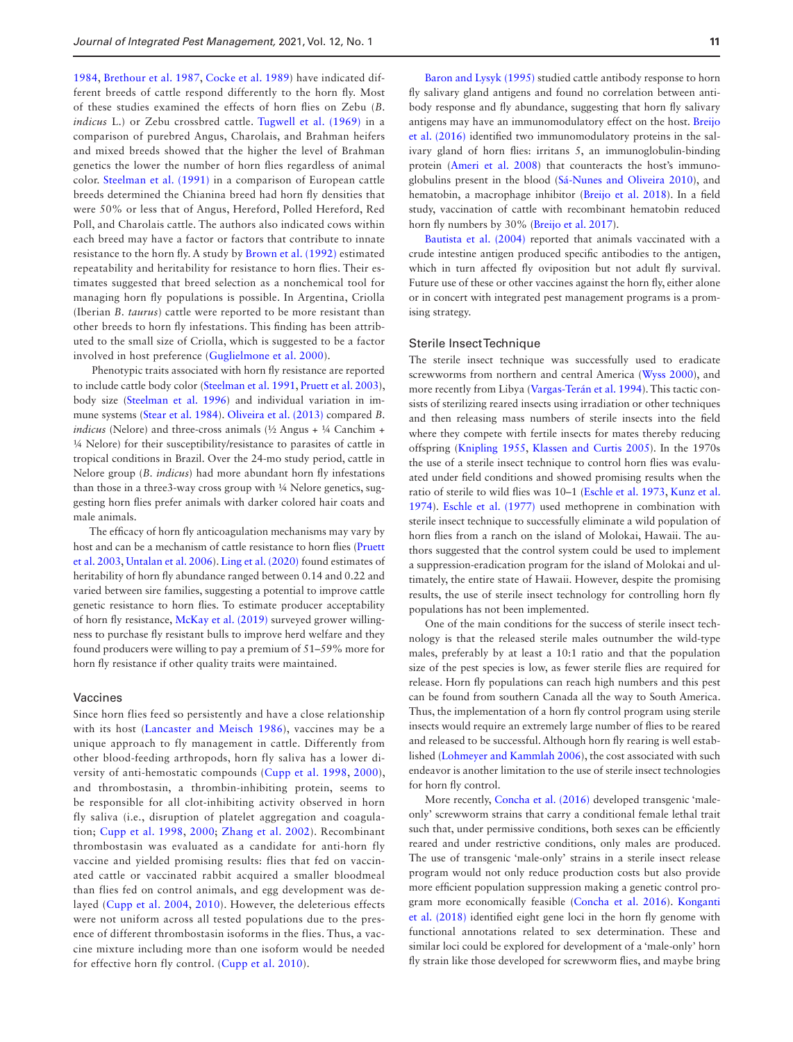1984, Brethour et al. 1987, Cocke et al. 1989) have indicated different breeds of cattle respond differently to the horn fly. Most of these studies examined the effects of horn flies on Zebu (*B. indicus* L.) or Zebu crossbred cattle. Tugwell et al. (1969) in a comparison of purebred Angus, Charolais, and Brahman heifers and mixed breeds showed that the higher the level of Brahman genetics the lower the number of horn flies regardless of animal color. Steelman et al. (1991) in a comparison of European cattle breeds determined the Chianina breed had horn fly densities that were 50% or less that of Angus, Hereford, Polled Hereford, Red Poll, and Charolais cattle. The authors also indicated cows within each breed may have a factor or factors that contribute to innate resistance to the horn fly. A study by Brown et al. (1992) estimated repeatability and heritability for resistance to horn flies. Their estimates suggested that breed selection as a nonchemical tool for managing horn fly populations is possible. In Argentina, Criolla (Iberian *B. taurus*) cattle were reported to be more resistant than other breeds to horn fly infestations. This finding has been attributed to the small size of Criolla, which is suggested to be a factor involved in host preference (Guglielmone et al. 2000).

Phenotypic traits associated with horn fly resistance are reported to include cattle body color (Steelman et al. 1991, Pruett et al. 2003), body size (Steelman et al. 1996) and individual variation in immune systems (Stear et al. 1984). Oliveira et al. (2013) compared *B. indicus* (Nelore) and three-cross animals (½ Angus + ¼ Canchim + ¼ Nelore) for their susceptibility/resistance to parasites of cattle in tropical conditions in Brazil. Over the 24-mo study period, cattle in Nelore group (*B. indicus*) had more abundant horn fly infestations than those in a three3-way cross group with ¼ Nelore genetics, suggesting horn flies prefer animals with darker colored hair coats and male animals.

The efficacy of horn fly anticoagulation mechanisms may vary by host and can be a mechanism of cattle resistance to horn flies (Pruett et al. 2003, Untalan et al. 2006). Ling et al. (2020) found estimates of heritability of horn fly abundance ranged between 0.14 and 0.22 and varied between sire families, suggesting a potential to improve cattle genetic resistance to horn flies. To estimate producer acceptability of horn fly resistance, McKay et al. (2019) surveyed grower willingness to purchase fly resistant bulls to improve herd welfare and they found producers were willing to pay a premium of 51–59% more for horn fly resistance if other quality traits were maintained.

## Vaccines

Since horn flies feed so persistently and have a close relationship with its host (Lancaster and Meisch 1986), vaccines may be a unique approach to fly management in cattle. Differently from other blood-feeding arthropods, horn fly saliva has a lower diversity of anti-hemostatic compounds (Cupp et al. 1998, 2000), and thrombostasin, a thrombin-inhibiting protein, seems to be responsible for all clot-inhibiting activity observed in horn fly saliva (i.e., disruption of platelet aggregation and coagulation; Cupp et al. 1998, 2000; Zhang et al. 2002). Recombinant thrombostasin was evaluated as a candidate for anti-horn fly vaccine and yielded promising results: flies that fed on vaccinated cattle or vaccinated rabbit acquired a smaller bloodmeal than flies fed on control animals, and egg development was delayed (Cupp et al. 2004, 2010). However, the deleterious effects were not uniform across all tested populations due to the presence of different thrombostasin isoforms in the flies. Thus, a vaccine mixture including more than one isoform would be needed for effective horn fly control. (Cupp et al. 2010).

Baron and Lysyk (1995) studied cattle antibody response to horn fly salivary gland antigens and found no correlation between antibody response and fly abundance, suggesting that horn fly salivary antigens may have an immunomodulatory effect on the host. Breijo et al. (2016) identified two immunomodulatory proteins in the salivary gland of horn flies: irritans 5, an immunoglobulin-binding protein (Ameri et al. 2008) that counteracts the host's immunoglobulins present in the blood (Sá-Nunes and Oliveira 2010), and hematobin, a macrophage inhibitor (Breijo et al. 2018). In a field study, vaccination of cattle with recombinant hematobin reduced horn fly numbers by 30% (Breijo et al. 2017).

Bautista et al. (2004) reported that animals vaccinated with a crude intestine antigen produced specific antibodies to the antigen, which in turn affected fly oviposition but not adult fly survival. Future use of these or other vaccines against the horn fly, either alone or in concert with integrated pest management programs is a promising strategy.

## Sterile Insect Technique

The sterile insect technique was successfully used to eradicate screwworms from northern and central America (Wyss 2000), and more recently from Libya (Vargas-Terán et al. 1994). This tactic consists of sterilizing reared insects using irradiation or other techniques and then releasing mass numbers of sterile insects into the field where they compete with fertile insects for mates thereby reducing offspring (Knipling 1955, Klassen and Curtis 2005). In the 1970s the use of a sterile insect technique to control horn flies was evaluated under field conditions and showed promising results when the ratio of sterile to wild flies was 10–1 (Eschle et al. 1973, Kunz et al. 1974). Eschle et al. (1977) used methoprene in combination with sterile insect technique to successfully eliminate a wild population of horn flies from a ranch on the island of Molokai, Hawaii. The authors suggested that the control system could be used to implement a suppression-eradication program for the island of Molokai and ultimately, the entire state of Hawaii. However, despite the promising results, the use of sterile insect technology for controlling horn fly populations has not been implemented.

One of the main conditions for the success of sterile insect technology is that the released sterile males outnumber the wild-type males, preferably by at least a 10:1 ratio and that the population size of the pest species is low, as fewer sterile flies are required for release. Horn fly populations can reach high numbers and this pest can be found from southern Canada all the way to South America. Thus, the implementation of a horn fly control program using sterile insects would require an extremely large number of flies to be reared and released to be successful. Although horn fly rearing is well established (Lohmeyer and Kammlah 2006), the cost associated with such endeavor is another limitation to the use of sterile insect technologies for horn fly control.

More recently, Concha et al. (2016) developed transgenic 'male-only' screwworm strains that carry a conditional female lethal trait such that, under permissive conditions, both sexes can be efficiently reared and under restrictive conditions, only males are produced. The use of transgenic 'male-only' strains in a sterile insect release program would not only reduce production costs but also provide more efficient population suppression making a genetic control program more economically feasible (Concha et al. 2016). Konganti et al. (2018) identified eight gene loci in the horn fly genome with functional annotations related to sex determination. These and similar loci could be explored for development of a 'male-only' horn fly strain like those developed for screwworm flies, and maybe bring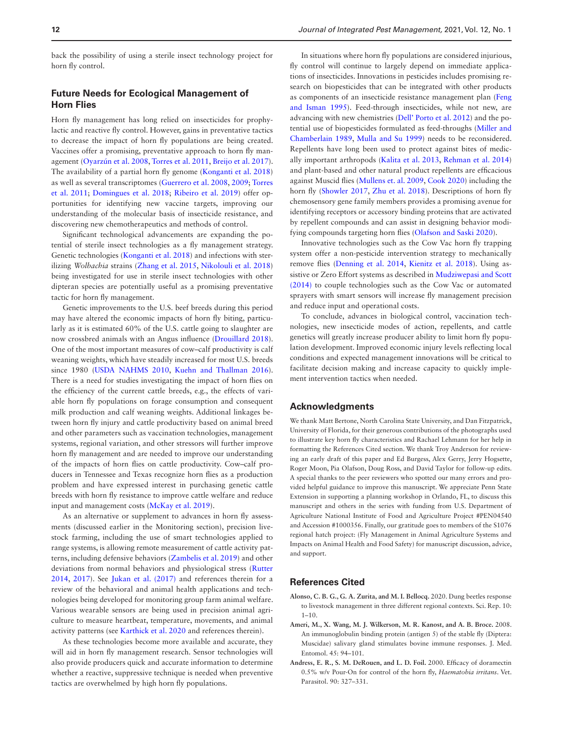back the possibility of using a sterile insect technology project for horn fly control.

## Future Needs for Ecological Management of Horn Flies

Horn fly management has long relied on insecticides for prophylactic and reactive fly control. However, gains in preventative tactics to decrease the impact of horn fly populations are being created. Vaccines offer a promising, preventative approach to horn fly management (Oyarzún et al. 2008, Torres et al. 2011, Breijo et al. 2017). The availability of a partial horn fly genome (Konganti et al. 2018) as well as several transcriptomes (Guerrero et al. 2008, 2009; Torres et al. 2011; Domingues et al. 2018; Ribeiro et al. 2019) offer opportunities for identifying new vaccine targets, improving our understanding of the molecular basis of insecticide resistance, and discovering new chemotherapeutics and methods of control.

Significant technological advancements are expanding the potential of sterile insect technologies as a fly management strategy. Genetic technologies (Konganti et al. 2018) and infections with sterilizing *Wolbachia* strains (Zhang et al. 2015, Nikolouli et al. 2018) being investigated for use in sterile insect technologies with other dipteran species are potentially useful as a promising preventative tactic for horn fly management.

Genetic improvements to the U.S. beef breeds during this period may have altered the economic impacts of horn fly biting, particularly as it is estimated 60% of the U.S. cattle going to slaughter are now crossbred animals with an Angus influence (Drouillard 2018). One of the most important measures of cow–calf productivity is calf weaning weights, which have steadily increased for most U.S. breeds since 1980 (USDA NAHMS 2010, Kuehn and Thallman 2016). There is a need for studies investigating the impact of horn flies on the efficiency of the current cattle breeds, e.g., the effects of variable horn fly populations on forage consumption and consequent milk production and calf weaning weights. Additional linkages between horn fly injury and cattle productivity based on animal breed and other parameters such as vaccination technologies, management systems, regional variation, and other stressors will further improve horn fly management and are needed to improve our understanding of the impacts of horn flies on cattle productivity. Cow–calf producers in Tennessee and Texas recognize horn flies as a production problem and have expressed interest in purchasing genetic cattle breeds with horn fly resistance to improve cattle welfare and reduce input and management costs (McKay et al. 2019).

As an alternative or supplement to advances in horn fly assessments (discussed earlier in the Monitoring section), precision livestock farming, including the use of smart technologies applied to range systems, is allowing remote measurement of cattle activity patterns, including defensive behaviors (Zambelis et al. 2019) and other deviations from normal behaviors and physiological stress (Rutter 2014, 2017). See Jukan et al. (2017) and references therein for a review of the behavioral and animal health applications and technologies being developed for monitoring group farm animal welfare. Various wearable sensors are being used in precision animal agriculture to measure heartbeat, temperature, movements, and animal activity patterns (see Karthick et al. 2020 and references therein).

As these technologies become more available and accurate, they will aid in horn fly management research. Sensor technologies will also provide producers quick and accurate information to determine whether a reactive, suppressive technique is needed when preventive tactics are overwhelmed by high horn fly populations.

In situations where horn fly populations are considered injurious, fly control will continue to largely depend on immediate applications of insecticides. Innovations in pesticides includes promising research on biopesticides that can be integrated with other products as components of an insecticide resistance management plan (Feng and Isman 1995). Feed-through insecticides, while not new, are advancing with new chemistries (Dell' Porto et al. 2012) and the potential use of biopesticides formulated as feed-throughs (Miller and Chamberlain 1989, Mulla and Su 1999) needs to be reconsidered. Repellents have long been used to protect against bites of medically important arthropods (Kalita et al. 2013, Rehman et al. 2014) and plant-based and other natural product repellents are efficacious against Muscid flies (Mullens et. al. 2009, Cook 2020) including the horn fly (Showler 2017, Zhu et al. 2018). Descriptions of horn fly chemosensory gene family members provides a promising avenue for identifying receptors or accessory binding proteins that are activated by repellent compounds and can assist in designing behavior modifying compounds targeting horn flies (Olafson and Saski 2020).

Innovative technologies such as the Cow Vac horn fly trapping system offer a non-pesticide intervention strategy to mechanically remove flies (Denning et al. 2014, Kienitz et al. 2018). Using assistive or Zero Effort systems as described in Mudziwepasi and Scott (2014) to couple technologies such as the Cow Vac or automated sprayers with smart sensors will increase fly management precision and reduce input and operational costs.

To conclude, advances in biological control, vaccination technologies, new insecticide modes of action, repellents, and cattle genetics will greatly increase producer ability to limit horn fly population development. Improved economic injury levels reflecting local conditions and expected management innovations will be critical to facilitate decision making and increase capacity to quickly implement intervention tactics when needed.

## Acknowledgments

We thank Matt Bertone, North Carolina State University, and Dan Fitzpatrick, University of Florida, for their generous contributions of the photographs used to illustrate key horn fly characteristics and Rachael Lehmann for her help in formatting the References Cited section. We thank Troy Anderson for reviewing an early draft of this paper and Ed Burgess, Alex Gerry, Jerry Hogsette, Roger Moon, Pia Olafson, Doug Ross, and David Taylor for follow-up edits. A special thanks to the peer reviewers who spotted our many errors and provided helpful guidance to improve this manuscript. We appreciate Penn State Extension in supporting a planning workshop in Orlando, FL, to discuss this manuscript and others in the series with funding from U.S. Department of Agriculture National Institute of Food and Agriculture Project #PEN04540 and Accession #1000356. Finally, our gratitude goes to members of the S1076 regional hatch project: (Fly Management in Animal Agriculture Systems and Impacts on Animal Health and Food Safety) for manuscript discussion, advice, and support.

## References Cited

**Alonso, C. B. G., G. A. Zurita, and M. I. Bellocq.** 2020. Dung beetles response to livestock management in three different regional contexts. Sci. Rep. 10: 1–10.

**Ameri, M., X. Wang, M. J. Wilkerson, M. R. Kanost, and A. B. Broce.** 2008. An immunoglobulin binding protein (antigen 5) of the stable fly (Diptera: Muscidae) salivary gland stimulates bovine immune responses. J. Med. Entomol. 45: 94–101.

**Andress, E. R., S. M. DeRouen, and L. D. Foil.** 2000. Efficacy of doramectin 0.5% w/v Pour-On for control of the horn fly, *Haematobia irritans*. Vet. Parasitol. 90: 327–331.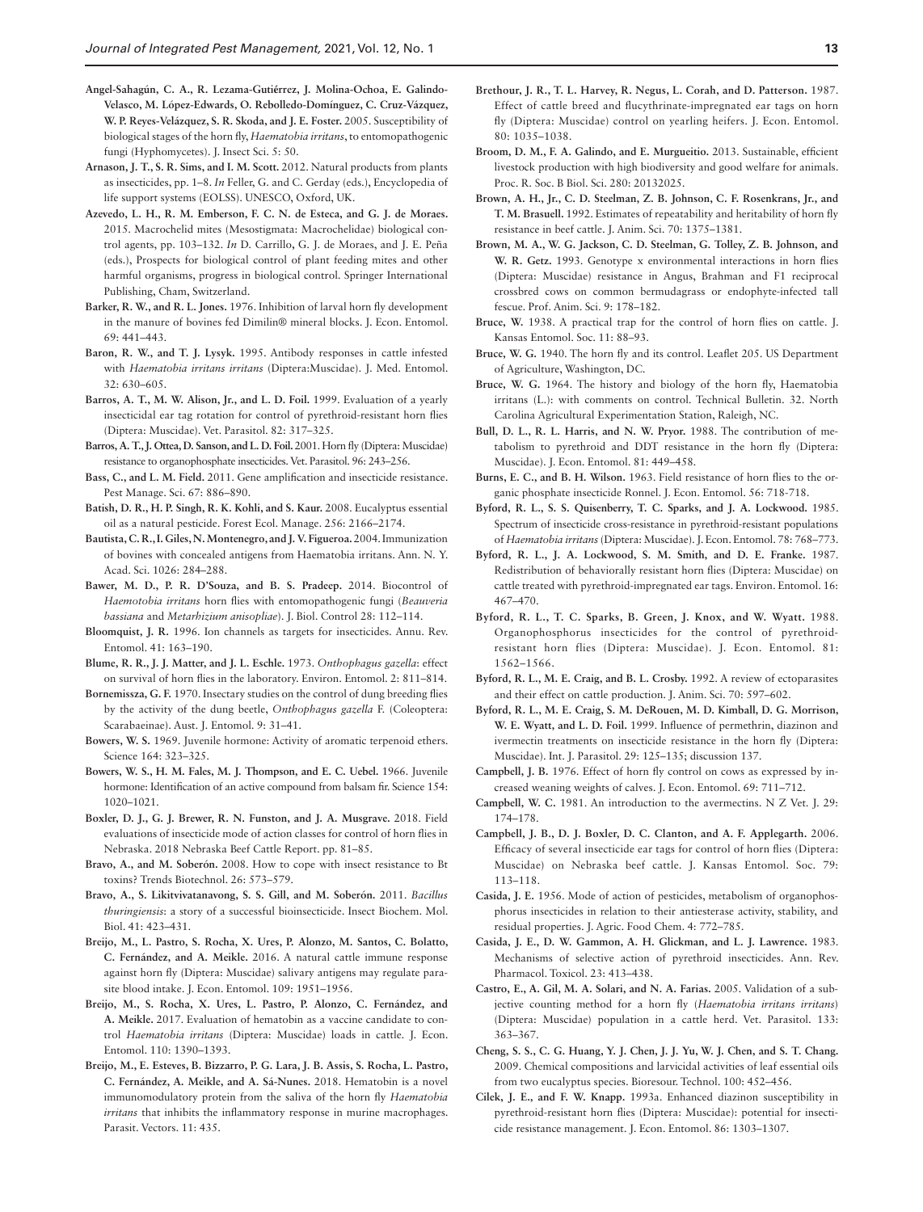**Angel-Sahagún, C. A., R. Lezama-Gutiérrez, J. Molina-Ochoa, E. Galindo-Velasco, M. López-Edwards, O. Rebolledo-Domínguez, C. Cruz-Vázquez, W. P. Reyes-Velázquez, S. R. Skoda, and J. E. Foster.** 2005. Susceptibility of biological stages of the horn fly, *Haematobia irritans*, to entomopathogenic fungi (Hyphomycetes). J. Insect Sci. 5: 50.

**Arnason, J. T., S. R. Sims, and I. M. Scott.** 2012. Natural products from plants as insecticides, pp. 1–8. *In* Feller, G. and C. Gerday (eds.), Encyclopedia of life support systems (EOLSS). UNESCO, Oxford, UK.

**Azevedo, L. H., R. M. Emberson, F. C. N. de Esteca, and G. J. de Moraes.** 2015. Macrochelid mites (Mesostigmata: Macrochelidae) biological control agents, pp. 103–132. *In* D. Carrillo, G. J. de Moraes, and J. E. Peña (eds.), Prospects for biological control of plant feeding mites and other harmful organisms, progress in biological control. Springer International Publishing, Cham, Switzerland.

**Barker, R. W., and R. L. Jones.** 1976. Inhibition of larval horn fly development in the manure of bovines fed Dimilin® mineral blocks. J. Econ. Entomol. 69: 441–443.

**Baron, R. W., and T. J. Lysyk.** 1995. Antibody responses in cattle infested with *Haematobia irritans irritans* (Diptera:Muscidae). J. Med. Entomol. 32: 630–605.

**Barros, A. T., M. W. Alison, Jr., and L. D. Foil.** 1999. Evaluation of a yearly insecticidal ear tag rotation for control of pyrethroid-resistant horn flies (Diptera: Muscidae). Vet. Parasitol. 82: 317–325.

**Barros, A. T., J. Ottea, D. Sanson, and L. D. Foil.** 2001. Horn fly (Diptera: Muscidae) resistance to organophosphate insecticides. Vet. Parasitol. 96: 243–256.

**Bass, C., and L. M. Field.** 2011. Gene amplification and insecticide resistance. Pest Manage. Sci. 67: 886–890.

**Batish, D. R., H. P. Singh, R. K. Kohli, and S. Kaur.** 2008. Eucalyptus essential oil as a natural pesticide. Forest Ecol. Manage. 256: 2166–2174.

**Bautista, C. R., I. Giles, N. Montenegro, and J. V. Figueroa.** 2004. Immunization of bovines with concealed antigens from Haematobia irritans. Ann. N. Y. Acad. Sci. 1026: 284–288.

**Bawer, M. D., P. R. D'Souza, and B. S. Pradeep.** 2014. Biocontrol of *Haemotobia irritans* horn flies with entomopathogenic fungi (*Beauveria bassiana* and *Metarhizium anisopliae*). J. Biol. Control 28: 112–114.

**Bloomquist, J. R.** 1996. Ion channels as targets for insecticides. Annu. Rev. Entomol. 41: 163–190.

**Blume, R. R., J. J. Matter, and J. L. Eschle.** 1973. *Onthophagus gazella*: effect on survival of horn flies in the laboratory. Environ. Entomol. 2: 811–814.

**Bornemissza, G. F.** 1970. Insectary studies on the control of dung breeding flies by the activity of the dung beetle, *Onthophagus gazella* F. (Coleoptera: Scarabaeinae). Aust. J. Entomol. 9: 31–41.

**Bowers, W. S.** 1969. Juvenile hormone: Activity of aromatic terpenoid ethers. Science 164: 323–325.

**Bowers, W. S., H. M. Fales, M. J. Thompson, and E. C. Uebel.** 1966. Juvenile hormone: Identification of an active compound from balsam fir. Science 154: 1020–1021.

**Boxler, D. J., G. J. Brewer, R. N. Funston, and J. A. Musgrave.** 2018. Field evaluations of insecticide mode of action classes for control of horn flies in Nebraska. 2018 Nebraska Beef Cattle Report. pp. 81–85.

**Bravo, A., and M. Soberón.** 2008. How to cope with insect resistance to Bt toxins? Trends Biotechnol. 26: 573–579.

**Bravo, A., S. Likitvivatanavong, S. S. Gill, and M. Soberón.** 2011. *Bacillus thuringiensis*: a story of a successful bioinsecticide. Insect Biochem. Mol. Biol. 41: 423–431.

**Breijo, M., L. Pastro, S. Rocha, X. Ures, P. Alonzo, M. Santos, C. Bolatto, C. Fernández, and A. Meikle.** 2016. A natural cattle immune response against horn fly (Diptera: Muscidae) salivary antigens may regulate parasite blood intake. J. Econ. Entomol. 109: 1951–1956.

**Breijo, M., S. Rocha, X. Ures, L. Pastro, P. Alonzo, C. Fernández, and A. Meikle.** 2017. Evaluation of hematobin as a vaccine candidate to control *Haematobia irritans* (Diptera: Muscidae) loads in cattle. J. Econ. Entomol. 110: 1390–1393.

**Breijo, M., E. Esteves, B. Bizzarro, P. G. Lara, J. B. Assis, S. Rocha, L. Pastro, C. Fernández, A. Meikle, and A. Sá-Nunes.** 2018. Hematobin is a novel immunomodulatory protein from the saliva of the horn fly *Haematobia irritans* that inhibits the inflammatory response in murine macrophages. Parasit. Vectors. 11: 435.

**Brethour, J. R., T. L. Harvey, R. Negus, L. Corah, and D. Patterson.** 1987. Effect of cattle breed and flucythrinate-impregnated ear tags on horn fly (Diptera: Muscidae) control on yearling heifers. J. Econ. Entomol. 80: 1035–1038.

**Broom, D. M., F. A. Galindo, and E. Murgueitio.** 2013. Sustainable, efficient livestock production with high biodiversity and good welfare for animals. Proc. R. Soc. B Biol. Sci. 280: 20132025.

**Brown, A. H., Jr., C. D. Steelman, Z. B. Johnson, C. F. Rosenkrans, Jr., and T. M. Brasuell.** 1992. Estimates of repeatability and heritability of horn fly resistance in beef cattle. J. Anim. Sci. 70: 1375–1381.

**Brown, M. A., W. G. Jackson, C. D. Steelman, G. Tolley, Z. B. Johnson, and W. R. Getz.** 1993. Genotype x environmental interactions in horn flies (Diptera: Muscidae) resistance in Angus, Brahman and F1 reciprocal crossbred cows on common bermudagrass or endophyte-infected tall fescue. Prof. Anim. Sci. 9: 178–182.

**Bruce, W.** 1938. A practical trap for the control of horn flies on cattle. J. Kansas Entomol. Soc. 11: 88–93.

**Bruce, W. G.** 1940. The horn fly and its control. Leaflet 205. US Department of Agriculture, Washington, DC.

**Bruce, W. G.** 1964. The history and biology of the horn fly, Haematobia irritans (L.): with comments on control. Technical Bulletin. 32. North Carolina Agricultural Experimentation Station, Raleigh, NC.

**Bull, D. L., R. L. Harris, and N. W. Pryor.** 1988. The contribution of metabolism to pyrethroid and DDT resistance in the horn fly (Diptera: Muscidae). J. Econ. Entomol. 81: 449–458.

**Burns, E. C., and B. H. Wilson.** 1963. Field resistance of horn flies to the organic phosphate insecticide Ronnel. J. Econ. Entomol. 56: 718-718.

**Byford, R. L., S. S. Quisenberry, T. C. Sparks, and J. A. Lockwood.** 1985. Spectrum of insecticide cross-resistance in pyrethroid-resistant populations of *Haematobia irritans* (Diptera: Muscidae). J. Econ. Entomol. 78: 768–773.

**Byford, R. L., J. A. Lockwood, S. M. Smith, and D. E. Franke.** 1987. Redistribution of behaviorally resistant horn flies (Diptera: Muscidae) on cattle treated with pyrethroid-impregnated ear tags. Environ. Entomol. 16: 467–470.

**Byford, R. L., T. C. Sparks, B. Green, J. Knox, and W. Wyatt.** 1988. Organophosphorus insecticides for the control of pyrethroid-resistant horn flies (Diptera: Muscidae). J. Econ. Entomol. 81: 1562–1566.

**Byford, R. L., M. E. Craig, and B. L. Crosby.** 1992. A review of ectoparasites and their effect on cattle production. J. Anim. Sci. 70: 597–602.

**Byford, R. L., M. E. Craig, S. M. DeRouen, M. D. Kimball, D. G. Morrison, W. E. Wyatt, and L. D. Foil.** 1999. Influence of permethrin, diazinon and ivermectin treatments on insecticide resistance in the horn fly (Diptera: Muscidae). Int. J. Parasitol. 29: 125–135; discussion 137.

**Campbell, J. B.** 1976. Effect of horn fly control on cows as expressed by increased weaning weights of calves. J. Econ. Entomol. 69: 711–712.

**Campbell, W. C.** 1981. An introduction to the avermectins. N Z Vet. J. 29: 174–178.

**Campbell, J. B., D. J. Boxler, D. C. Clanton, and A. F. Applegarth.** 2006. Efficacy of several insecticide ear tags for control of horn flies (Diptera: Muscidae) on Nebraska beef cattle. J. Kansas Entomol. Soc. 79: 113–118.

**Casida, J. E.** 1956. Mode of action of pesticides, metabolism of organophosphorus insecticides in relation to their antiesterase activity, stability, and residual properties. J. Agric. Food Chem. 4: 772–785.

**Casida, J. E., D. W. Gammon, A. H. Glickman, and L. J. Lawrence.** 1983. Mechanisms of selective action of pyrethroid insecticides. Ann. Rev. Pharmacol. Toxicol. 23: 413–438.

**Castro, E., A. Gil, M. A. Solari, and N. A. Farias.** 2005. Validation of a subjective counting method for a horn fly (*Haematobia irritans irritans*) (Diptera: Muscidae) population in a cattle herd. Vet. Parasitol. 133: 363–367.

**Cheng, S. S., C. G. Huang, Y. J. Chen, J. J. Yu, W. J. Chen, and S. T. Chang.** 2009. Chemical compositions and larvicidal activities of leaf essential oils from two eucalyptus species. Bioresour. Technol. 100: 452–456.

**Cilek, J. E., and F. W. Knapp.** 1993a. Enhanced diazinon susceptibility in pyrethroid-resistant horn flies (Diptera: Muscidae): potential for insecticide resistance management. J. Econ. Entomol. 86: 1303–1307.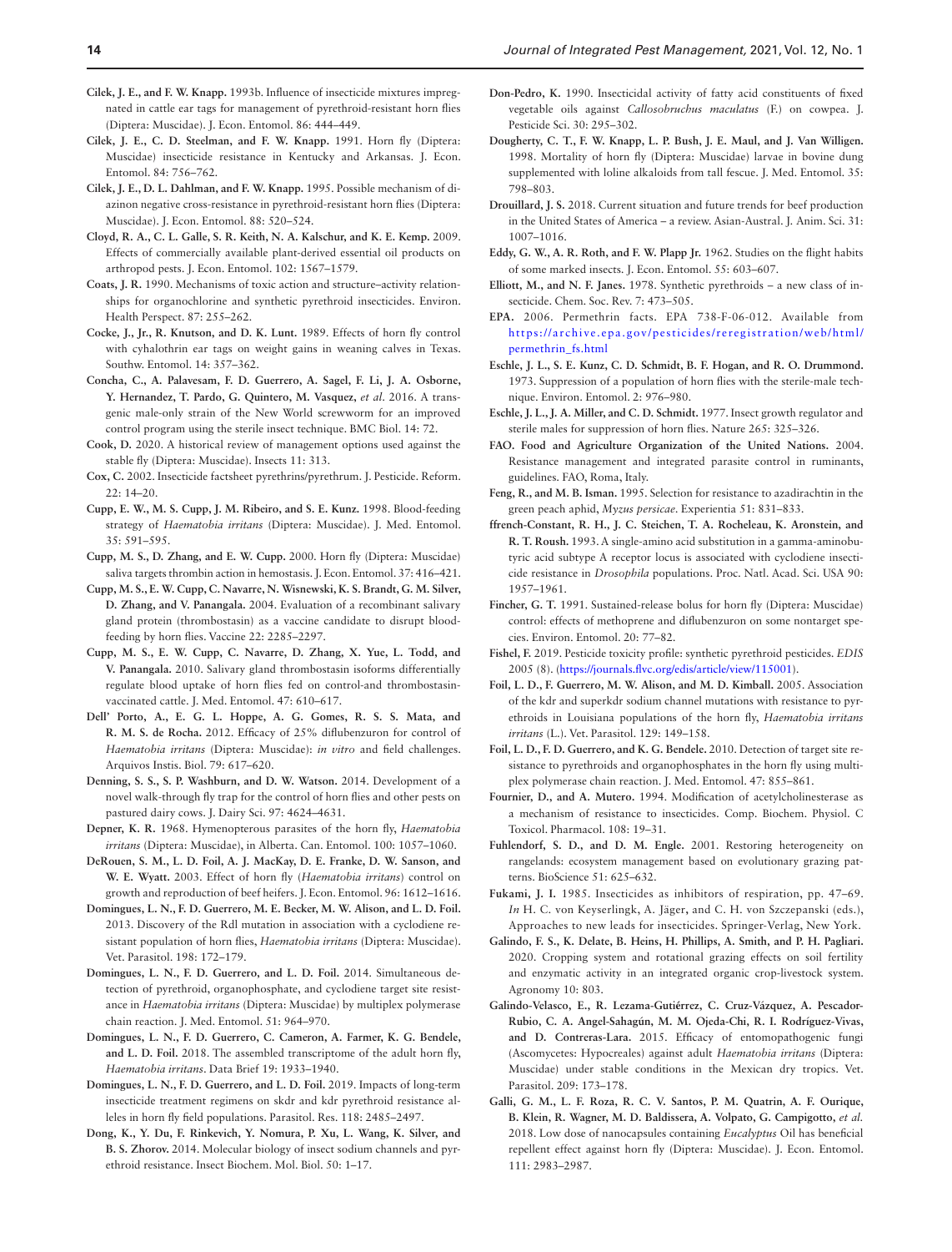**Cilek, J. E., and F. W. Knapp.** 1993b. Influence of insecticide mixtures impregnated in cattle ear tags for management of pyrethroid-resistant horn flies (Diptera: Muscidae). J. Econ. Entomol. 86: 444–449.

**Cilek, J. E., C. D. Steelman, and F. W. Knapp.** 1991. Horn fly (Diptera: Muscidae) insecticide resistance in Kentucky and Arkansas. J. Econ. Entomol. 84: 756–762.

**Cilek, J. E., D. L. Dahlman, and F. W. Knapp.** 1995. Possible mechanism of diazinon negative cross-resistance in pyrethroid-resistant horn flies (Diptera: Muscidae). J. Econ. Entomol. 88: 520–524.

**Cloyd, R. A., C. L. Galle, S. R. Keith, N. A. Kalschur, and K. E. Kemp.** 2009. Effects of commercially available plant-derived essential oil products on arthropod pests. J. Econ. Entomol. 102: 1567–1579.

**Coats, J. R.** 1990. Mechanisms of toxic action and structure–activity relationships for organochlorine and synthetic pyrethroid insecticides. Environ. Health Perspect. 87: 255–262.

**Cocke, J., Jr., R. Knutson, and D. K. Lunt.** 1989. Effects of horn fly control with cyhalothrin ear tags on weight gains in weaning calves in Texas. Southw. Entomol. 14: 357–362.

**Concha, C., A. Palavesam, F. D. Guerrero, A. Sagel, F. Li, J. A. Osborne, Y. Hernandez, T. Pardo, G. Quintero, M. Vasquez, *et al*.** 2016. A transgenic male-only strain of the New World screwworm for an improved control program using the sterile insect technique. BMC Biol. 14: 72.

**Cook, D.** 2020. A historical review of management options used against the stable fly (Diptera: Muscidae). Insects 11: 313.

**Cox, C.** 2002. Insecticide factsheet pyrethrins/pyrethrum. J. Pesticide. Reform. 22: 14–20.

**Cupp, E. W., M. S. Cupp, J. M. Ribeiro, and S. E. Kunz.** 1998. Blood-feeding strategy of *Haematobia irritans* (Diptera: Muscidae). J. Med. Entomol. 35: 591–595.

**Cupp, M. S., D. Zhang, and E. W. Cupp.** 2000. Horn fly (Diptera: Muscidae) saliva targets thrombin action in hemostasis. J. Econ. Entomol. 37: 416–421.

**Cupp, M. S., E. W. Cupp, C. Navarre, N. Wisnewski, K. S. Brandt, G. M. Silver, D. Zhang, and V. Panangala.** 2004. Evaluation of a recombinant salivary gland protein (thrombostasin) as a vaccine candidate to disrupt blood-feeding by horn flies. Vaccine 22: 2285–2297.

**Cupp, M. S., E. W. Cupp, C. Navarre, D. Zhang, X. Yue, L. Todd, and V. Panangala.** 2010. Salivary gland thrombostasin isoforms differentially regulate blood uptake of horn flies fed on control-and thrombostasin-vaccinated cattle. J. Med. Entomol. 47: 610–617.

**Dell' Porto, A., E. G. L. Hoppe, A. G. Gomes, R. S. S. Mata, and R. M. S. de Rocha.** 2012. Efficacy of 25% diflubenzuron for control of *Haematobia irritans* (Diptera: Muscidae): *in vitro* and field challenges. Arquivos Instis. Biol. 79: 617–620.

**Denning, S. S., S. P. Washburn, and D. W. Watson.** 2014. Development of a novel walk-through fly trap for the control of horn flies and other pests on pastured dairy cows. J. Dairy Sci. 97: 4624–4631.

**Depner, K. R.** 1968. Hymenopterous parasites of the horn fly, *Haematobia irritans* (Diptera: Muscidae), in Alberta. Can. Entomol. 100: 1057–1060.

**DeRouen, S. M., L. D. Foil, A. J. MacKay, D. E. Franke, D. W. Sanson, and W. E. Wyatt.** 2003. Effect of horn fly (*Haematobia irritans*) control on growth and reproduction of beef heifers. J. Econ. Entomol. 96: 1612–1616.

**Domingues, L. N., F. D. Guerrero, M. E. Becker, M. W. Alison, and L. D. Foil.** 2013. Discovery of the Rdl mutation in association with a cyclodiene resistant population of horn flies, *Haematobia irritans* (Diptera: Muscidae). Vet. Parasitol. 198: 172–179.

**Domingues, L. N., F. D. Guerrero, and L. D. Foil.** 2014. Simultaneous detection of pyrethroid, organophosphate, and cyclodiene target site resistance in *Haematobia irritans* (Diptera: Muscidae) by multiplex polymerase chain reaction. J. Med. Entomol. 51: 964–970.

**Domingues, L. N., F. D. Guerrero, C. Cameron, A. Farmer, K. G. Bendele, and L. D. Foil.** 2018. The assembled transcriptome of the adult horn fly, *Haematobia irritans*. Data Brief 19: 1933–1940.

**Domingues, L. N., F. D. Guerrero, and L. D. Foil.** 2019. Impacts of long-term insecticide treatment regimens on skdr and kdr pyrethroid resistance alleles in horn fly field populations. Parasitol. Res. 118: 2485–2497.

**Dong, K., Y. Du, F. Rinkevich, Y. Nomura, P. Xu, L. Wang, K. Silver, and B. S. Zhorov.** 2014. Molecular biology of insect sodium channels and pyrethroid resistance. Insect Biochem. Mol. Biol. 50: 1–17.

**Don-Pedro, K.** 1990. Insecticidal activity of fatty acid constituents of fixed vegetable oils against *Callosobruchus maculatus* (F.) on cowpea. J. Pesticide Sci. 30: 295–302.

**Dougherty, C. T., F. W. Knapp, L. P. Bush, J. E. Maul, and J. Van Willigen.** 1998. Mortality of horn fly (Diptera: Muscidae) larvae in bovine dung supplemented with loline alkaloids from tall fescue. J. Med. Entomol. 35: 798–803.

**Drouillard, J. S.** 2018. Current situation and future trends for beef production in the United States of America – a review. Asian-Austral. J. Anim. Sci. 31: 1007–1016.

**Eddy, G. W., A. R. Roth, and F. W. Plapp Jr.** 1962. Studies on the flight habits of some marked insects. J. Econ. Entomol. 55: 603–607.

**Elliott, M., and N. F. Janes.** 1978. Synthetic pyrethroids – a new class of insecticide. Chem. Soc. Rev. 7: 473–505.

**EPA.** 2006. Permethrin facts. EPA 738-F-06-012. Available from https://archive.epa.gov/pesticides/reregistration/web/html/permethrin_fs.html

**Eschle, J. L., S. E. Kunz, C. D. Schmidt, B. F. Hogan, and R. O. Drummond.** 1973. Suppression of a population of horn flies with the sterile-male technique. Environ. Entomol. 2: 976–980.

**Eschle, J. L., J. A. Miller, and C. D. Schmidt.** 1977. Insect growth regulator and sterile males for suppression of horn flies. Nature 265: 325–326.

**FAO. Food and Agriculture Organization of the United Nations.** 2004. Resistance management and integrated parasite control in ruminants, guidelines. FAO, Roma, Italy.

**Feng, R., and M. B. Isman.** 1995. Selection for resistance to azadirachtin in the green peach aphid, *Myzus persicae*. Experientia 51: 831–833.

**ffrench-Constant, R. H., J. C. Steichen, T. A. Rocheleau, K. Aronstein, and R. T. Roush.** 1993. A single-amino acid substitution in a gamma-aminobutyric acid subtype A receptor locus is associated with cyclodiene insecticide resistance in *Drosophila* populations. Proc. Natl. Acad. Sci. USA 90: 1957–1961.

**Fincher, G. T.** 1991. Sustained-release bolus for horn fly (Diptera: Muscidae) control: effects of methoprene and diflubenzuron on some nontarget species. Environ. Entomol. 20: 77–82.

**Fishel, F.** 2019. Pesticide toxicity profile: synthetic pyrethroid pesticides. *EDIS* 2005 (8). (https://journals.flvc.org/edis/article/view/115001).

**Foil, L. D., F. D. Guerrero, M. W. Alison, and M. D. Kimball.** 2005. Association of the kdr and superkdr sodium channel mutations with resistance to pyrethroids in Louisiana populations of the horn fly, *Haematobia irritans irritans* (L.). Vet. Parasitol. 129: 149–158.

**Foil, L. D., F. D. Guerrero, and K. G. Bendele.** 2010. Detection of target site resistance to pyrethroids and organophosphates in the horn fly using multiplex polymerase chain reaction. J. Med. Entomol. 47: 855–861.

**Fournier, D., and A. Mutero.** 1994. Modification of acetylcholinesterase as a mechanism of resistance to insecticides. Comp. Biochem. Physiol. C Toxicol. Pharmacol. 108: 19–31.

**Fuhlendorf, S. D., and D. M. Engle.** 2001. Restoring heterogeneity on rangelands: ecosystem management based on evolutionary grazing patterns. BioScience 51: 625–632.

**Fukami, J. I.** 1985. Insecticides as inhibitors of respiration, pp. 47–69. *In* H. C. von Keyserlingk, A. Jäger, and C. H. von Szczepanski (eds.), Approaches to new leads for insecticides. Springer-Verlag, New York.

**Galindo, F. S., K. Delate, B. Heins, H. Phillips, A. Smith, and P. H. Pagliari.** 2020. Cropping system and rotational grazing effects on soil fertility and enzymatic activity in an integrated organic crop-livestock system. Agronomy 10: 803.

**Galindo-Velasco, E., R. Lezama-Gutiérrez, C. Cruz-Vázquez, A. Pescador-Rubio, C. A. Angel-Sahagún, M. M. Ojeda-Chi, R. I. Rodríguez-Vivas, and D. Contreras-Lara.** 2015. Efficacy of entomopathogenic fungi (Ascomycetes: Hypocreales) against adult *Haematobia irritans* (Diptera: Muscidae) under stable conditions in the Mexican dry tropics. Vet. Parasitol. 209: 173–178.

**Galli, G. M., L. F. Roza, R. C. V. Santos, P. M. Quatrin, A. F. Ourique, B. Klein, R. Wagner, M. D. Baldissera, A. Volpato, G. Campigotto, *et al.*** 2018. Low dose of nanocapsules containing *Eucalyptus* Oil has beneficial repellent effect against horn fly (Diptera: Muscidae). J. Econ. Entomol. 111: 2983–2987.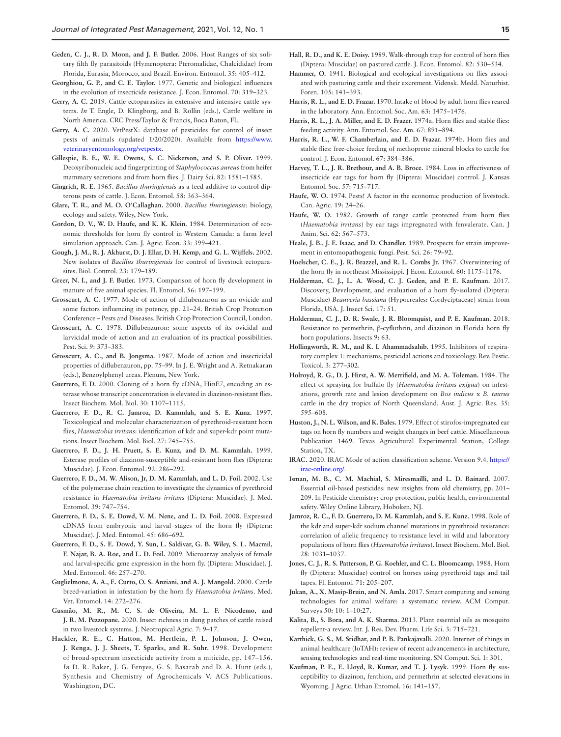**Geden, C. J., R. D. Moon, and J. F. Butler.** 2006. Host Ranges of six solitary filth fly parasitoids (Hymenoptera: Pteromalidae, Chalcididae) from Florida, Eurasia, Morocco, and Brazil. Environ. Entomol. 35: 405–412.

**Georghiou, G. P., and C. E. Taylor.** 1977. Genetic and biological influences in the evolution of insecticide resistance. J. Econ. Entomol. 70: 319–323.

**Gerry, A. C.** 2019. Cattle ectoparasites in extensive and intensive cattle systems. *In* T. Engle, D. Klingborg, and B. Rollin (eds.), Cattle welfare in North America. CRC Press/Taylor & Francis, Boca Raton, FL.

**Gerry, A. C.** 2020. VetPestX: database of pesticides for control of insect pests of animals (updated 1/20/2020). Available from https://www.veterinaryentomology.org/vetpestx.

**Gillespie, B. E., W. E. Owens, S. C. Nickerson, and S. P. Oliver.** 1999. Deoxyribonucleic acid fingerprinting of *Staphylococcus aureus* from heifer mammary secretions and from horn flies. J. Dairy Sci. 82: 1581–1585.

**Gingrich, R. E.** 1965. *Bacillus thuringiensis* as a feed additive to control dipterous pests of cattle. J. Econ. Entomol. 58: 363–364.

**Glare, T. R., and M. O. O'Callaghan.** 2000. *Bacillus thuringiensis*: biology, ecology and safety. Wiley, New York.

**Gordon, D. V., W. D. Haufe, and K. K. Klein.** 1984. Determination of economic thresholds for horn fly control in Western Canada: a farm level simulation approach. Can. J. Agric. Econ. 33: 399–421.

**Gough, J. M., R. J. Akhurst, D. J. Ellar, D. H. Kemp, and G. L. Wijffels.** 2002. New isolates of *Bacillus thuringiensis* for control of livestock ectoparasites. Biol. Control. 23: 179–189.

**Greer, N. I., and J. F. Butler.** 1973. Comparison of horn fly development in manure of five animal species. Fl. Entomol. 56: 197–199.

**Grosscurt, A. C.** 1977. Mode of action of diflubenzuron as an ovicide and some factors influencing its potency, pp. 21–24. British Crop Protection Conference – Pests and Diseases. British Crop Protection Council, London.

**Grosscurt, A. C.** 1978. Diflubenzuron: some aspects of its ovicidal and larvicidal mode of action and an evaluation of its practical possibilities. Pest. Sci. 9: 373–383.

**Grosscurt, A. C., and B. Jongsma.** 1987. Mode of action and insecticidal properties of diflubenzuron, pp. 75–99. In J. E. Wright and A. Retnakaran (eds.), Benzoylphenyl ureas. Plenum, New York.

**Guerrero, F. D.** 2000. Cloning of a horn fly cDNA, HiαE7, encoding an esterase whose transcript concentration is elevated in diazinon-resistant flies. Insect Biochem. Mol. Biol. 30: 1107–1115.

**Guerrero, F. D., R. C. Jamroz, D. Kammlah, and S. E. Kunz.** 1997. Toxicological and molecular characterization of pyrethroid-resistant horn flies, *Haematobia irritans*: identification of kdr and super-kdr point mutations. Insect Biochem. Mol. Biol. 27: 745–755.

**Guerrero, F. D., J. H. Pruett, S. E. Kunz, and D. M. Kammlah.** 1999. Esterase profiles of diazinon-susceptible and-resistant horn flies (Diptera: Muscidae). J. Econ. Entomol. 92: 286–292.

**Guerrero, F. D., M. W. Alison, Jr, D. M. Kammlah, and L. D. Foil.** 2002. Use of the polymerase chain reaction to investigate the dynamics of pyrethroid resistance in *Haematobia irritans irritans* (Diptera: Muscidae). J. Med. Entomol. 39: 747–754.

**Guerrero, F. D., S. E. Dowd, V. M. Nene, and L. D. Foil.** 2008. Expressed cDNAS from embryonic and larval stages of the horn fly (Diptera: Muscidae). J. Med. Entomol. 45: 686–692.

**Guerrero, F. D., S. E. Dowd, Y. Sun, L. Saldivar, G. B. Wiley, S. L. Macmil, F. Najar, B. A. Roe, and L. D. Foil.** 2009. Microarray analysis of female and larval-specific gene expression in the horn fly. (Diptera: Muscidae). J. Med. Entomol. 46: 257–270.

**Guglielmone, A. A., E. Curto, O. S. Anziani, and A. J. Mangold.** 2000. Cattle breed-variation in infestation by the horn fly *Haematobia irritans*. Med. Vet. Entomol. 14: 272–276.

**Gusmão, M. R., M. C. S. de Oliveira, M. L. F. Nicodemo, and J. R. M. Pezzopane.** 2020. Insect richness in dung patches of cattle raised in two livestock systems. J. Neotropical Agric. 7: 9–17.

**Hackler, R. E., C. Hatton, M. Hertlein, P. L. Johnson, J. Owen, J. Renga, J. J. Sheets, T. Sparks, and R. Suhr.** 1998. Development of broad-spectrum insecticide activity from a miticide, pp. 147–156. *In* D. R. Baker, J. G. Fenyes, G. S. Basarab and D. A. Hunt (eds.), Synthesis and Chemistry of Agrochemicals V. ACS Publications. Washington, DC.

**Hall, R. D., and K. E. Doisy.** 1989. Walk-through trap for control of horn flies (Diptera: Muscidae) on pastured cattle. J. Econ. Entomol. 82: 530–534.

**Hammer, O.** 1941. Biological and ecological investigations on flies associated with pasturing cattle and their excrement. Vidensk. Medd. Naturhist. Foren. 105: 141–393.

**Harris, R. L., and E. D. Frazar.** 1970. Intake of blood by adult horn flies reared in the laboratory. Ann. Entomol. Soc. Am. 63: 1475–1476.

**Harris, R. L., J. A. Miller, and E. D. Frazer.** 1974a. Horn flies and stable flies: feeding activity. Ann. Entomol. Soc. Am. 67: 891–894.

**Harris, R. L., W. F. Chamberlain, and E. D. Frazar.** 1974b. Horn flies and stable flies: free-choice feeding of methoprene mineral blocks to cattle for control. J. Econ. Entomol. 67: 384–386.

**Harvey, T. L., J. R. Brethour, and A. B. Broce.** 1984. Loss in effectiveness of insecticide ear tags for horn fly (Diptera: Muscidae) control. J. Kansas Entomol. Soc. 57: 715–717.

**Haufe, W. O.** 1974. Pests! A factor in the economic production of livestock. Can. Agric. 19: 24–26.

**Haufe, W. O.** 1982. Growth of range cattle protected from horn flies (*Haematobia irritans*) by ear tags impregnated with fenvalerate. Can. J Anim. Sci. 62: 567–573.

**Heale, J. B., J. E. Isaac, and D. Chandler.** 1989. Prospects for strain improvement in entomopathogenic fungi. Pest. Sci. 26: 79–92.

**Hoelscher, C. E., J. R. Brazzel, and R. L. Combs Jr.** 1967. Overwintering of the horn fly in northeast Mississippi. J Econ. Entomol. 60: 1175–1176.

**Holderman, C. J., L. A. Wood, C. J. Geden, and P. E. Kaufman.** 2017. Discovery, Development, and evaluation of a horn fly-isolated (Diptera: Muscidae) *Beauveria bassiana* (Hypocreales: Cordyciptaceae) strain from Florida, USA. J. Insect Sci. 17: 51.

**Holderman, C. J., D. R. Swale, J. R. Bloomquist, and P. E. Kaufman.** 2018. Resistance to permethrin, β-cyfluthrin, and diazinon in Florida horn fly horn populations. Insects 9: 63.

**Hollingworth, R. M., and K. I. Ahammadsahib.** 1995. Inhibitors of respiratory complex 1: mechanisms, pesticidal actions and toxicology. Rev. Pestic. Toxicol. 3: 277–302.

**Holroyd, R. G., D. J. Hirst, A. W. Merrifield, and M. A. Toleman.** 1984. The effect of spraying for buffalo fly (*Haematobia irritans exigua*) on infestations, growth rate and lesion development on *Bos indicus* x *B. taurus* cattle in the dry tropics of North Queensland. Aust. J. Agric. Res. 35: 595–608.

**Huston, J., N. L. Wilson, and K. Bales.** 1979. Effect of stirofos-impregnated ear tags on horn fly numbers and weight changes in beef cattle. Miscellaneous Publication 1469. Texas Agricultural Experimental Station, College Station, TX.

**IRAC.** 2020. IRAC Mode of action classification scheme. Version 9.4. https://irac-online.org/.

**Isman, M. B., C. M. Machial, S. Miresmailli, and L. D. Bainard.** 2007. Essential oil-based pesticides: new insights from old chemistry, pp. 201–209. In Pesticide chemistry: crop protection, public health, environmental safety. Wiley Online Library, Hoboken, NJ.

**Jamroz, R. C., F. D. Guerrero, D. M. Kammlah, and S. E. Kunz.** 1998. Role of the kdr and super-kdr sodium channel mutations in pyrethroid resistance: correlation of allelic frequency to resistance level in wild and laboratory populations of horn flies (*Haematobia irritans*). Insect Biochem. Mol. Biol. 28: 1031–1037.

**Jones, C. J., R. S. Patterson, P. G. Koehler, and C. L. Bloomcamp.** 1988. Horn fly (Diptera: Muscidae) control on horses using pyrethroid tags and tail tapes. Fl. Entomol. 71: 205–207.

**Jukan, A., X. Masip-Bruin, and N. Amla.** 2017. Smart computing and sensing technologies for animal welfare: a systematic review. ACM Comput. Surveys 50: 10: 1–10:27.

**Kalita, B., S. Bora, and A. K. Sharma.** 2013. Plant essential oils as mosquito repellent-a review. Int. J. Res. Dev. Pharm. Life Sci. 3: 715–721.

**Karthick, G. S., M. Sridhar, and P. B. Pankajavalli.** 2020. Internet of things in animal healthcare (IoTAH): review of recent advancements in architecture, sensing technologies and real-time monitoring. SN Comput. Sci. 1: 301.

**Kaufman, P. E., E. Lloyd, R. Kumar, and T. J. Lysyk.** 1999. Horn fly susceptibility to diazinon, fenthion, and permethrin at selected elevations in Wyoming. J Agric. Urban Entomol. 16: 141–157.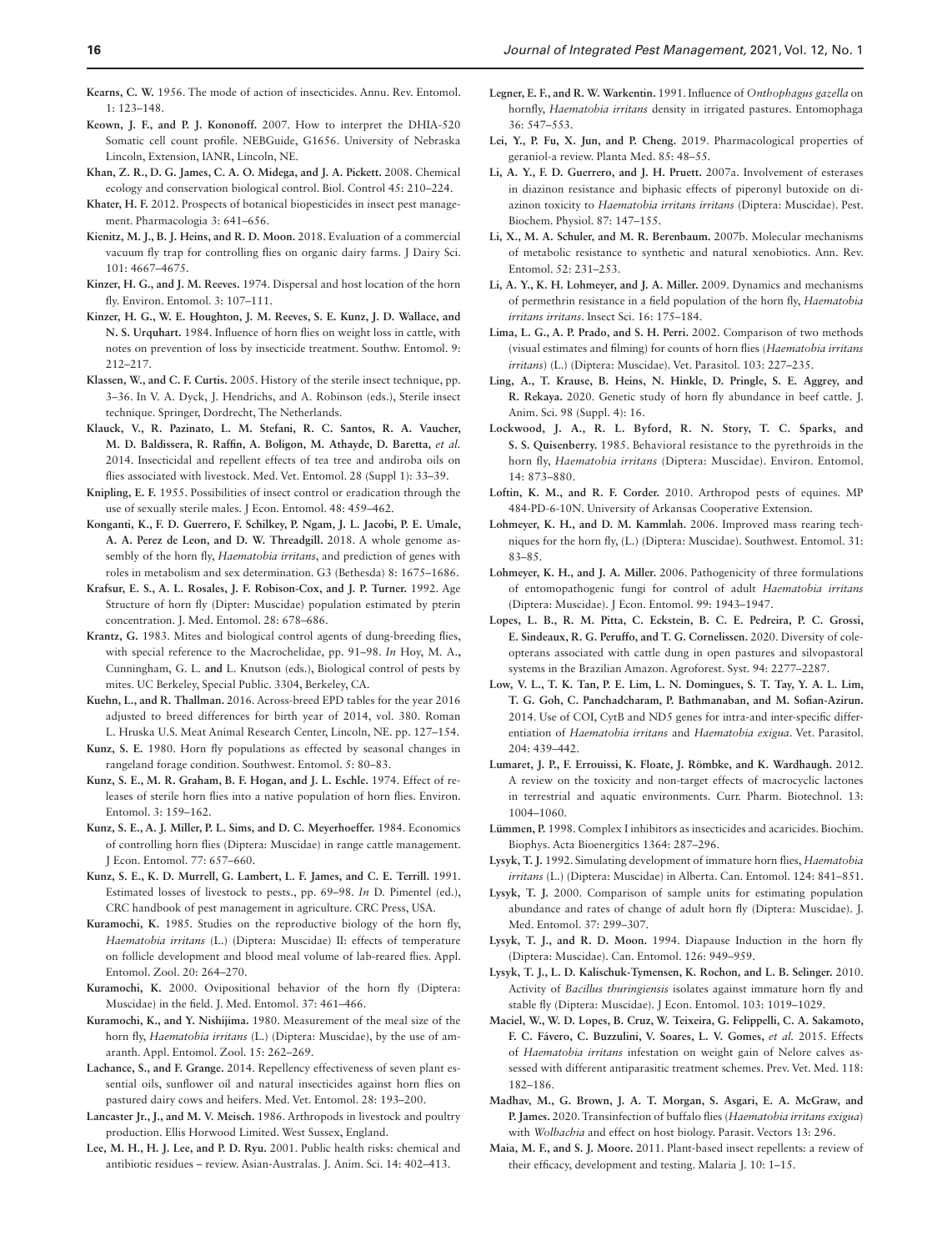**Kearns, C. W.** 1956. The mode of action of insecticides. Annu. Rev. Entomol. 1: 123–148.

**Keown, J. F., and P. J. Kononoff.** 2007. How to interpret the DHIA-520 Somatic cell count profile. NEBGuide, G1656. University of Nebraska Lincoln, Extension, IANR, Lincoln, NE.

**Khan, Z. R., D. G. James, C. A. O. Midega, and J. A. Pickett.** 2008. Chemical ecology and conservation biological control. Biol. Control 45: 210–224.

**Khater, H. F.** 2012. Prospects of botanical biopesticides in insect pest management. Pharmacologia 3: 641–656.

**Kienitz, M. J., B. J. Heins, and R. D. Moon.** 2018. Evaluation of a commercial vacuum fly trap for controlling flies on organic dairy farms. J Dairy Sci. 101: 4667–4675.

**Kinzer, H. G., and J. M. Reeves.** 1974. Dispersal and host location of the horn fly. Environ. Entomol. 3: 107–111.

**Kinzer, H. G., W. E. Houghton, J. M. Reeves, S. E. Kunz, J. D. Wallace, and N. S. Urquhart.** 1984. Influence of horn flies on weight loss in cattle, with notes on prevention of loss by insecticide treatment. Southw. Entomol. 9: 212–217.

**Klassen, W., and C. F. Curtis.** 2005. History of the sterile insect technique, pp. 3–36. In V. A. Dyck, J. Hendrichs, and A. Robinson (eds.), Sterile insect technique. Springer, Dordrecht, The Netherlands.

**Klauck, V., R. Pazinato, L. M. Stefani, R. C. Santos, R. A. Vaucher, M. D. Baldissera, R. Raffin, A. Boligon, M. Athayde, D. Baretta, *et al.*** 2014. Insecticidal and repellent effects of tea tree and andiroba oils on flies associated with livestock. Med. Vet. Entomol. 28 (Suppl 1): 33–39.

**Knipling, E. F.** 1955. Possibilities of insect control or eradication through the use of sexually sterile males. J Econ. Entomol. 48: 459–462.

**Konganti, K., F. D. Guerrero, F. Schilkey, P. Ngam, J. L. Jacobi, P. E. Umale, A. A. Perez de Leon, and D. W. Threadgill.** 2018. A whole genome assembly of the horn fly, *Haematobia irritans*, and prediction of genes with roles in metabolism and sex determination. G3 (Bethesda) 8: 1675–1686.

**Krafsur, E. S., A. L. Rosales, J. F. Robison-Cox, and J. P. Turner.** 1992. Age Structure of horn fly (Dipter: Muscidae) population estimated by pterin concentration. J. Med. Entomol. 28: 678–686.

**Krantz, G.** 1983. Mites and biological control agents of dung-breeding flies, with special reference to the Macrochelidae, pp. 91–98. *In* Hoy, M. A., Cunningham, G. L. **and** L. Knutson (eds.), Biological control of pests by mites. UC Berkeley, Special Public. 3304, Berkeley, CA.

**Kuehn, L., and R. Thallman.** 2016. Across-breed EPD tables for the year 2016 adjusted to breed differences for birth year of 2014, vol. 380. Roman L. Hruska U.S. Meat Animal Research Center, Lincoln, NE. pp. 127–154.

**Kunz, S. E.** 1980. Horn fly populations as effected by seasonal changes in rangeland forage condition. Southwest. Entomol. 5: 80–83.

**Kunz, S. E., M. R. Graham, B. F. Hogan, and J. L. Eschle.** 1974. Effect of releases of sterile horn flies into a native population of horn flies. Environ. Entomol. 3: 159–162.

**Kunz, S. E., A. J. Miller, P. L. Sims, and D. C. Meyerhoeffer.** 1984. Economics of controlling horn flies (Diptera: Muscidae) in range cattle management. J Econ. Entomol. 77: 657–660.

**Kunz, S. E., K. D. Murrell, G. Lambert, L. F. James, and C. E. Terrill.** 1991. Estimated losses of livestock to pests., pp. 69–98. *In* D. Pimentel (ed.), CRC handbook of pest management in agriculture. CRC Press, USA.

**Kuramochi, K.** 1985. Studies on the reproductive biology of the horn fly, *Haematobia irritans* (L.) (Diptera: Muscidae) II: effects of temperature on follicle development and blood meal volume of lab-reared flies. Appl. Entomol. Zool. 20: 264–270.

**Kuramochi, K.** 2000. Ovipositional behavior of the horn fly (Diptera: Muscidae) in the field. J. Med. Entomol. 37: 461–466.

**Kuramochi, K., and Y. Nishijima.** 1980. Measurement of the meal size of the horn fly, *Haematobia irritans* (L.) (Diptera: Muscidae), by the use of amaranth. Appl. Entomol. Zool. 15: 262–269.

**Lachance, S., and F. Grange.** 2014. Repellency effectiveness of seven plant essential oils, sunflower oil and natural insecticides against horn flies on pastured dairy cows and heifers. Med. Vet. Entomol. 28: 193–200.

**Lancaster Jr., J., and M. V. Meisch.** 1986. Arthropods in livestock and poultry production. Ellis Horwood Limited. West Sussex, England.

**Lee, M. H., H. J. Lee, and P. D. Ryu.** 2001. Public health risks: chemical and antibiotic residues – review. Asian-Australas. J. Anim. Sci. 14: 402–413.

**Legner, E. F., and R. W. Warkentin.** 1991. Influence of *Onthophagus gazella* on hornfly, *Haematobia irritans* density in irrigated pastures. Entomophaga 36: 547–553.

**Lei, Y., P. Fu, X. Jun, and P. Cheng.** 2019. Pharmacological properties of geraniol-a review. Planta Med. 85: 48–55.

**Li, A. Y., F. D. Guerrero, and J. H. Pruett.** 2007a. Involvement of esterases in diazinon resistance and biphasic effects of piperonyl butoxide on diazinon toxicity to *Haematobia irritans irritans* (Diptera: Muscidae). Pest. Biochem. Physiol. 87: 147–155.

**Li, X., M. A. Schuler, and M. R. Berenbaum.** 2007b. Molecular mechanisms of metabolic resistance to synthetic and natural xenobiotics. Ann. Rev. Entomol. 52: 231–253.

**Li, A. Y., K. H. Lohmeyer, and J. A. Miller.** 2009. Dynamics and mechanisms of permethrin resistance in a field population of the horn fly, *Haematobia irritans irritans*. Insect Sci. 16: 175–184.

**Lima, L. G., A. P. Prado, and S. H. Perri.** 2002. Comparison of two methods (visual estimates and filming) for counts of horn flies (*Haematobia irritans irritans*) (L.) (Diptera: Muscidae). Vet. Parasitol. 103: 227–235.

**Ling, A., T. Krause, B. Heins, N. Hinkle, D. Pringle, S. E. Aggrey, and R. Rekaya.** 2020. Genetic study of horn fly abundance in beef cattle. J. Anim. Sci. 98 (Suppl. 4): 16.

**Lockwood, J. A., R. L. Byford, R. N. Story, T. C. Sparks, and S. S. Quisenberry.** 1985. Behavioral resistance to the pyrethroids in the horn fly, *Haematobia irritans* (Diptera: Muscidae). Environ. Entomol. 14: 873–880.

**Loftin, K. M., and R. F. Corder.** 2010. Arthropod pests of equines. MP 484-PD-6-10N. University of Arkansas Cooperative Extension.

**Lohmeyer, K. H., and D. M. Kammlah.** 2006. Improved mass rearing techniques for the horn fly, (L.) (Diptera: Muscidae). Southwest. Entomol. 31: 83–85.

**Lohmeyer, K. H., and J. A. Miller.** 2006. Pathogenicity of three formulations of entomopathogenic fungi for control of adult *Haematobia irritans* (Diptera: Muscidae). J Econ. Entomol. 99: 1943–1947.

**Lopes, L. B., R. M. Pitta, C. Eckstein, B. C. E. Pedreira, P. C. Grossi, E. Sindeaux, R. G. Peruffo, and T. G. Cornelissen.** 2020. Diversity of coleopterans associated with cattle dung in open pastures and silvopastoral systems in the Brazilian Amazon. Agroforest. Syst. 94: 2277–2287.

**Low, V. L., T. K. Tan, P. E. Lim, L. N. Domingues, S. T. Tay, Y. A. L. Lim, T. G. Goh, C. Panchadcharam, P. Bathmanaban, and M. Sofian-Azirun.** 2014. Use of COI, CytB and ND5 genes for intra-and inter-specific differentiation of *Haematobia irritans* and *Haematobia exigua*. Vet. Parasitol. 204: 439–442.

**Lumaret, J. P., F. Errouissi, K. Floate, J. Römbke, and K. Wardhaugh.** 2012. A review on the toxicity and non-target effects of macrocyclic lactones in terrestrial and aquatic environments. Curr. Pharm. Biotechnol. 13: 1004–1060.

**Lümmen, P.** 1998. Complex I inhibitors as insecticides and acaricides. Biochim. Biophys. Acta Bioenergitics 1364: 287–296.

**Lysyk, T. J.** 1992. Simulating development of immature horn flies, *Haematobia irritans* (L.) (Diptera: Muscidae) in Alberta. Can. Entomol. 124: 841–851.

**Lysyk, T. J.** 2000. Comparison of sample units for estimating population abundance and rates of change of adult horn fly (Diptera: Muscidae). J. Med. Entomol. 37: 299–307.

**Lysyk, T. J., and R. D. Moon.** 1994. Diapause Induction in the horn fly (Diptera: Muscidae). Can. Entomol. 126: 949–959.

**Lysyk, T. J., L. D. Kalischuk-Tymensen, K. Rochon, and L. B. Selinger.** 2010. Activity of *Bacillus thuringiensis* isolates against immature horn fly and stable fly (Diptera: Muscidae). J Econ. Entomol. 103: 1019–1029.

**Maciel, W., W. D. Lopes, B. Cruz, W. Teixeira, G. Felippelli, C. A. Sakamoto, F. C. Fávero, C. Buzzulini, V. Soares, L. V. Gomes, *et al.*** 2015. Effects of *Haematobia irritans* infestation on weight gain of Nelore calves assessed with different antiparasitic treatment schemes. Prev. Vet. Med. 118: 182–186.

**Madhav, M., G. Brown, J. A. T. Morgan, S. Asgari, E. A. McGraw, and P. James.** 2020. Transinfection of buffalo flies (*Haematobia irritans exigua*) with *Wolbachia* and effect on host biology. Parasit. Vectors 13: 296.

**Maia, M. F., and S. J. Moore.** 2011. Plant-based insect repellents: a review of their efficacy, development and testing. Malaria J. 10: 1–15.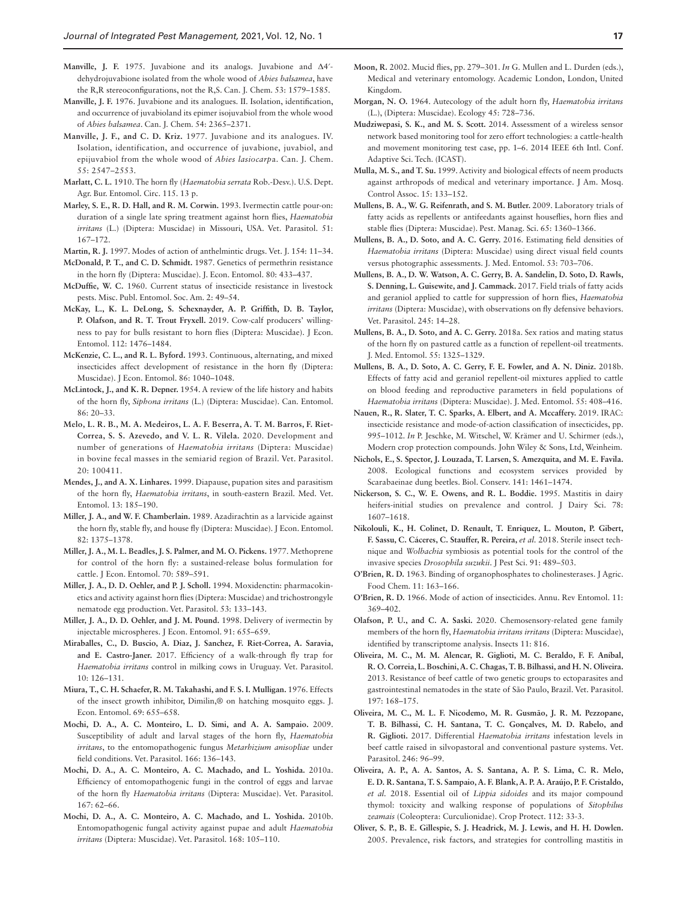**Manville, J. F.** 1975. Juvabione and its analogs. Juvabione and Δ4′-dehydrojuvabione isolated from the whole wood of *Abies balsamea*, have the R,R stereoconfigurations, not the R,S. Can. J. Chem. 53: 1579–1585.

**Manville, J. F.** 1976. Juvabione and its analogues. II. Isolation, identification, and occurrence of juvabioland its epimer isojuvabiol from the whole wood of *Abies balsamea*. Can. J. Chem. 54: 2365–2371.

**Manville, J. F., and C. D. Kriz.** 1977. Juvabione and its analogues. IV. Isolation, identification, and occurrence of juvabione, juvabiol, and epijuvabiol from the whole wood of *Abies lasiocarpa*. Can. J. Chem. 55: 2547–2553.

**Marlatt, C. L.** 1910. The horn fly (*Haematobia serrata* Rob.-Desv.). U.S. Dept. Agr. Bur. Entomol. Circ. 115. 13 p.

**Marley, S. E., R. D. Hall, and R. M. Corwin.** 1993. Ivermectin cattle pour-on: duration of a single late spring treatment against horn flies, *Haematobia irritans* (L.) (Diptera: Muscidae) in Missouri, USA. Vet. Parasitol. 51: 167–172.

**Martin, R. J.** 1997. Modes of action of anthelmintic drugs. Vet. J. 154: 11–34.

**McDonald, P. T., and C. D. Schmidt.** 1987. Genetics of permethrin resistance in the horn fly (Diptera: Muscidae). J. Econ. Entomol. 80: 433–437.

**McDuffie, W. C.** 1960. Current status of insecticide resistance in livestock pests. Misc. Publ. Entomol. Soc. Am. 2: 49–54.

**McKay, L., K. L. DeLong, S. Schexnayder, A. P. Griffith, D. B. Taylor, P. Olafson, and R. T. Trout Fryxell.** 2019. Cow-calf producers' willingness to pay for bulls resistant to horn flies (Diptera: Muscidae). J Econ. Entomol. 112: 1476–1484.

**McKenzie, C. L., and R. L. Byford.** 1993. Continuous, alternating, and mixed insecticides affect development of resistance in the horn fly (Diptera: Muscidae). J Econ. Entomol. 86: 1040–1048.

**McLintock, J., and K. R. Depner.** 1954. A review of the life history and habits of the horn fly, *Siphona irritans* (L.) (Diptera: Muscidae). Can. Entomol. 86: 20–33.

**Melo, L. R. B., M. A. Medeiros, L. A. F. Beserra, A. T. M. Barros, F. Riet-Correa, S. S. Azevedo, and V. L. R. Vilela.** 2020. Development and number of generations of *Haematobia irritans* (Diptera: Muscidae) in bovine fecal masses in the semiarid region of Brazil. Vet. Parasitol. 20: 100411.

**Mendes, J., and A. X. Linhares.** 1999. Diapause, pupation sites and parasitism of the horn fly, *Haematobia irritans*, in south-eastern Brazil. Med. Vet. Entomol. 13: 185–190.

**Miller, J. A., and W. F. Chamberlain.** 1989. Azadirachtin as a larvicide against the horn fly, stable fly, and house fly (Diptera: Muscidae). J Econ. Entomol. 82: 1375–1378.

**Miller, J. A., M. L. Beadles, J. S. Palmer, and M. O. Pickens.** 1977. Methoprene for control of the horn fly: a sustained-release bolus formulation for cattle. J Econ. Entomol. 70: 589–591.

**Miller, J. A., D. D. Oehler, and P. J. Scholl.** 1994. Moxidenctin: pharmacokinetics and activity against horn flies (Diptera: Muscidae) and trichostrongyle nematode egg production. Vet. Parasitol. 53: 133–143.

**Miller, J. A., D. D. Oehler, and J. M. Pound.** 1998. Delivery of ivermectin by injectable microspheres. J Econ. Entomol. 91: 655–659.

**Miraballes, C., D. Buscio, A. Diaz, J. Sanchez, F. Riet-Correa, A. Saravia, and E. Castro-Janer.** 2017. Efficiency of a walk-through fly trap for *Haematobia irritans* control in milking cows in Uruguay. Vet. Parasitol. 10: 126–131.

**Miura, T., C. H. Schaefer, R. M. Takahashi, and F. S. I. Mulligan.** 1976. Effects of the insect growth inhibitor, Dimilin,® on hatching mosquito eggs. J. Econ. Entomol. 69: 655–658.

**Mochi, D. A., A. C. Monteiro, L. D. Simi, and A. A. Sampaio.** 2009. Susceptibility of adult and larval stages of the horn fly, *Haematobia irritans*, to the entomopathogenic fungus *Metarhizium anisopliae* under field conditions. Vet. Parasitol. 166: 136–143.

**Mochi, D. A., A. C. Monteiro, A. C. Machado, and L. Yoshida.** 2010a. Efficiency of entomopathogenic fungi in the control of eggs and larvae of the horn fly *Haematobia irritans* (Diptera: Muscidae). Vet. Parasitol. 167: 62–66.

**Mochi, D. A., A. C. Monteiro, A. C. Machado, and L. Yoshida.** 2010b. Entomopathogenic fungal activity against pupae and adult *Haematobia irritans* (Diptera: Muscidae). Vet. Parasitol. 168: 105–110.

**Moon, R.** 2002. Mucid flies, pp. 279–301. *In* G. Mullen and L. Durden (eds.), Medical and veterinary entomology. Academic London, London, United Kingdom.

**Morgan, N. O.** 1964. Autecology of the adult horn fly, *Haematobia irritans* (L.), (Diptera: Muscidae). Ecology 45: 728–736.

**Mudziwepasi, S. K., and M. S. Scott.** 2014. Assessment of a wireless sensor network based monitoring tool for zero effort technologies: a cattle-health and movement monitoring test case, pp. 1–6. 2014 IEEE 6th Intl. Conf. Adaptive Sci. Tech. (ICAST).

**Mulla, M. S., and T. Su.** 1999. Activity and biological effects of neem products against arthropods of medical and veterinary importance. J Am. Mosq. Control Assoc. 15: 133–152.

**Mullens, B. A., W. G. Reifenrath, and S. M. Butler.** 2009. Laboratory trials of fatty acids as repellents or antifeedants against houseflies, horn flies and stable flies (Diptera: Muscidae). Pest. Manag. Sci. 65: 1360–1366.

**Mullens, B. A., D. Soto, and A. C. Gerry.** 2016. Estimating field densities of *Haematobia irritans* (Diptera: Muscidae) using direct visual field counts versus photographic assessments. J. Med. Entomol. 53: 703–706.

**Mullens, B. A., D. W. Watson, A. C. Gerry, B. A. Sandelin, D. Soto, D. Rawls, S. Denning, L. Guisewite, and J. Cammack.** 2017. Field trials of fatty acids and geraniol applied to cattle for suppression of horn flies, *Haematobia irritans* (Diptera: Muscidae), with observations on fly defensive behaviors. Vet. Parasitol. 245: 14–28.

**Mullens, B. A., D. Soto, and A. C. Gerry.** 2018a. Sex ratios and mating status of the horn fly on pastured cattle as a function of repellent-oil treatments. J. Med. Entomol. 55: 1325–1329.

**Mullens, B. A., D. Soto, A. C. Gerry, F. E. Fowler, and A. N. Diniz.** 2018b. Effects of fatty acid and geraniol repellent-oil mixtures applied to cattle on blood feeding and reproductive parameters in field populations of *Haematobia irritans* (Diptera: Muscidae). J. Med. Entomol. 55: 408–416.

**Nauen, R., R. Slater, T. C. Sparks, A. Elbert, and A. Mccaffery.** 2019. IRAC: insecticide resistance and mode-of-action classification of insecticides, pp. 995–1012. *In* P. Jeschke, M. Witschel, W. Krämer and U. Schirmer (eds.), Modern crop protection compounds. John Wiley & Sons, Ltd, Weinheim.

**Nichols, E., S. Spector, J. Louzada, T. Larsen, S. Amezquita, and M. E. Favila.** 2008. Ecological functions and ecosystem services provided by Scarabaeinae dung beetles. Biol. Conserv. 141: 1461–1474.

**Nickerson, S. C., W. E. Owens, and R. L. Boddie.** 1995. Mastitis in dairy heifers-initial studies on prevalence and control. J Dairy Sci. 78: 1607–1618.

**Nikolouli, K., H. Colinet, D. Renault, T. Enriquez, L. Mouton, P. Gibert, F. Sassu, C. Cáceres, C. Stauffer, R. Pereira, *et al.*** 2018. Sterile insect technique and *Wolbachia* symbiosis as potential tools for the control of the invasive species *Drosophila suzukii*. J Pest Sci. 91: 489–503.

**O'Brien, R. D.** 1963. Binding of organophosphates to cholinesterases. J Agric. Food Chem. 11: 163–166.

**O'Brien, R. D.** 1966. Mode of action of insecticides. Annu. Rev Entomol. 11: 369–402.

**Olafson, P. U., and C. A. Saski.** 2020. Chemosensory-related gene family members of the horn fly, *Haematobia irritans irritans* (Diptera: Muscidae), identified by transcriptome analysis. Insects 11: 816.

**Oliveira, M. C., M. M. Alencar, R. Giglioti, M. C. Beraldo, F. F. Aníbal, R. O. Correia, L. Boschini, A. C. Chagas, T. B. Bilhassi, and H. N. Oliveira.** 2013. Resistance of beef cattle of two genetic groups to ectoparasites and gastrointestinal nematodes in the state of São Paulo, Brazil. Vet. Parasitol. 197: 168–175.

**Oliveira, M. C., M. L. F. Nicodemo, M. R. Gusmão, J. R. M. Pezzopane, T. B. Bilhassi, C. H. Santana, T. C. Gonçalves, M. D. Rabelo, and R. Giglioti.** 2017. Differential *Haematobia irritans* infestation levels in beef cattle raised in silvopastoral and conventional pasture systems. Vet. Parasitol. 246: 96–99.

**Oliveira, A. P., A. A. Santos, A. S. Santana, A. P. S. Lima, C. R. Melo, E. D. R. Santana, T. S. Sampaio, A. F. Blank, A. P. A. Araújo, P. F. Cristaldo, *et al.*** 2018. Essential oil of *Lippia sidoides* and its major compound thymol: toxicity and walking response of populations of *Sitophilus zeamais* (Coleoptera: Curculionidae). Crop Protect. 112: 33-3.

**Oliver, S. P., B. E. Gillespie, S. J. Headrick, M. J. Lewis, and H. H. Dowlen.** 2005. Prevalence, risk factors, and strategies for controlling mastitis in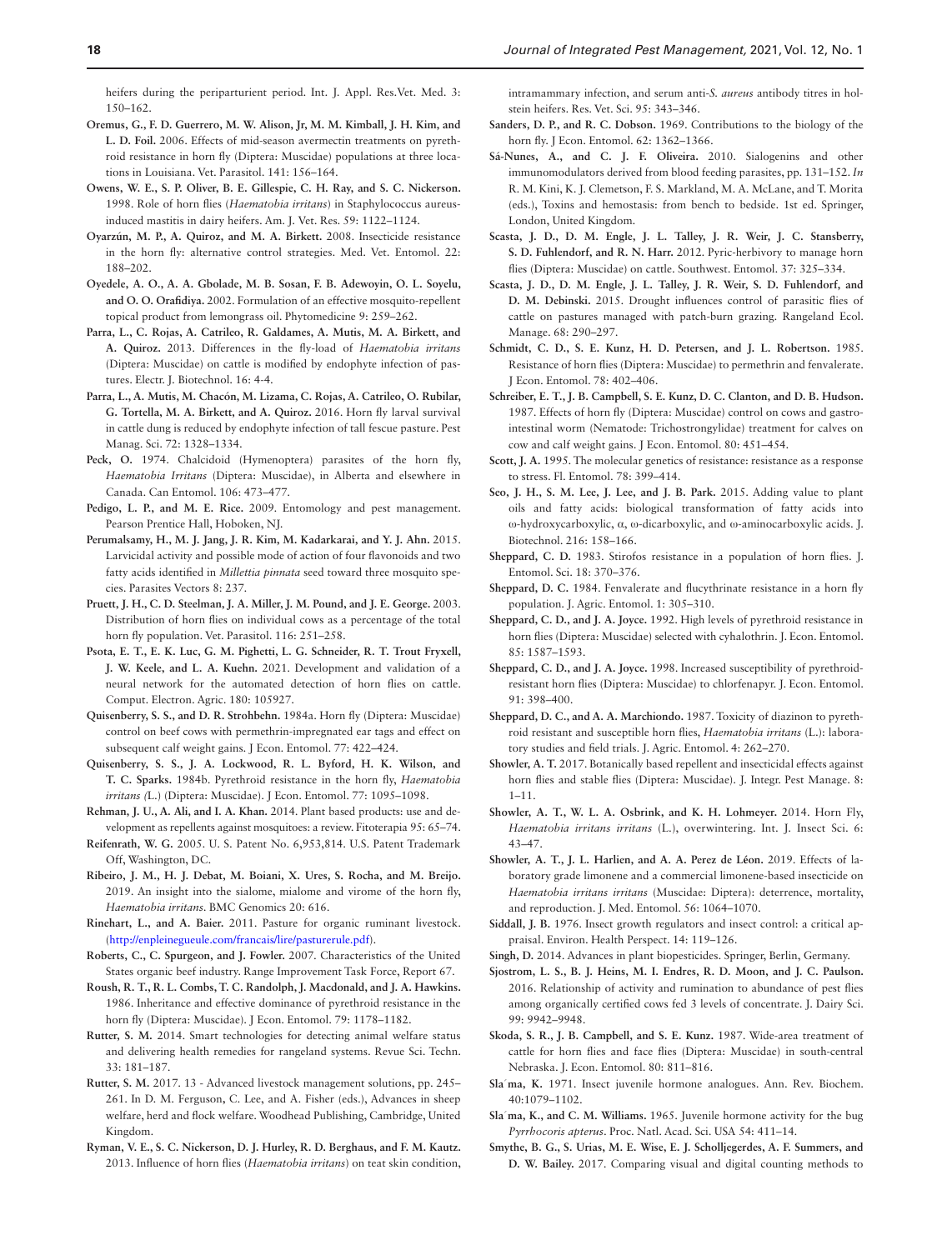heifers during the periparturient period. Int. J. Appl. Res.Vet. Med. 3: 150–162.

**Oremus, G., F. D. Guerrero, M. W. Alison, Jr, M. M. Kimball, J. H. Kim, and L. D. Foil.** 2006. Effects of mid-season avermectin treatments on pyrethroid resistance in horn fly (Diptera: Muscidae) populations at three locations in Louisiana. Vet. Parasitol. 141: 156–164.

**Owens, W. E., S. P. Oliver, B. E. Gillespie, C. H. Ray, and S. C. Nickerson.** 1998. Role of horn flies (*Haematobia irritans*) in Staphylococcus aureus-induced mastitis in dairy heifers. Am. J. Vet. Res. 59: 1122–1124.

**Oyarzún, M. P., A. Quiroz, and M. A. Birkett.** 2008. Insecticide resistance in the horn fly: alternative control strategies. Med. Vet. Entomol. 22: 188–202.

**Oyedele, A. O., A. A. Gbolade, M. B. Sosan, F. B. Adewoyin, O. L. Soyelu, and O. O. Orafidiya.** 2002. Formulation of an effective mosquito-repellent topical product from lemongrass oil. Phytomedicine 9: 259–262.

**Parra, L., C. Rojas, A. Catrileo, R. Galdames, A. Mutis, M. A. Birkett, and A. Quiroz.** 2013. Differences in the fly-load of *Haematobia irritans* (Diptera: Muscidae) on cattle is modified by endophyte infection of pastures. Electr. J. Biotechnol. 16: 4-4.

**Parra, L., A. Mutis, M. Chacón, M. Lizama, C. Rojas, A. Catrileo, O. Rubilar, G. Tortella, M. A. Birkett, and A. Quiroz.** 2016. Horn fly larval survival in cattle dung is reduced by endophyte infection of tall fescue pasture. Pest Manag. Sci. 72: 1328–1334.

**Peck, O.** 1974. Chalcidoid (Hymenoptera) parasites of the horn fly, *Haematobia Irritans* (Diptera: Muscidae), in Alberta and elsewhere in Canada. Can Entomol. 106: 473–477.

**Pedigo, L. P., and M. E. Rice.** 2009. Entomology and pest management. Pearson Prentice Hall, Hoboken, NJ.

**Perumalsamy, H., M. J. Jang, J. R. Kim, M. Kadarkarai, and Y. J. Ahn.** 2015. Larvicidal activity and possible mode of action of four flavonoids and two fatty acids identified in *Millettia pinnata* seed toward three mosquito species. Parasites Vectors 8: 237.

**Pruett, J. H., C. D. Steelman, J. A. Miller, J. M. Pound, and J. E. George.** 2003. Distribution of horn flies on individual cows as a percentage of the total horn fly population. Vet. Parasitol. 116: 251–258.

**Psota, E. T., E. K. Luc, G. M. Pighetti, L. G. Schneider, R. T. Trout Fryxell, J. W. Keele, and L. A. Kuehn.** 2021. Development and validation of a neural network for the automated detection of horn flies on cattle. Comput. Electron. Agric. 180: 105927.

**Quisenberry, S. S., and D. R. Strohbehn.** 1984a. Horn fly (Diptera: Muscidae) control on beef cows with permethrin-impregnated ear tags and effect on subsequent calf weight gains. J Econ. Entomol. 77: 422–424.

**Quisenberry, S. S., J. A. Lockwood, R. L. Byford, H. K. Wilson, and T. C. Sparks.** 1984b. Pyrethroid resistance in the horn fly, *Haematobia irritans (L.)* (Diptera: Muscidae). J Econ. Entomol. 77: 1095–1098.

**Rehman, J. U., A. Ali, and I. A. Khan.** 2014. Plant based products: use and development as repellents against mosquitoes: a review. Fitoterapia 95: 65–74.

**Reifenrath, W. G.** 2005. U. S. Patent No. 6,953,814. U.S. Patent Trademark Off, Washington, DC.

**Ribeiro, J. M., H. J. Debat, M. Boiani, X. Ures, S. Rocha, and M. Breijo.** 2019. An insight into the sialome, mialome and virome of the horn fly, *Haematobia irritans*. BMC Genomics 20: 616.

**Rinehart, L., and A. Baier.** 2011. Pasture for organic ruminant livestock. (http://enpleinegueule.com/francais/lire/pasturerule.pdf).

**Roberts, C., C. Spurgeon, and J. Fowler.** 2007. Characteristics of the United States organic beef industry. Range Improvement Task Force, Report 67.

**Roush, R. T., R. L. Combs, T. C. Randolph, J. Macdonald, and J. A. Hawkins.** 1986. Inheritance and effective dominance of pyrethroid resistance in the horn fly (Diptera: Muscidae). J Econ. Entomol. 79: 1178–1182.

**Rutter, S. M.** 2014. Smart technologies for detecting animal welfare status and delivering health remedies for rangeland systems. Revue Sci. Techn. 33: 181–187.

**Rutter, S. M.** 2017. 13 - Advanced livestock management solutions, pp. 245–261. In D. M. Ferguson, C. Lee, and A. Fisher (eds.), Advances in sheep welfare, herd and flock welfare. Woodhead Publishing, Cambridge, United Kingdom.

**Ryman, V. E., S. C. Nickerson, D. J. Hurley, R. D. Berghaus, and F. M. Kautz.** 2013. Influence of horn flies (*Haematobia irritans*) on teat skin condition, intramammary infection, and serum anti-*S. aureus* antibody titres in holstein heifers. Res. Vet. Sci. 95: 343–346.

**Sanders, D. P., and R. C. Dobson.** 1969. Contributions to the biology of the horn fly. J Econ. Entomol. 62: 1362–1366.

**Sá-Nunes, A., and C. J. F. Oliveira.** 2010. Sialogenins and other immunomodulators derived from blood feeding parasites, pp. 131–152. *In* R. M. Kini, K. J. Clemetson, F. S. Markland, M. A. McLane, and T. Morita (eds.), Toxins and hemostasis: from bench to bedside. 1st ed. Springer, London, United Kingdom.

**Scasta, J. D., D. M. Engle, J. L. Talley, J. R. Weir, J. C. Stansberry, S. D. Fuhlendorf, and R. N. Harr.** 2012. Pyric-herbivory to manage horn flies (Diptera: Muscidae) on cattle. Southwest. Entomol. 37: 325–334.

**Scasta, J. D., D. M. Engle, J. L. Talley, J. R. Weir, S. D. Fuhlendorf, and D. M. Debinski.** 2015. Drought influences control of parasitic flies of cattle on pastures managed with patch-burn grazing. Rangeland Ecol. Manage. 68: 290–297.

**Schmidt, C. D., S. E. Kunz, H. D. Petersen, and J. L. Robertson.** 1985. Resistance of horn flies (Diptera: Muscidae) to permethrin and fenvalerate. J Econ. Entomol. 78: 402–406.

**Schreiber, E. T., J. B. Campbell, S. E. Kunz, D. C. Clanton, and D. B. Hudson.** 1987. Effects of horn fly (Diptera: Muscidae) control on cows and gastrointestinal worm (Nematode: Trichostrongylidae) treatment for calves on cow and calf weight gains. J Econ. Entomol. 80: 451–454.

**Scott, J. A.** 1995. The molecular genetics of resistance: resistance as a response to stress. Fl. Entomol. 78: 399–414.

**Seo, J. H., S. M. Lee, J. Lee, and J. B. Park.** 2015. Adding value to plant oils and fatty acids: biological transformation of fatty acids into ω-hydroxycarboxylic, α, ω-dicarboxylic, and ω-aminocarboxylic acids. J. Biotechnol. 216: 158–166.

**Sheppard, C. D.** 1983. Stirofos resistance in a population of horn flies. J. Entomol. Sci. 18: 370–376.

**Sheppard, D. C.** 1984. Fenvalerate and flucythrinate resistance in a horn fly population. J. Agric. Entomol. 1: 305–310.

**Sheppard, C. D., and J. A. Joyce.** 1992. High levels of pyrethroid resistance in horn flies (Diptera: Muscidae) selected with cyhalothrin. J. Econ. Entomol. 85: 1587–1593.

**Sheppard, C. D., and J. A. Joyce.** 1998. Increased susceptibility of pyrethroid-resistant horn flies (Diptera: Muscidae) to chlorfenapyr. J. Econ. Entomol. 91: 398–400.

**Sheppard, D. C., and A. A. Marchiondo.** 1987. Toxicity of diazinon to pyrethroid resistant and susceptible horn flies, *Haematobia irritans* (L.): laboratory studies and field trials. J. Agric. Entomol. 4: 262–270.

**Showler, A. T.** 2017. Botanically based repellent and insecticidal effects against horn flies and stable flies (Diptera: Muscidae). J. Integr. Pest Manage. 8: 1–11.

**Showler, A. T., W. L. A. Osbrink, and K. H. Lohmeyer.** 2014. Horn Fly, *Haematobia irritans irritans* (L.), overwintering. Int. J. Insect Sci. 6: 43–47.

**Showler, A. T., J. L. Harlien, and A. A. Perez de Léon.** 2019. Effects of laboratory grade limonene and a commercial limonene-based insecticide on *Haematobia irritans irritans* (Muscidae: Diptera): deterrence, mortality, and reproduction. J. Med. Entomol. 56: 1064–1070.

**Siddall, J. B.** 1976. Insect growth regulators and insect control: a critical appraisal. Environ. Health Perspect. 14: 119–126.

**Singh, D.** 2014. Advances in plant biopesticides. Springer, Berlin, Germany.

**Sjostrom, L. S., B. J. Heins, M. I. Endres, R. D. Moon, and J. C. Paulson.** 2016. Relationship of activity and rumination to abundance of pest flies among organically certified cows fed 3 levels of concentrate. J. Dairy Sci. 99: 9942–9948.

**Skoda, S. R., J. B. Campbell, and S. E. Kunz.** 1987. Wide-area treatment of cattle for horn flies and face flies (Diptera: Muscidae) in south-central Nebraska. J. Econ. Entomol. 80: 811–816.

**Sla´ma, K.** 1971. Insect juvenile hormone analogues. Ann. Rev. Biochem. 40:1079–1102.

**Sla´ma, K., and C. M. Williams.** 1965. Juvenile hormone activity for the bug *Pyrrhocoris apterus*. Proc. Natl. Acad. Sci. USA 54: 411–14.

**Smythe, B. G., S. Urias, M. E. Wise, E. J. Scholljegerdes, A. F. Summers, and D. W. Bailey.** 2017. Comparing visual and digital counting methods to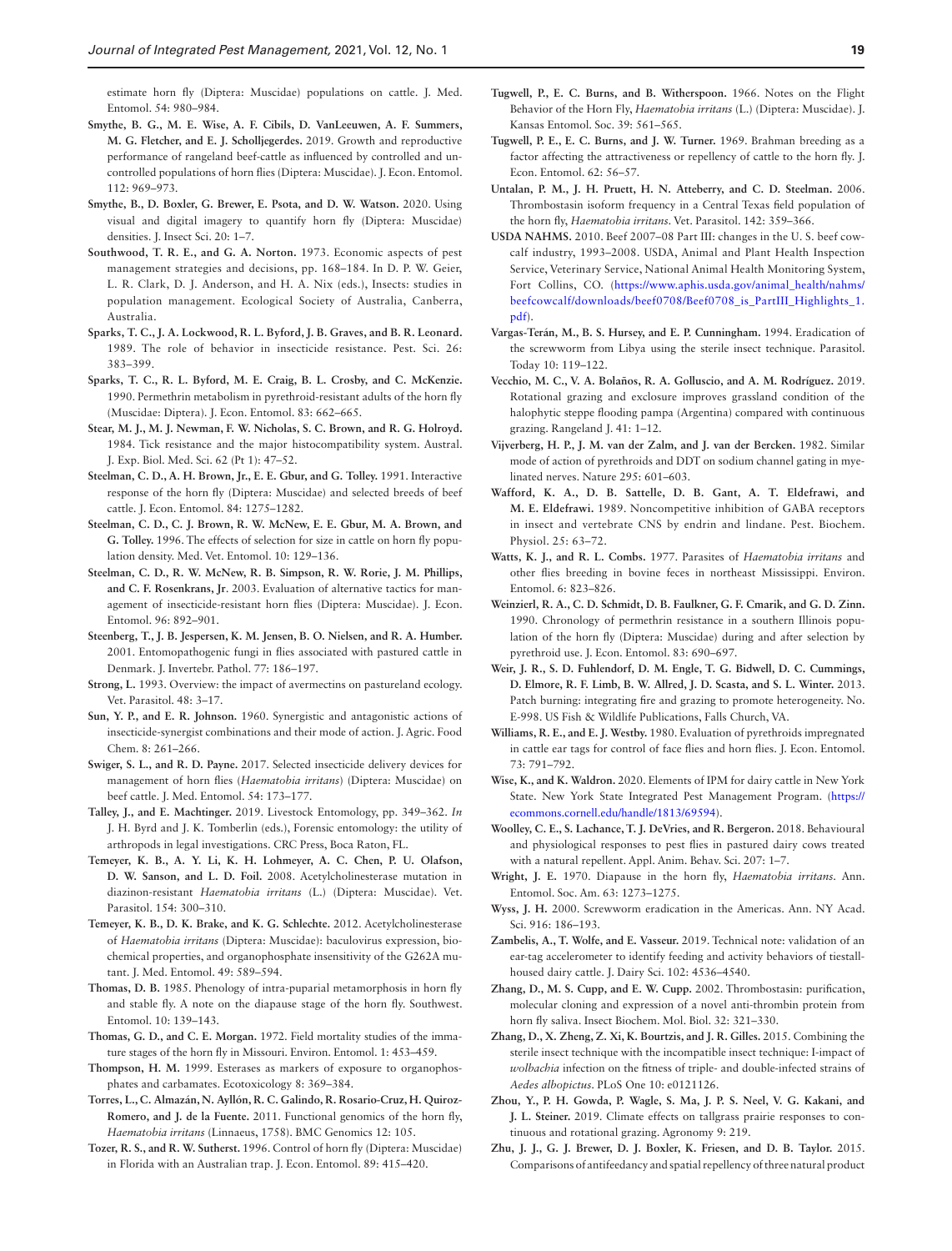estimate horn fly (Diptera: Muscidae) populations on cattle. J. Med. Entomol. 54: 980–984.

**Smythe, B. G., M. E. Wise, A. F. Cibils, D. VanLeeuwen, A. F. Summers, M. G. Fletcher, and E. J. Scholljegerdes.** 2019. Growth and reproductive performance of rangeland beef-cattle as influenced by controlled and uncontrolled populations of horn flies (Diptera: Muscidae). J. Econ. Entomol. 112: 969–973.

**Smythe, B., D. Boxler, G. Brewer, E. Psota, and D. W. Watson.** 2020. Using visual and digital imagery to quantify horn fly (Diptera: Muscidae) densities. J. Insect Sci. 20: 1–7.

**Southwood, T. R. E., and G. A. Norton.** 1973. Economic aspects of pest management strategies and decisions, pp. 168–184. In D. P. W. Geier, L. R. Clark, D. J. Anderson, and H. A. Nix (eds.), Insects: studies in population management. Ecological Society of Australia, Canberra, Australia.

**Sparks, T. C., J. A. Lockwood, R. L. Byford, J. B. Graves, and B. R. Leonard.** 1989. The role of behavior in insecticide resistance. Pest. Sci. 26: 383–399.

**Sparks, T. C., R. L. Byford, M. E. Craig, B. L. Crosby, and C. McKenzie.** 1990. Permethrin metabolism in pyrethroid-resistant adults of the horn fly (Muscidae: Diptera). J. Econ. Entomol. 83: 662–665.

**Stear, M. J., M. J. Newman, F. W. Nicholas, S. C. Brown, and R. G. Holroyd.** 1984. Tick resistance and the major histocompatibility system. Austral. J. Exp. Biol. Med. Sci. 62 (Pt 1): 47–52.

**Steelman, C. D., A. H. Brown, Jr., E. E. Gbur, and G. Tolley.** 1991. Interactive response of the horn fly (Diptera: Muscidae) and selected breeds of beef cattle. J. Econ. Entomol. 84: 1275–1282.

**Steelman, C. D., C. J. Brown, R. W. McNew, E. E. Gbur, M. A. Brown, and G. Tolley.** 1996. The effects of selection for size in cattle on horn fly population density. Med. Vet. Entomol. 10: 129–136.

**Steelman, C. D., R. W. McNew, R. B. Simpson, R. W. Rorie, J. M. Phillips, and C. F. Rosenkrans, Jr.** 2003. Evaluation of alternative tactics for management of insecticide-resistant horn flies (Diptera: Muscidae). J. Econ. Entomol. 96: 892–901.

**Steenberg, T., J. B. Jespersen, K. M. Jensen, B. O. Nielsen, and R. A. Humber.** 2001. Entomopathogenic fungi in flies associated with pastured cattle in Denmark. J. Invertebr. Pathol. 77: 186–197.

**Strong, L.** 1993. Overview: the impact of avermectins on pastureland ecology. Vet. Parasitol. 48: 3–17.

**Sun, Y. P., and E. R. Johnson.** 1960. Synergistic and antagonistic actions of insecticide-synergist combinations and their mode of action. J. Agric. Food Chem. 8: 261–266.

**Swiger, S. L., and R. D. Payne.** 2017. Selected insecticide delivery devices for management of horn flies (*Haematobia irritans*) (Diptera: Muscidae) on beef cattle. J. Med. Entomol. 54: 173–177.

**Talley, J., and E. Machtinger.** 2019. Livestock Entomology, pp. 349–362. *In* J. H. Byrd and J. K. Tomberlin (eds.), Forensic entomology: the utility of arthropods in legal investigations. CRC Press, Boca Raton, FL.

**Temeyer, K. B., A. Y. Li, K. H. Lohmeyer, A. C. Chen, P. U. Olafson, D. W. Sanson, and L. D. Foil.** 2008. Acetylcholinesterase mutation in diazinon-resistant *Haematobia irritans* (L.) (Diptera: Muscidae). Vet. Parasitol. 154: 300–310.

**Temeyer, K. B., D. K. Brake, and K. G. Schlechte.** 2012. Acetylcholinesterase of *Haematobia irritans* (Diptera: Muscidae): baculovirus expression, biochemical properties, and organophosphate insensitivity of the G262A mutant. J. Med. Entomol. 49: 589–594.

**Thomas, D. B.** 1985. Phenology of intra-puparial metamorphosis in horn fly and stable fly. A note on the diapause stage of the horn fly. Southwest. Entomol. 10: 139–143.

**Thomas, G. D., and C. E. Morgan.** 1972. Field mortality studies of the immature stages of the horn fly in Missouri. Environ. Entomol. 1: 453–459.

**Thompson, H. M.** 1999. Esterases as markers of exposure to organophosphates and carbamates. Ecotoxicology 8: 369–384.

**Torres, L., C. Almazán, N. Ayllón, R. C. Galindo, R. Rosario-Cruz, H. Quiroz-Romero, and J. de la Fuente.** 2011. Functional genomics of the horn fly, *Haematobia irritans* (Linnaeus, 1758). BMC Genomics 12: 105.

**Tozer, R. S., and R. W. Sutherst.** 1996. Control of horn fly (Diptera: Muscidae) in Florida with an Australian trap. J. Econ. Entomol. 89: 415–420.

**Tugwell, P., E. C. Burns, and B. Witherspoon.** 1966. Notes on the Flight Behavior of the Horn Fly, *Haematobia irritans* (L.) (Diptera: Muscidae). J. Kansas Entomol. Soc. 39: 561–565.

**Tugwell, P. E., E. C. Burns, and J. W. Turner.** 1969. Brahman breeding as a factor affecting the attractiveness or repellency of cattle to the horn fly. J. Econ. Entomol. 62: 56–57.

**Untalan, P. M., J. H. Pruett, H. N. Atteberry, and C. D. Steelman.** 2006. Thrombostasin isoform frequency in a Central Texas field population of the horn fly, *Haematobia irritans*. Vet. Parasitol. 142: 359–366.

**USDA NAHMS.** 2010. Beef 2007–08 Part III: changes in the U. S. beef cow-calf industry, 1993–2008. USDA, Animal and Plant Health Inspection Service, Veterinary Service, National Animal Health Monitoring System, Fort Collins, CO. (https://www.aphis.usda.gov/animal_health/nahms/beefcowcalf/downloads/beef0708/Beef0708_is_PartIII_Highlights_1.pdf).

**Vargas-Terán, M., B. S. Hursey, and E. P. Cunningham.** 1994. Eradication of the screwworm from Libya using the sterile insect technique. Parasitol. Today 10: 119–122.

**Vecchio, M. C., V. A. Bolaños, R. A. Golluscio, and A. M. Rodríguez.** 2019. Rotational grazing and exclosure improves grassland condition of the halophytic steppe flooding pampa (Argentina) compared with continuous grazing. Rangeland J. 41: 1–12.

**Vijverberg, H. P., J. M. van der Zalm, and J. van der Bercken.** 1982. Similar mode of action of pyrethroids and DDT on sodium channel gating in myelinated nerves. Nature 295: 601–603.

**Wafford, K. A., D. B. Sattelle, D. B. Gant, A. T. Eldefrawi, and M. E. Eldefrawi.** 1989. Noncompetitive inhibition of GABA receptors in insect and vertebrate CNS by endrin and lindane. Pest. Biochem. Physiol. 25: 63–72.

**Watts, K. J., and R. L. Combs.** 1977. Parasites of *Haematobia irritans* and other flies breeding in bovine feces in northeast Mississippi. Environ. Entomol. 6: 823–826.

**Weinzierl, R. A., C. D. Schmidt, D. B. Faulkner, G. F. Cmarik, and G. D. Zinn.** 1990. Chronology of permethrin resistance in a southern Illinois population of the horn fly (Diptera: Muscidae) during and after selection by pyrethroid use. J. Econ. Entomol. 83: 690–697.

**Weir, J. R., S. D. Fuhlendorf, D. M. Engle, T. G. Bidwell, D. C. Cummings, D. Elmore, R. F. Limb, B. W. Allred, J. D. Scasta, and S. L. Winter.** 2013. Patch burning: integrating fire and grazing to promote heterogeneity. No. E-998. US Fish & Wildlife Publications, Falls Church, VA.

**Williams, R. E., and E. J. Westby.** 1980. Evaluation of pyrethroids impregnated in cattle ear tags for control of face flies and horn flies. J. Econ. Entomol. 73: 791–792.

**Wise, K., and K. Waldron.** 2020. Elements of IPM for dairy cattle in New York State. New York State Integrated Pest Management Program. (https://ecommons.cornell.edu/handle/1813/69594).

**Woolley, C. E., S. Lachance, T. J. DeVries, and R. Bergeron.** 2018. Behavioural and physiological responses to pest flies in pastured dairy cows treated with a natural repellent. Appl. Anim. Behav. Sci. 207: 1–7.

**Wright, J. E.** 1970. Diapause in the horn fly, *Haematobia irritans*. Ann. Entomol. Soc. Am. 63: 1273–1275.

**Wyss, J. H.** 2000. Screwworm eradication in the Americas. Ann. NY Acad. Sci. 916: 186–193.

**Zambelis, A., T. Wolfe, and E. Vasseur.** 2019. Technical note: validation of an ear-tag accelerometer to identify feeding and activity behaviors of tiestall-housed dairy cattle. J. Dairy Sci. 102: 4536–4540.

**Zhang, D., M. S. Cupp, and E. W. Cupp.** 2002. Thrombostasin: purification, molecular cloning and expression of a novel anti-thrombin protein from horn fly saliva. Insect Biochem. Mol. Biol. 32: 321–330.

**Zhang, D., X. Zheng, Z. Xi, K. Bourtzis, and J. R. Gilles.** 2015. Combining the sterile insect technique with the incompatible insect technique: I-impact of *wolbachia* infection on the fitness of triple- and double-infected strains of *Aedes albopictus*. PLoS One 10: e0121126.

**Zhou, Y., P. H. Gowda, P. Wagle, S. Ma, J. P. S. Neel, V. G. Kakani, and J. L. Steiner.** 2019. Climate effects on tallgrass prairie responses to continuous and rotational grazing. Agronomy 9: 219.

**Zhu, J. J., G. J. Brewer, D. J. Boxler, K. Friesen, and D. B. Taylor.** 2015. Comparisons of antifeedancy and spatial repellency of three natural product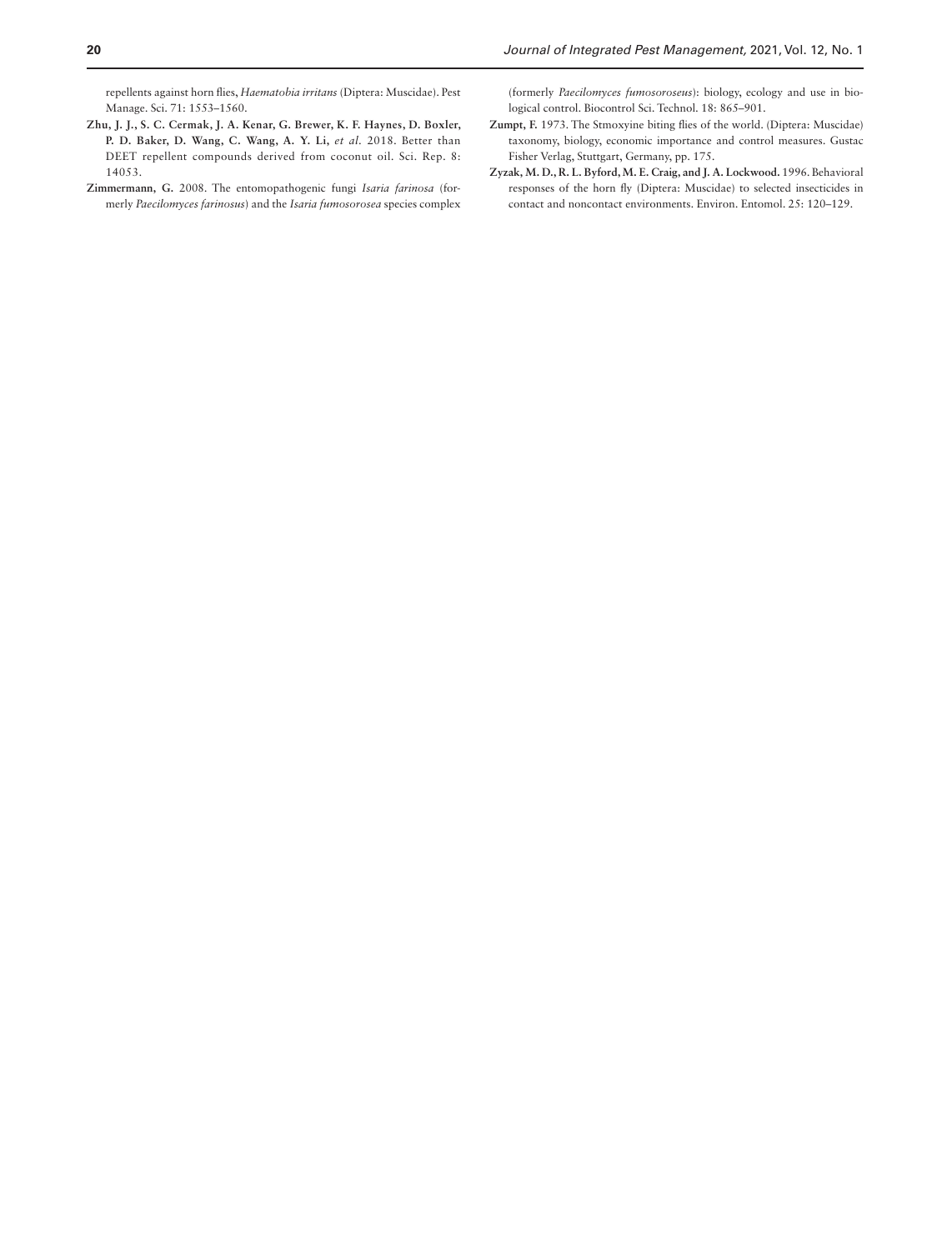repellents against horn flies, *Haematobia irritans* (Diptera: Muscidae). Pest Manage. Sci. 71: 1553–1560.

**Zhu, J. J., S. C. Cermak, J. A. Kenar, G. Brewer, K. F. Haynes, D. Boxler, P. D. Baker, D. Wang, C. Wang, A. Y. Li,** *et al*. 2018. Better than DEET repellent compounds derived from coconut oil. Sci. Rep. 8: 14053.

**Zimmermann, G.** 2008. The entomopathogenic fungi *Isaria farinosa* (formerly *Paecilomyces farinosus*) and the *Isaria fumosorosea* species complex (formerly *Paecilomyces fumosoroseus*): biology, ecology and use in biological control. Biocontrol Sci. Technol. 18: 865–901.

**Zumpt, F.** 1973. The Stmoxyine biting flies of the world. (Diptera: Muscidae) taxonomy, biology, economic importance and control measures. Gustac Fisher Verlag, Stuttgart, Germany, pp. 175.

**Zyzak, M. D., R. L. Byford, M. E. Craig, and J. A. Lockwood.** 1996. Behavioral responses of the horn fly (Diptera: Muscidae) to selected insecticides in contact and noncontact environments. Environ. Entomol. 25: 120–129.